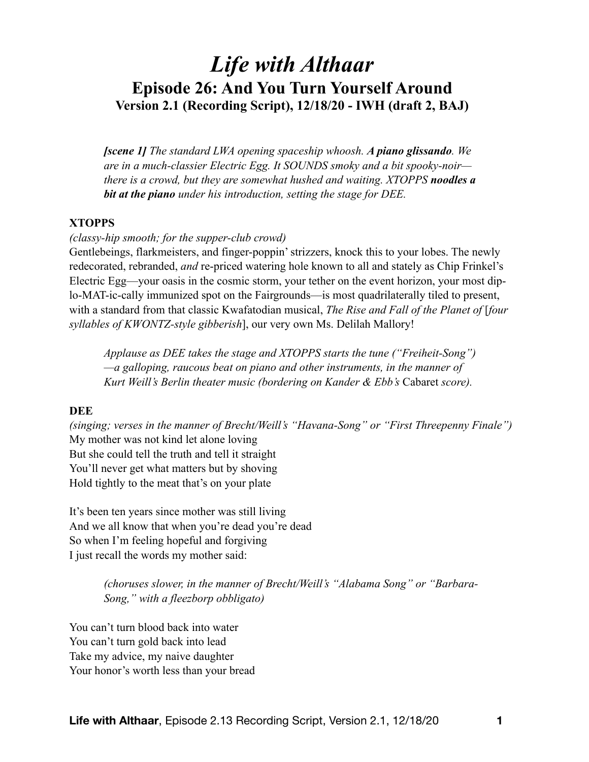# *Life with Althaar*

## Episode 26: And You Turn Yourself Around

### Version 2.1 (Recording Script), 12/18/20 - IWH (draft 2, BAJ)

> ***[scene 1]*** *The standard LWA opening spaceship whoosh.* ***A piano glissando****. We are in a much-classier Electric Egg. It SOUNDS smoky and a bit spooky-noir—there is a crowd, but they are somewhat hushed and waiting. XTOPPS* ***noodles a bit at the piano*** *under his introduction, setting the stage for DEE.*

**XTOPPS**

*(classy-hip smooth; for the supper-club crowd)*

Gentlebeings, flarkmeisters, and finger-poppin' strizzers, knock this to your lobes. The newly redecorated, rebranded, *and* re-priced watering hole known to all and stately as Chip Frinkel's Electric Egg—your oasis in the cosmic storm, your tether on the event horizon, your most dip-lo-MAT-ic-cally immunized spot on the Fairgrounds—is most quadrilaterally tiled to present, with a standard from that classic Kwafatodian musical, *The Rise and Fall of the Planet of* [*four syllables of KWONTZ-style gibberish*], our very own Ms. Delilah Mallory!

> *Applause as DEE takes the stage and XTOPPS starts the tune ("Freiheit-Song") —a galloping, raucous beat on piano and other instruments, in the manner of Kurt Weill's Berlin theater music (bordering on Kander & Ebb's* Cabaret *score).*

**DEE**

*(singing; verses in the manner of Brecht/Weill's "Havana-Song" or "First Threepenny Finale")*

My mother was not kind let alone loving
But she could tell the truth and tell it straight
You'll never get what matters but by shoving
Hold tightly to the meat that's on your plate

It's been ten years since mother was still living
And we all know that when you're dead you're dead
So when I'm feeling hopeful and forgiving
I just recall the words my mother said:

> *(choruses slower, in the manner of Brecht/Weill's "Alabama Song" or "Barbara-Song," with a fleezborp obbligato)*

You can't turn blood back into water
You can't turn gold back into lead
Take my advice, my naive daughter
Your honor's worth less than your bread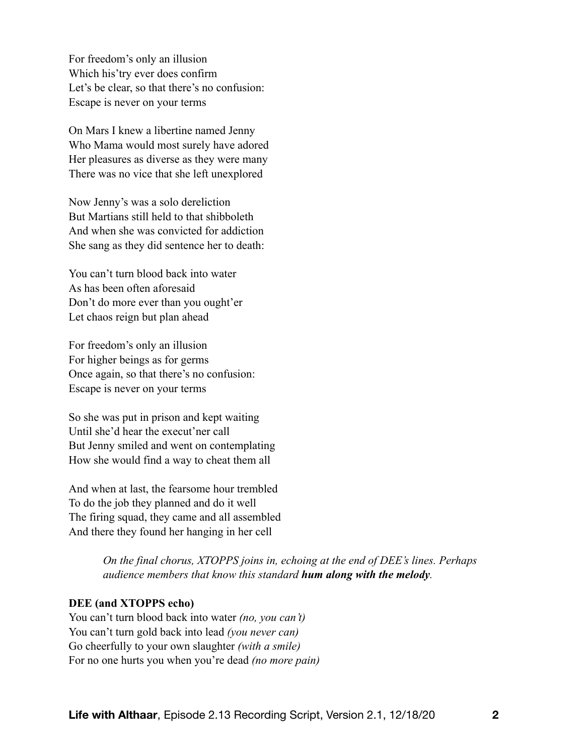For freedom's only an illusion
Which his'try ever does confirm
Let's be clear, so that there's no confusion:
Escape is never on your terms

On Mars I knew a libertine named Jenny
Who Mama would most surely have adored
Her pleasures as diverse as they were many
There was no vice that she left unexplored

Now Jenny's was a solo dereliction
But Martians still held to that shibboleth
And when she was convicted for addiction
She sang as they did sentence her to death:

You can't turn blood back into water
As has been often aforesaid
Don't do more ever than you ought'er
Let chaos reign but plan ahead

For freedom's only an illusion
For higher beings as for germs
Once again, so that there's no confusion:
Escape is never on your terms

So she was put in prison and kept waiting
Until she'd hear the execut'ner call
But Jenny smiled and went on contemplating
How she would find a way to cheat them all

And when at last, the fearsome hour trembled
To do the job they planned and do it well
The firing squad, they came and all assembled
And there they found her hanging in her cell

> *On the final chorus, XTOPPS joins in, echoing at the end of DEE's lines. Perhaps audience members that know this standard **hum along with the melody**.*

**DEE (and XTOPPS echo)**
You can't turn blood back into water *(no, you can't)*
You can't turn gold back into lead *(you never can)*
Go cheerfully to your own slaughter *(with a smile)*
For no one hurts you when you're dead *(no more pain)*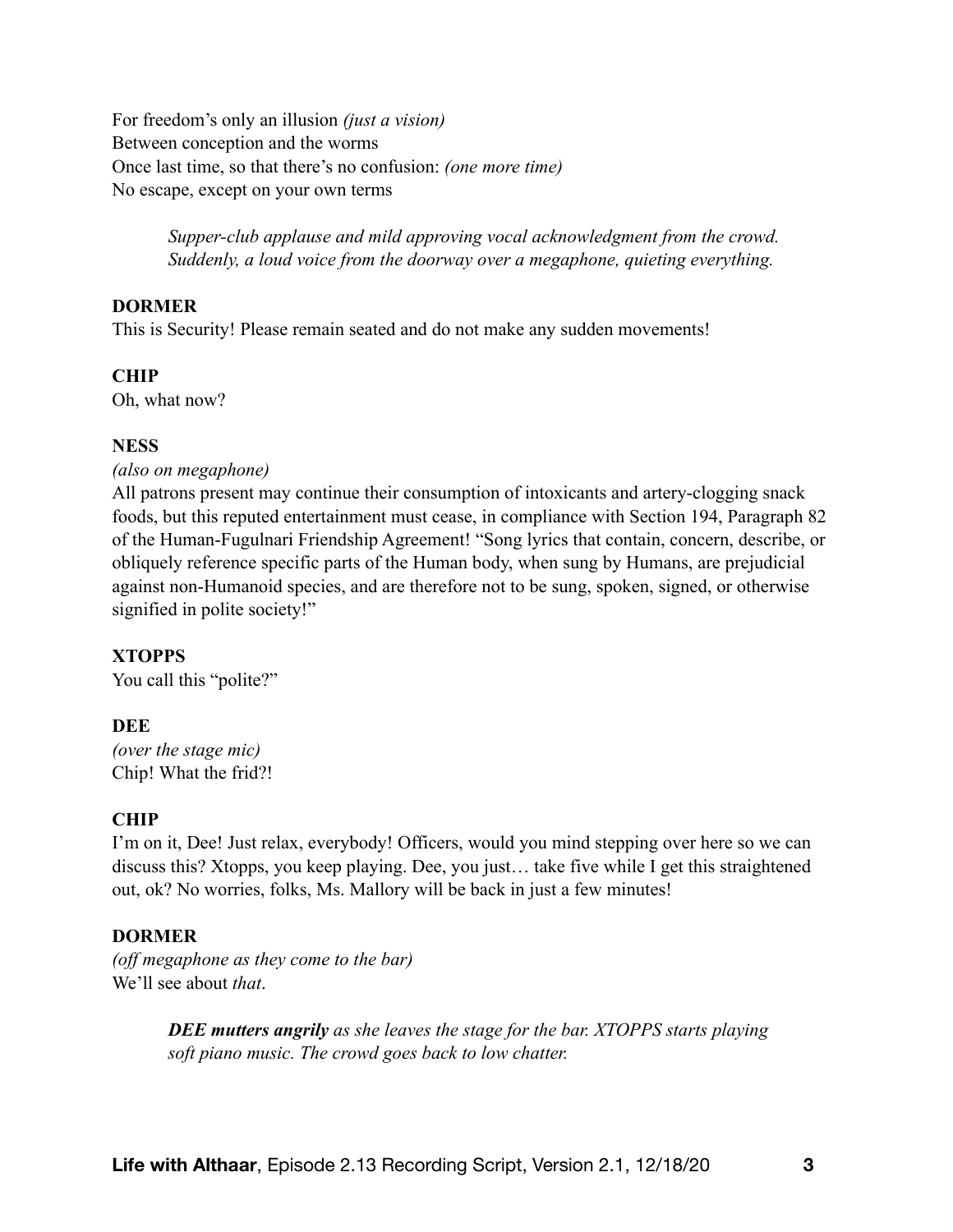For freedom's only an illusion *(just a vision)*
Between conception and the worms
Once last time, so that there's no confusion: *(one more time)*
No escape, except on your own terms

> *Supper-club applause and mild approving vocal acknowledgment from the crowd. Suddenly, a loud voice from the doorway over a megaphone, quieting everything.*

**DORMER**
This is Security! Please remain seated and do not make any sudden movements!

**CHIP**
Oh, what now?

**NESS**
*(also on megaphone)*
All patrons present may continue their consumption of intoxicants and artery-clogging snack foods, but this reputed entertainment must cease, in compliance with Section 194, Paragraph 82 of the Human-Fugulnari Friendship Agreement! "Song lyrics that contain, concern, describe, or obliquely reference specific parts of the Human body, when sung by Humans, are prejudicial against non-Humanoid species, and are therefore not to be sung, spoken, signed, or otherwise signified in polite society!"

**XTOPPS**
You call this "polite?"

**DEE**
*(over the stage mic)*
Chip! What the frid?!

**CHIP**
I'm on it, Dee! Just relax, everybody! Officers, would you mind stepping over here so we can discuss this? Xtopps, you keep playing. Dee, you just… take five while I get this straightened out, ok? No worries, folks, Ms. Mallory will be back in just a few minutes!

**DORMER**
*(off megaphone as they come to the bar)*
We'll see about *that*.

> ***DEE mutters angrily** as she leaves the stage for the bar. XTOPPS starts playing soft piano music. The crowd goes back to low chatter.*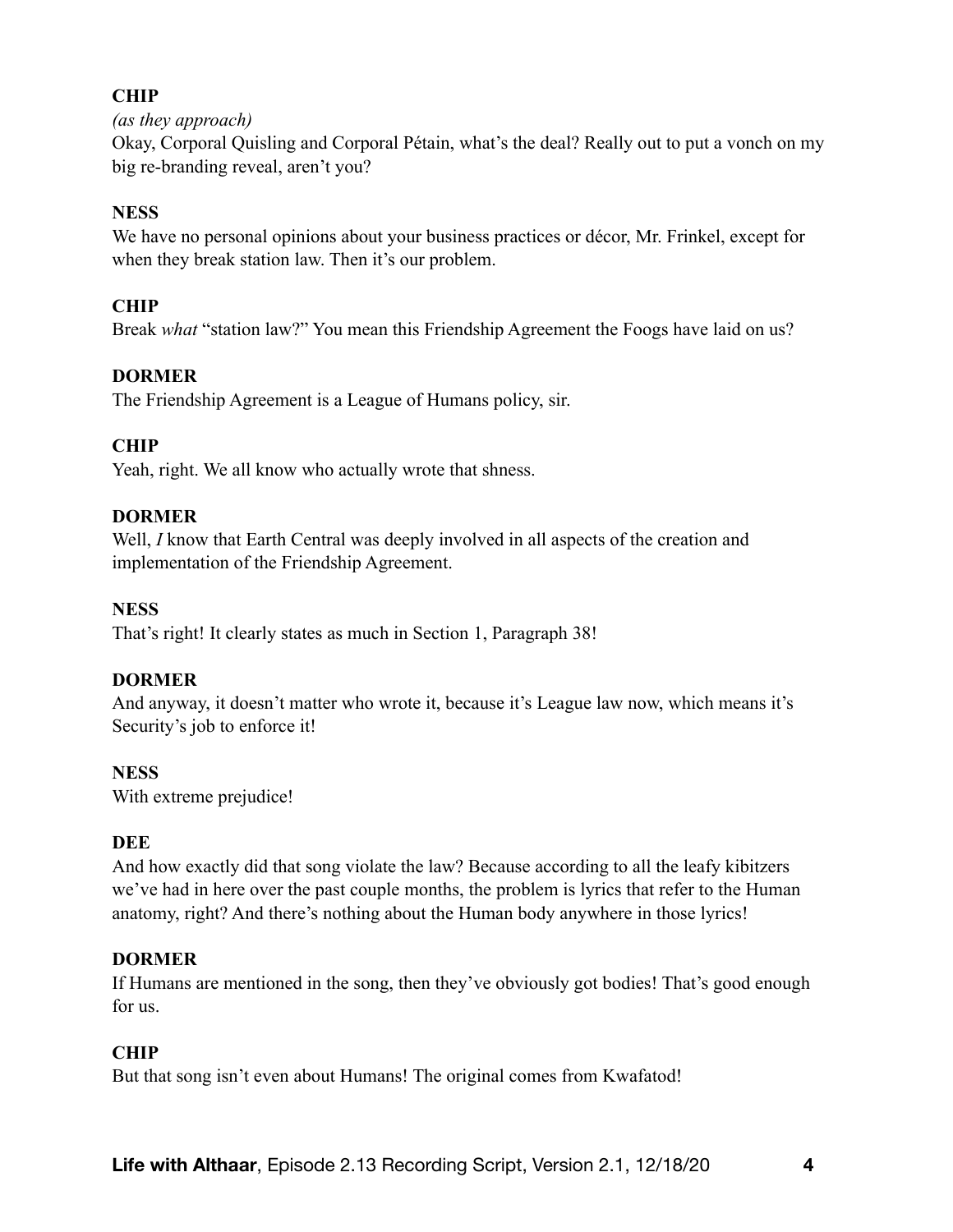**CHIP**

*(as they approach)*

Okay, Corporal Quisling and Corporal Pétain, what's the deal? Really out to put a vonch on my big re-branding reveal, aren't you?

**NESS**

We have no personal opinions about your business practices or décor, Mr. Frinkel, except for when they break station law. Then it's our problem.

**CHIP**

Break *what* "station law?" You mean this Friendship Agreement the Foogs have laid on us?

**DORMER**

The Friendship Agreement is a League of Humans policy, sir.

**CHIP**

Yeah, right. We all know who actually wrote that shness.

**DORMER**

Well, *I* know that Earth Central was deeply involved in all aspects of the creation and implementation of the Friendship Agreement.

**NESS**

That's right! It clearly states as much in Section 1, Paragraph 38!

**DORMER**

And anyway, it doesn't matter who wrote it, because it's League law now, which means it's Security's job to enforce it!

**NESS**

With extreme prejudice!

**DEE**

And how exactly did that song violate the law? Because according to all the leafy kibitzers we've had in here over the past couple months, the problem is lyrics that refer to the Human anatomy, right? And there's nothing about the Human body anywhere in those lyrics!

**DORMER**

If Humans are mentioned in the song, then they've obviously got bodies! That's good enough for us.

**CHIP**

But that song isn't even about Humans! The original comes from Kwafatod!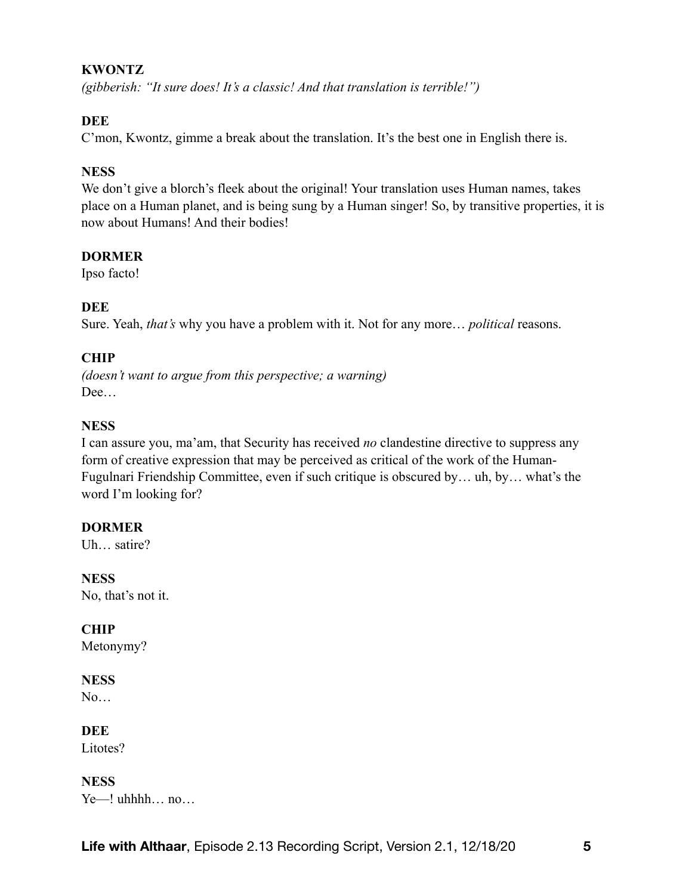**KWONTZ**
*(gibberish: "It sure does! It's a classic! And that translation is terrible!")*

**DEE**
C'mon, Kwontz, gimme a break about the translation. It's the best one in English there is.

**NESS**
We don't give a blorch's fleek about the original! Your translation uses Human names, takes place on a Human planet, and is being sung by a Human singer! So, by transitive properties, it is now about Humans! And their bodies!

**DORMER**
Ipso facto!

**DEE**
Sure. Yeah, *that's* why you have a problem with it. Not for any more… *political* reasons.

**CHIP**
*(doesn't want to argue from this perspective; a warning)*
Dee…

**NESS**
I can assure you, ma'am, that Security has received *no* clandestine directive to suppress any form of creative expression that may be perceived as critical of the work of the Human-Fugulnari Friendship Committee, even if such critique is obscured by… uh, by… what's the word I'm looking for?

**DORMER**
Uh… satire?

**NESS**
No, that's not it.

**CHIP**
Metonymy?

**NESS**
No…

**DEE**
Litotes?

**NESS**
Ye—! uhhhh… no…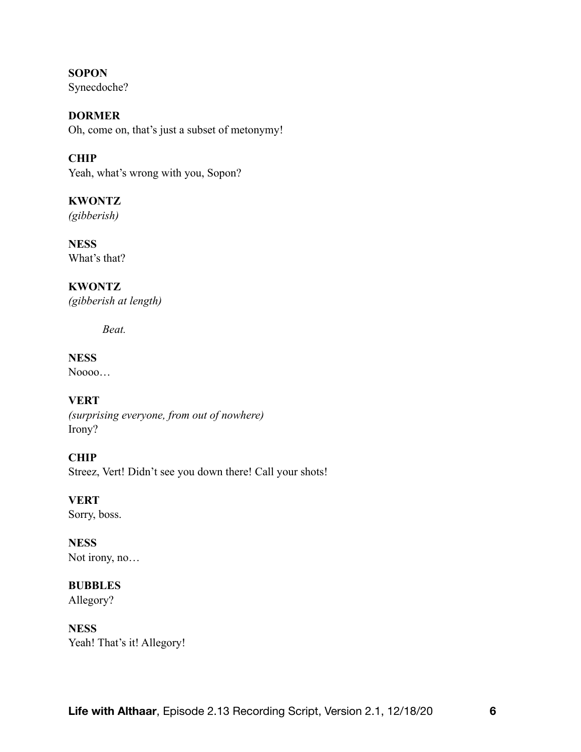**SOPON**
Synecdoche?

**DORMER**
Oh, come on, that's just a subset of metonymy!

**CHIP**
Yeah, what's wrong with you, Sopon?

**KWONTZ**
*(gibberish)*

**NESS**
What's that?

**KWONTZ**
*(gibberish at length)*

*Beat.*

**NESS**
Noooo…

**VERT**
*(surprising everyone, from out of nowhere)*
Irony?

**CHIP**
Streez, Vert! Didn't see you down there! Call your shots!

**VERT**
Sorry, boss.

**NESS**
Not irony, no…

**BUBBLES**
Allegory?

**NESS**
Yeah! That's it! Allegory!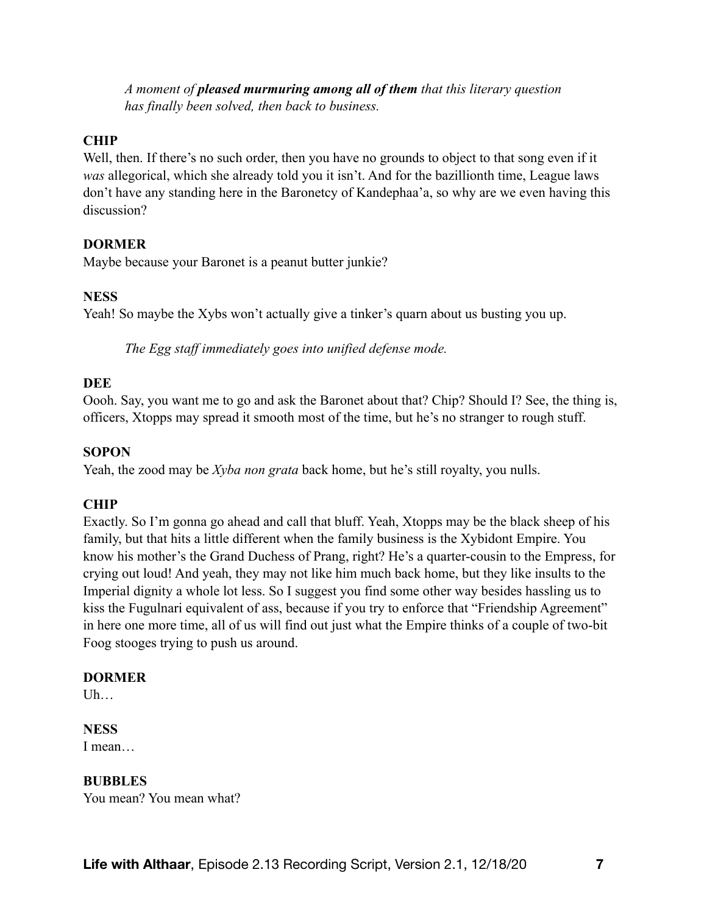*A moment of **pleased murmuring among all of them** that this literary question has finally been solved, then back to business.*

**CHIP**
Well, then. If there's no such order, then you have no grounds to object to that song even if it *was* allegorical, which she already told you it isn't. And for the bazillionth time, League laws don't have any standing here in the Baronetcy of Kandephaa'a, so why are we even having this discussion?

**DORMER**
Maybe because your Baronet is a peanut butter junkie?

**NESS**
Yeah! So maybe the Xybs won't actually give a tinker's quarn about us busting you up.

*The Egg staff immediately goes into unified defense mode.*

**DEE**
Oooh. Say, you want me to go and ask the Baronet about that? Chip? Should I? See, the thing is, officers, Xtopps may spread it smooth most of the time, but he's no stranger to rough stuff.

**SOPON**
Yeah, the zood may be *Xyba non grata* back home, but he's still royalty, you nulls.

**CHIP**
Exactly. So I'm gonna go ahead and call that bluff. Yeah, Xtopps may be the black sheep of his family, but that hits a little different when the family business is the Xybidont Empire. You know his mother's the Grand Duchess of Prang, right? He's a quarter-cousin to the Empress, for crying out loud! And yeah, they may not like him much back home, but they like insults to the Imperial dignity a whole lot less. So I suggest you find some other way besides hassling us to kiss the Fugulnari equivalent of ass, because if you try to enforce that "Friendship Agreement" in here one more time, all of us will find out just what the Empire thinks of a couple of two-bit Foog stooges trying to push us around.

**DORMER**
Uh…

**NESS**
I mean…

**BUBBLES**
You mean? You mean what?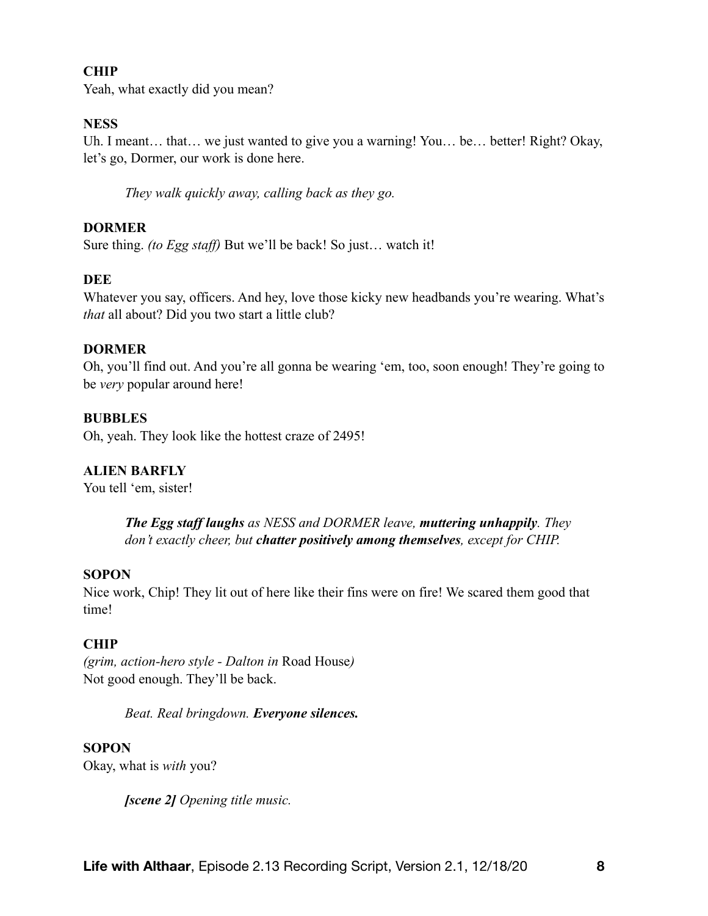**CHIP**
Yeah, what exactly did you mean?

**NESS**
Uh. I meant… that… we just wanted to give you a warning! You… be… better! Right? Okay, let's go, Dormer, our work is done here.

> *They walk quickly away, calling back as they go.*

**DORMER**
Sure thing. *(to Egg staff)* But we'll be back! So just… watch it!

**DEE**
Whatever you say, officers. And hey, love those kicky new headbands you're wearing. What's *that* all about? Did you two start a little club?

**DORMER**
Oh, you'll find out. And you're all gonna be wearing 'em, too, soon enough! They're going to be *very* popular around here!

**BUBBLES**
Oh, yeah. They look like the hottest craze of 2495!

**ALIEN BARFLY**
You tell 'em, sister!

> ***The Egg staff laughs*** *as NESS and DORMER leave,* ***muttering unhappily****. They don't exactly cheer, but* ***chatter positively among themselves****, except for CHIP.*

**SOPON**
Nice work, Chip! They lit out of here like their fins were on fire! We scared them good that time!

**CHIP**
*(grim, action-hero style - Dalton in* Road House*)*
Not good enough. They'll be back.

> *Beat. Real bringdown.* ***Everyone silences.***

**SOPON**
Okay, what is *with* you?

> ***[scene 2]*** *Opening title music.*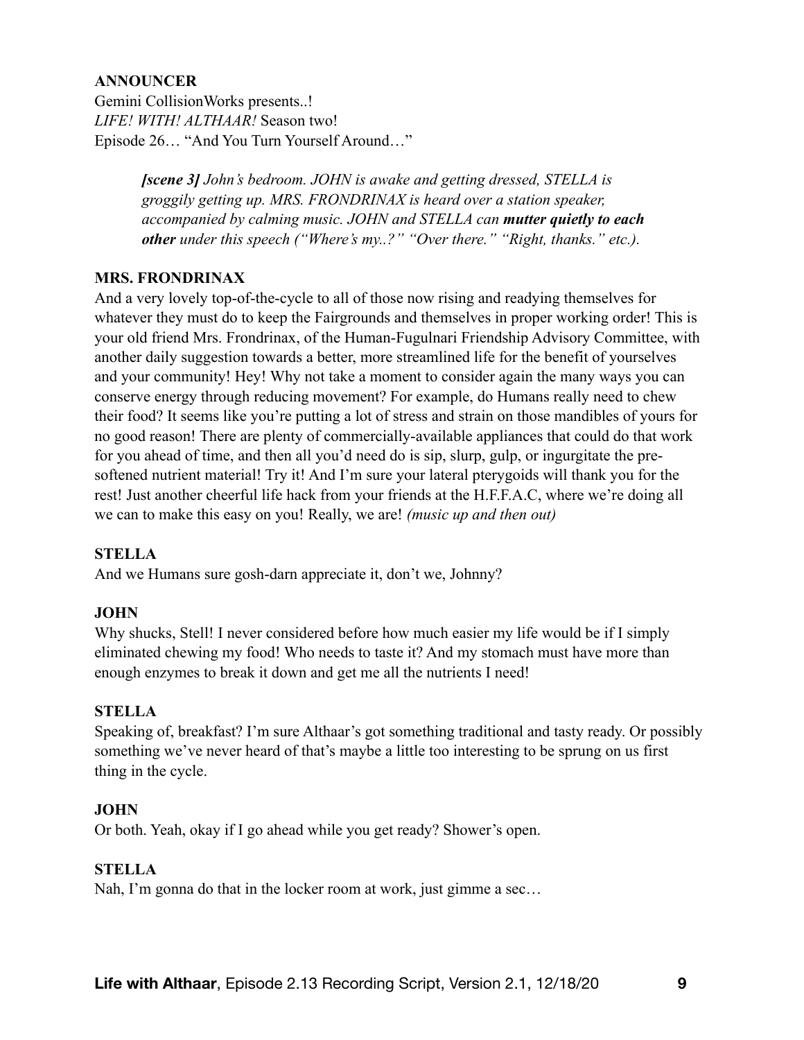**ANNOUNCER**

Gemini CollisionWorks presents..!
*LIFE! WITH! ALTHAAR!* Season two!
Episode 26… "And You Turn Yourself Around…"

> ***[scene 3]*** *John's bedroom. JOHN is awake and getting dressed, STELLA is groggily getting up. MRS. FRONDRINAX is heard over a station speaker, accompanied by calming music. JOHN and STELLA can* ***mutter quietly to each other*** *under this speech ("Where's my..?" "Over there." "Right, thanks." etc.).*

**MRS. FRONDRINAX**

And a very lovely top-of-the-cycle to all of those now rising and readying themselves for whatever they must do to keep the Fairgrounds and themselves in proper working order! This is your old friend Mrs. Frondrinax, of the Human-Fugulnari Friendship Advisory Committee, with another daily suggestion towards a better, more streamlined life for the benefit of yourselves and your community! Hey! Why not take a moment to consider again the many ways you can conserve energy through reducing movement? For example, do Humans really need to chew their food? It seems like you're putting a lot of stress and strain on those mandibles of yours for no good reason! There are plenty of commercially-available appliances that could do that work for you ahead of time, and then all you'd need do is sip, slurp, gulp, or ingurgitate the pre-softened nutrient material! Try it! And I'm sure your lateral pterygoids will thank you for the rest! Just another cheerful life hack from your friends at the H.F.F.A.C, where we're doing all we can to make this easy on you! Really, we are! *(music up and then out)*

**STELLA**

And we Humans sure gosh-darn appreciate it, don't we, Johnny?

**JOHN**

Why shucks, Stell! I never considered before how much easier my life would be if I simply eliminated chewing my food! Who needs to taste it? And my stomach must have more than enough enzymes to break it down and get me all the nutrients I need!

**STELLA**

Speaking of, breakfast? I'm sure Althaar's got something traditional and tasty ready. Or possibly something we've never heard of that's maybe a little too interesting to be sprung on us first thing in the cycle.

**JOHN**

Or both. Yeah, okay if I go ahead while you get ready? Shower's open.

**STELLA**

Nah, I'm gonna do that in the locker room at work, just gimme a sec…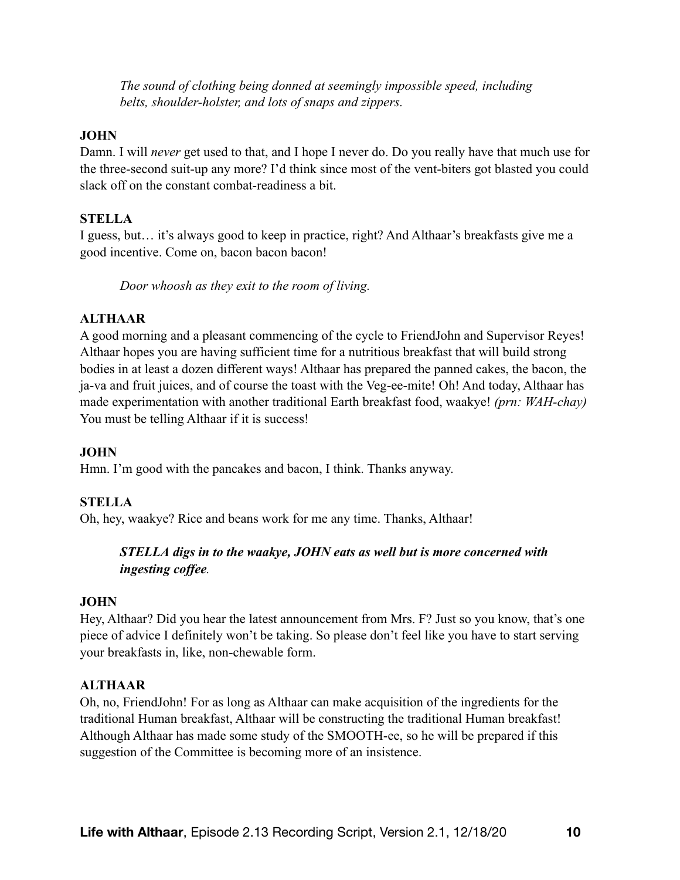*The sound of clothing being donned at seemingly impossible speed, including belts, shoulder-holster, and lots of snaps and zippers.*

**JOHN**
Damn. I will *never* get used to that, and I hope I never do. Do you really have that much use for the three-second suit-up any more? I'd think since most of the vent-biters got blasted you could slack off on the constant combat-readiness a bit.

**STELLA**
I guess, but… it's always good to keep in practice, right? And Althaar's breakfasts give me a good incentive. Come on, bacon bacon bacon!

*Door whoosh as they exit to the room of living.*

**ALTHAAR**
A good morning and a pleasant commencing of the cycle to FriendJohn and Supervisor Reyes! Althaar hopes you are having sufficient time for a nutritious breakfast that will build strong bodies in at least a dozen different ways! Althaar has prepared the panned cakes, the bacon, the ja-va and fruit juices, and of course the toast with the Veg-ee-mite! Oh! And today, Althaar has made experimentation with another traditional Earth breakfast food, waakye! *(prn: WAH-chay)* You must be telling Althaar if it is success!

**JOHN**
Hmn. I'm good with the pancakes and bacon, I think. Thanks anyway.

**STELLA**
Oh, hey, waakye? Rice and beans work for me any time. Thanks, Althaar!

***STELLA digs in to the waakye, JOHN eats as well but is more concerned with ingesting coffee.***

**JOHN**
Hey, Althaar? Did you hear the latest announcement from Mrs. F? Just so you know, that's one piece of advice I definitely won't be taking. So please don't feel like you have to start serving your breakfasts in, like, non-chewable form.

**ALTHAAR**
Oh, no, FriendJohn! For as long as Althaar can make acquisition of the ingredients for the traditional Human breakfast, Althaar will be constructing the traditional Human breakfast! Although Althaar has made some study of the SMOOTH-ee, so he will be prepared if this suggestion of the Committee is becoming more of an insistence.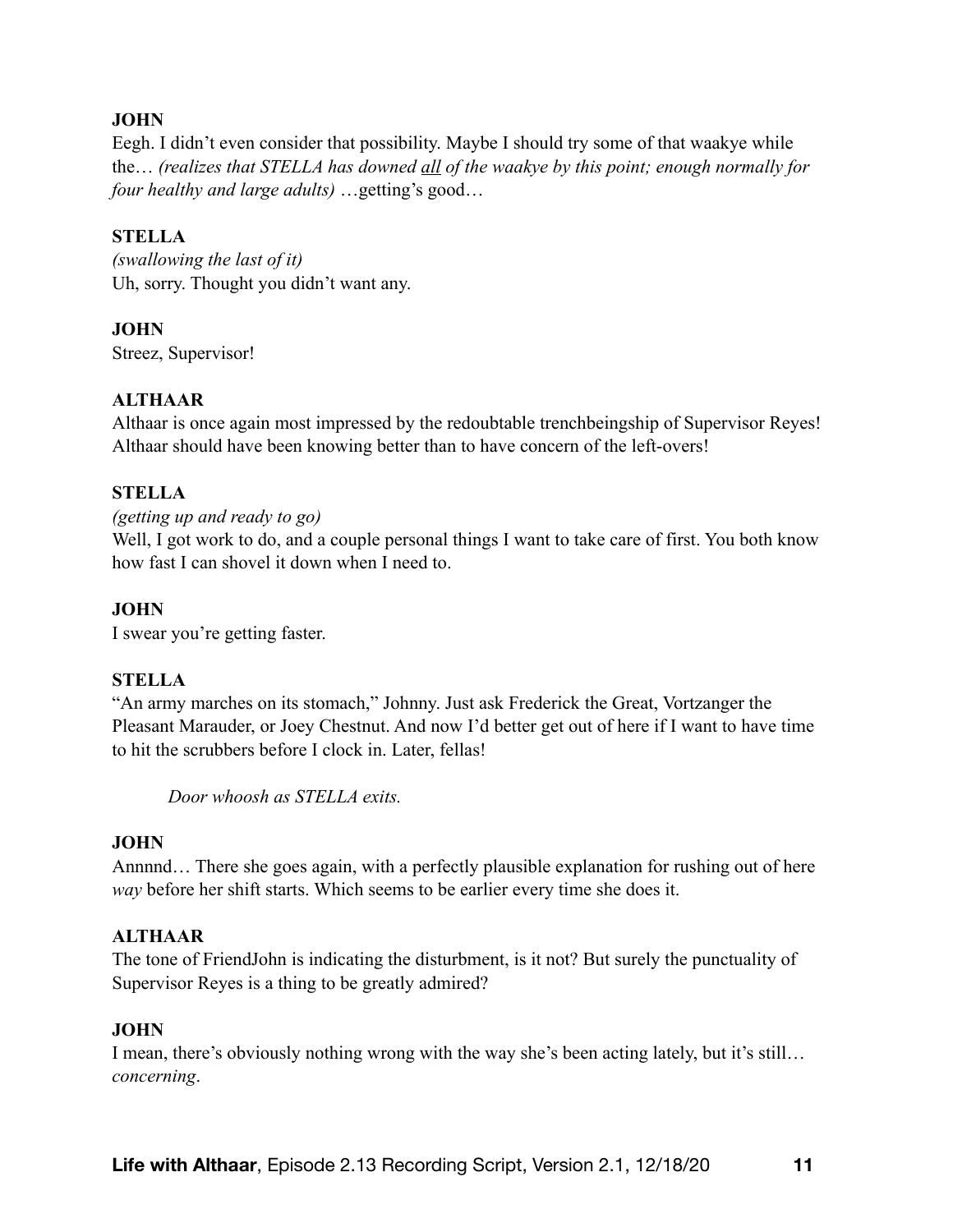**JOHN**
Eegh. I didn't even consider that possibility. Maybe I should try some of that waakye while the… *(realizes that STELLA has downed all of the waakye by this point; enough normally for four healthy and large adults)* …getting's good…

**STELLA**
*(swallowing the last of it)*
Uh, sorry. Thought you didn't want any.

**JOHN**
Streez, Supervisor!

**ALTHAAR**
Althaar is once again most impressed by the redoubtable trenchbeingship of Supervisor Reyes! Althaar should have been knowing better than to have concern of the left-overs!

**STELLA**
*(getting up and ready to go)*
Well, I got work to do, and a couple personal things I want to take care of first. You both know how fast I can shovel it down when I need to.

**JOHN**
I swear you're getting faster.

**STELLA**
"An army marches on its stomach," Johnny. Just ask Frederick the Great, Vortzanger the Pleasant Marauder, or Joey Chestnut. And now I'd better get out of here if I want to have time to hit the scrubbers before I clock in. Later, fellas!

*Door whoosh as STELLA exits.*

**JOHN**
Annnnd… There she goes again, with a perfectly plausible explanation for rushing out of here *way* before her shift starts. Which seems to be earlier every time she does it.

**ALTHAAR**
The tone of FriendJohn is indicating the disturbment, is it not? But surely the punctuality of Supervisor Reyes is a thing to be greatly admired?

**JOHN**
I mean, there's obviously nothing wrong with the way she's been acting lately, but it's still… *concerning*.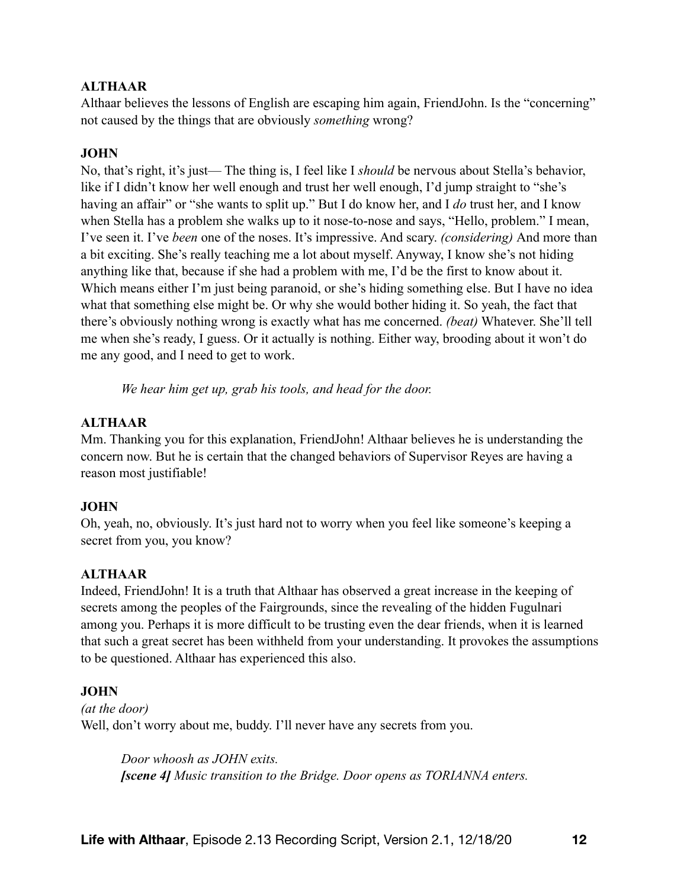**ALTHAAR**
Althaar believes the lessons of English are escaping him again, FriendJohn. Is the "concerning" not caused by the things that are obviously *something* wrong?

**JOHN**
No, that's right, it's just— The thing is, I feel like I *should* be nervous about Stella's behavior, like if I didn't know her well enough and trust her well enough, I'd jump straight to "she's having an affair" or "she wants to split up." But I do know her, and I *do* trust her, and I know when Stella has a problem she walks up to it nose-to-nose and says, "Hello, problem." I mean, I've seen it. I've *been* one of the noses. It's impressive. And scary. *(considering)* And more than a bit exciting. She's really teaching me a lot about myself. Anyway, I know she's not hiding anything like that, because if she had a problem with me, I'd be the first to know about it. Which means either I'm just being paranoid, or she's hiding something else. But I have no idea what that something else might be. Or why she would bother hiding it. So yeah, the fact that there's obviously nothing wrong is exactly what has me concerned. *(beat)* Whatever. She'll tell me when she's ready, I guess. Or it actually is nothing. Either way, brooding about it won't do me any good, and I need to get to work.

*We hear him get up, grab his tools, and head for the door.*

**ALTHAAR**
Mm. Thanking you for this explanation, FriendJohn! Althaar believes he is understanding the concern now. But he is certain that the changed behaviors of Supervisor Reyes are having a reason most justifiable!

**JOHN**
Oh, yeah, no, obviously. It's just hard not to worry when you feel like someone's keeping a secret from you, you know?

**ALTHAAR**
Indeed, FriendJohn! It is a truth that Althaar has observed a great increase in the keeping of secrets among the peoples of the Fairgrounds, since the revealing of the hidden Fugulnari among you. Perhaps it is more difficult to be trusting even the dear friends, when it is learned that such a great secret has been withheld from your understanding. It provokes the assumptions to be questioned. Althaar has experienced this also.

**JOHN**
*(at the door)*
Well, don't worry about me, buddy. I'll never have any secrets from you.

*Door whoosh as JOHN exits.*
***[scene 4]*** *Music transition to the Bridge. Door opens as TORIANNA enters.*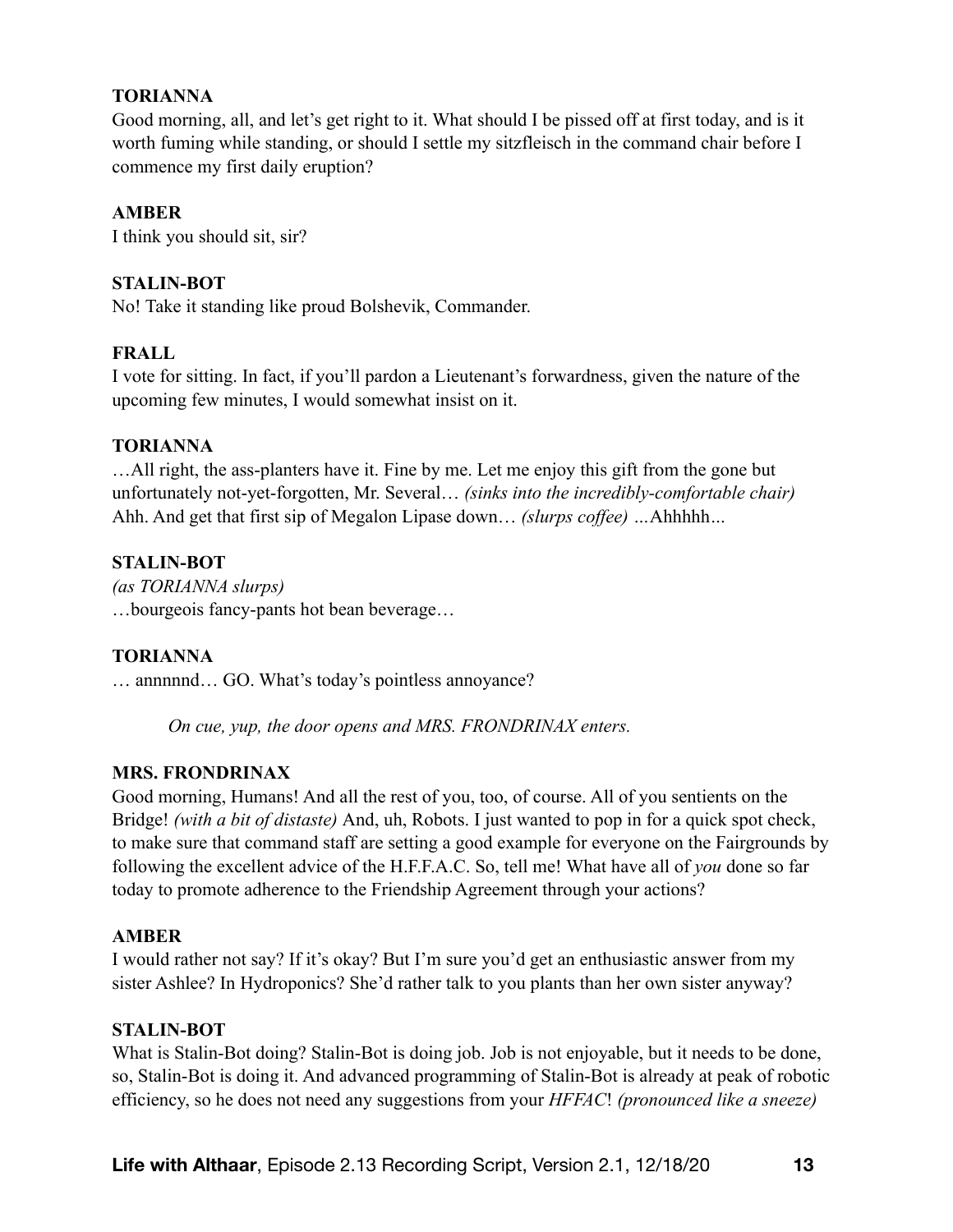**TORIANNA**

Good morning, all, and let's get right to it. What should I be pissed off at first today, and is it worth fuming while standing, or should I settle my sitzfleisch in the command chair before I commence my first daily eruption?

**AMBER**

I think you should sit, sir?

**STALIN-BOT**

No! Take it standing like proud Bolshevik, Commander.

**FRALL**

I vote for sitting. In fact, if you'll pardon a Lieutenant's forwardness, given the nature of the upcoming few minutes, I would somewhat insist on it.

**TORIANNA**

…All right, the ass-planters have it. Fine by me. Let me enjoy this gift from the gone but unfortunately not-yet-forgotten, Mr. Several… *(sinks into the incredibly-comfortable chair)* Ahh. And get that first sip of Megalon Lipase down… *(slurps coffee)* …Ahhhhh…

**STALIN-BOT**

*(as TORIANNA slurps)*
…bourgeois fancy-pants hot bean beverage…

**TORIANNA**

… annnnnd… GO. What's today's pointless annoyance?

*On cue, yup, the door opens and MRS. FRONDRINAX enters.*

**MRS. FRONDRINAX**

Good morning, Humans! And all the rest of you, too, of course. All of you sentients on the Bridge! *(with a bit of distaste)* And, uh, Robots. I just wanted to pop in for a quick spot check, to make sure that command staff are setting a good example for everyone on the Fairgrounds by following the excellent advice of the H.F.F.A.C. So, tell me! What have all of *you* done so far today to promote adherence to the Friendship Agreement through your actions?

**AMBER**

I would rather not say? If it's okay? But I'm sure you'd get an enthusiastic answer from my sister Ashlee? In Hydroponics? She'd rather talk to you plants than her own sister anyway?

**STALIN-BOT**

What is Stalin-Bot doing? Stalin-Bot is doing job. Job is not enjoyable, but it needs to be done, so, Stalin-Bot is doing it. And advanced programming of Stalin-Bot is already at peak of robotic efficiency, so he does not need any suggestions from your *HFFAC*! *(pronounced like a sneeze)*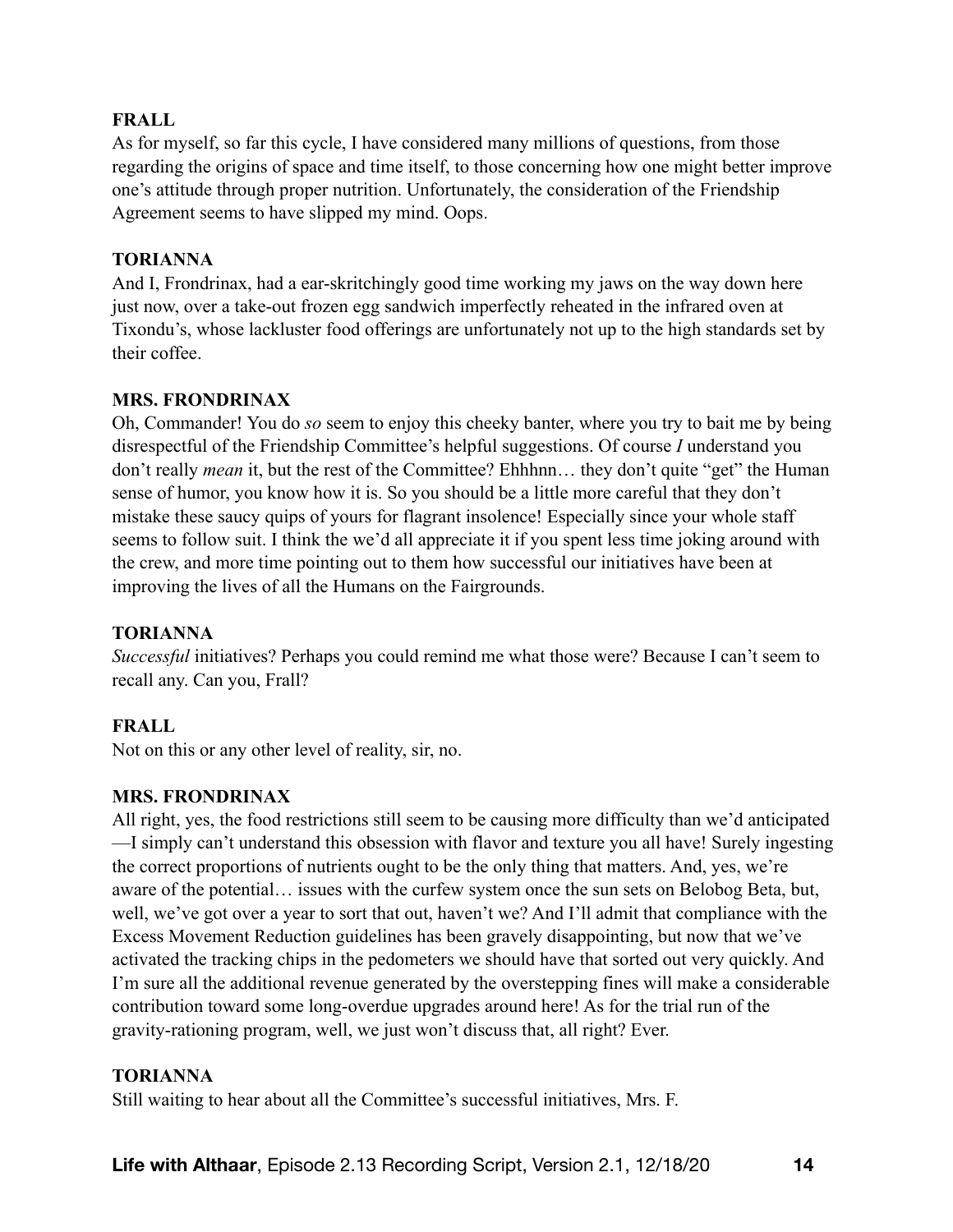**FRALL**
As for myself, so far this cycle, I have considered many millions of questions, from those regarding the origins of space and time itself, to those concerning how one might better improve one's attitude through proper nutrition. Unfortunately, the consideration of the Friendship Agreement seems to have slipped my mind. Oops.

**TORIANNA**
And I, Frondrinax, had a ear-skritchingly good time working my jaws on the way down here just now, over a take-out frozen egg sandwich imperfectly reheated in the infrared oven at Tixondu's, whose lackluster food offerings are unfortunately not up to the high standards set by their coffee.

**MRS. FRONDRINAX**
Oh, Commander! You do *so* seem to enjoy this cheeky banter, where you try to bait me by being disrespectful of the Friendship Committee's helpful suggestions. Of course *I* understand you don't really *mean* it, but the rest of the Committee? Ehhhnn… they don't quite "get" the Human sense of humor, you know how it is. So you should be a little more careful that they don't mistake these saucy quips of yours for flagrant insolence! Especially since your whole staff seems to follow suit. I think the we'd all appreciate it if you spent less time joking around with the crew, and more time pointing out to them how successful our initiatives have been at improving the lives of all the Humans on the Fairgrounds.

**TORIANNA**
*Successful* initiatives? Perhaps you could remind me what those were? Because I can't seem to recall any. Can you, Frall?

**FRALL**
Not on this or any other level of reality, sir, no.

**MRS. FRONDRINAX**
All right, yes, the food restrictions still seem to be causing more difficulty than we'd anticipated—I simply can't understand this obsession with flavor and texture you all have! Surely ingesting the correct proportions of nutrients ought to be the only thing that matters. And, yes, we're aware of the potential… issues with the curfew system once the sun sets on Belobog Beta, but, well, we've got over a year to sort that out, haven't we? And I'll admit that compliance with the Excess Movement Reduction guidelines has been gravely disappointing, but now that we've activated the tracking chips in the pedometers we should have that sorted out very quickly. And I'm sure all the additional revenue generated by the overstepping fines will make a considerable contribution toward some long-overdue upgrades around here! As for the trial run of the gravity-rationing program, well, we just won't discuss that, all right? Ever.

**TORIANNA**
Still waiting to hear about all the Committee's successful initiatives, Mrs. F.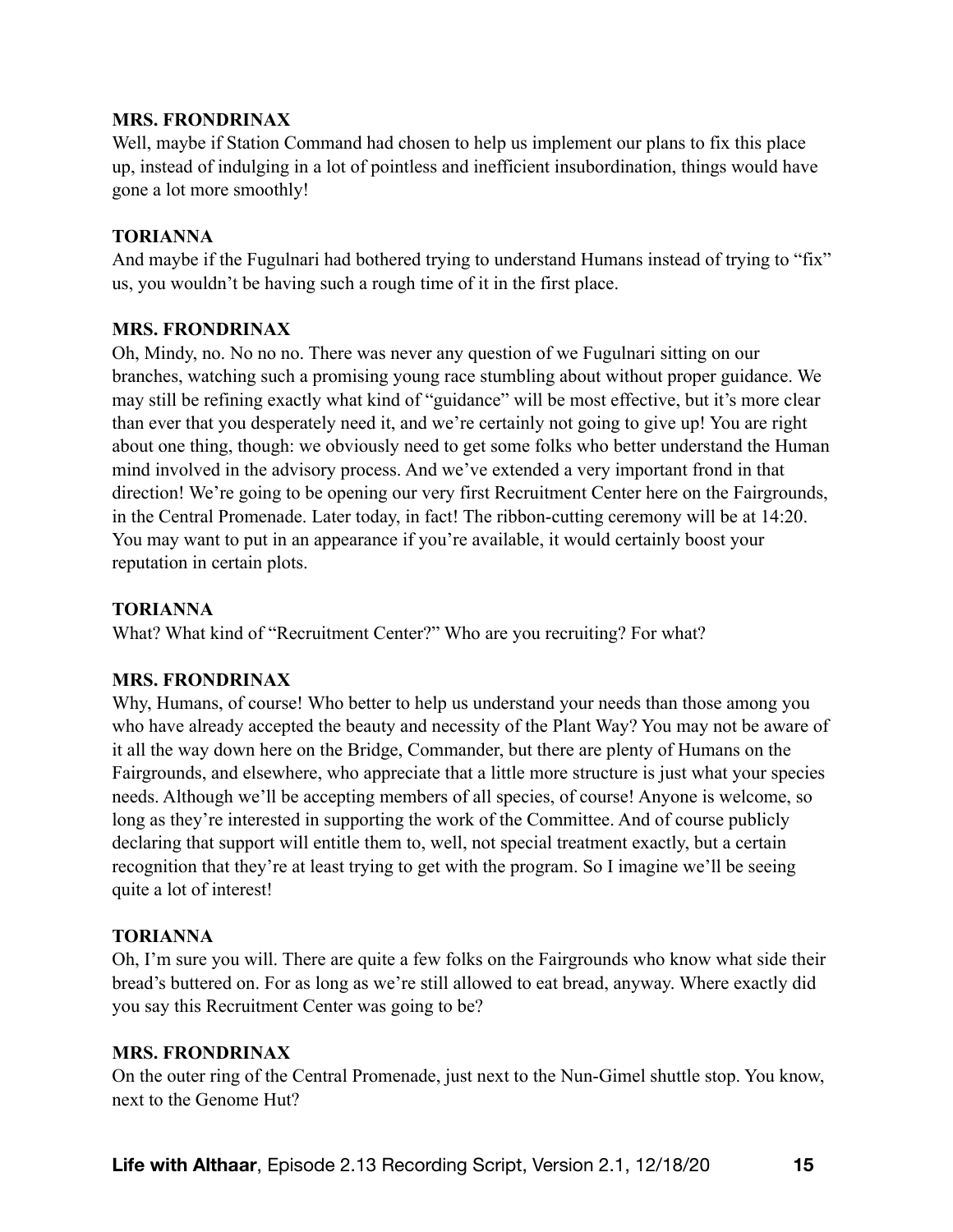**MRS. FRONDRINAX**

Well, maybe if Station Command had chosen to help us implement our plans to fix this place up, instead of indulging in a lot of pointless and inefficient insubordination, things would have gone a lot more smoothly!

**TORIANNA**

And maybe if the Fugulnari had bothered trying to understand Humans instead of trying to "fix" us, you wouldn't be having such a rough time of it in the first place.

**MRS. FRONDRINAX**

Oh, Mindy, no. No no no. There was never any question of we Fugulnari sitting on our branches, watching such a promising young race stumbling about without proper guidance. We may still be refining exactly what kind of "guidance" will be most effective, but it's more clear than ever that you desperately need it, and we're certainly not going to give up! You are right about one thing, though: we obviously need to get some folks who better understand the Human mind involved in the advisory process. And we've extended a very important frond in that direction! We're going to be opening our very first Recruitment Center here on the Fairgrounds, in the Central Promenade. Later today, in fact! The ribbon-cutting ceremony will be at 14:20. You may want to put in an appearance if you're available, it would certainly boost your reputation in certain plots.

**TORIANNA**

What? What kind of "Recruitment Center?" Who are you recruiting? For what?

**MRS. FRONDRINAX**

Why, Humans, of course! Who better to help us understand your needs than those among you who have already accepted the beauty and necessity of the Plant Way? You may not be aware of it all the way down here on the Bridge, Commander, but there are plenty of Humans on the Fairgrounds, and elsewhere, who appreciate that a little more structure is just what your species needs. Although we'll be accepting members of all species, of course! Anyone is welcome, so long as they're interested in supporting the work of the Committee. And of course publicly declaring that support will entitle them to, well, not special treatment exactly, but a certain recognition that they're at least trying to get with the program. So I imagine we'll be seeing quite a lot of interest!

**TORIANNA**

Oh, I'm sure you will. There are quite a few folks on the Fairgrounds who know what side their bread's buttered on. For as long as we're still allowed to eat bread, anyway. Where exactly did you say this Recruitment Center was going to be?

**MRS. FRONDRINAX**

On the outer ring of the Central Promenade, just next to the Nun-Gimel shuttle stop. You know, next to the Genome Hut?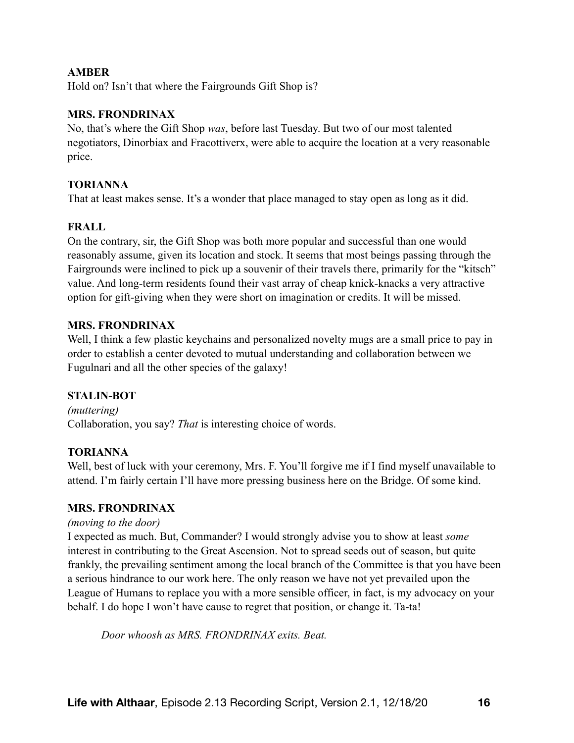**AMBER**
Hold on? Isn't that where the Fairgrounds Gift Shop is?

**MRS. FRONDRINAX**
No, that's where the Gift Shop *was*, before last Tuesday. But two of our most talented negotiators, Dinorbiax and Fracottiverx, were able to acquire the location at a very reasonable price.

**TORIANNA**
That at least makes sense. It's a wonder that place managed to stay open as long as it did.

**FRALL**
On the contrary, sir, the Gift Shop was both more popular and successful than one would reasonably assume, given its location and stock. It seems that most beings passing through the Fairgrounds were inclined to pick up a souvenir of their travels there, primarily for the "kitsch" value. And long-term residents found their vast array of cheap knick-knacks a very attractive option for gift-giving when they were short on imagination or credits. It will be missed.

**MRS. FRONDRINAX**
Well, I think a few plastic keychains and personalized novelty mugs are a small price to pay in order to establish a center devoted to mutual understanding and collaboration between we Fugulnari and all the other species of the galaxy!

**STALIN-BOT**
*(muttering)*
Collaboration, you say? *That* is interesting choice of words.

**TORIANNA**
Well, best of luck with your ceremony, Mrs. F. You'll forgive me if I find myself unavailable to attend. I'm fairly certain I'll have more pressing business here on the Bridge. Of some kind.

**MRS. FRONDRINAX**
*(moving to the door)*
I expected as much. But, Commander? I would strongly advise you to show at least *some* interest in contributing to the Great Ascension. Not to spread seeds out of season, but quite frankly, the prevailing sentiment among the local branch of the Committee is that you have been a serious hindrance to our work here. The only reason we have not yet prevailed upon the League of Humans to replace you with a more sensible officer, in fact, is my advocacy on your behalf. I do hope I won't have cause to regret that position, or change it. Ta-ta!

*Door whoosh as MRS. FRONDRINAX exits. Beat.*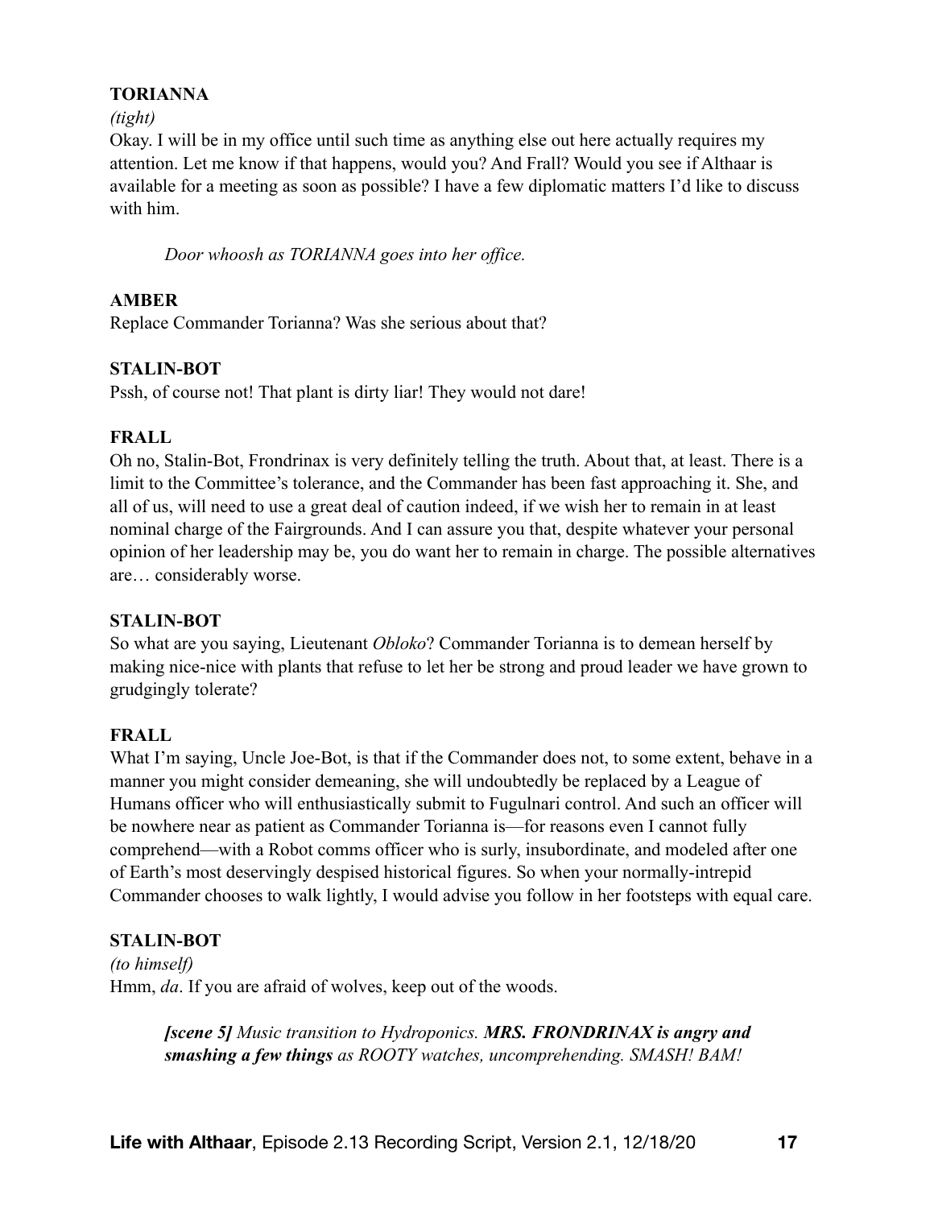**TORIANNA**

*(tight)*

Okay. I will be in my office until such time as anything else out here actually requires my attention. Let me know if that happens, would you? And Frall? Would you see if Althaar is available for a meeting as soon as possible? I have a few diplomatic matters I'd like to discuss with him.

> *Door whoosh as TORIANNA goes into her office.*

**AMBER**

Replace Commander Torianna? Was she serious about that?

**STALIN-BOT**

Pssh, of course not! That plant is dirty liar! They would not dare!

**FRALL**

Oh no, Stalin-Bot, Frondrinax is very definitely telling the truth. About that, at least. There is a limit to the Committee's tolerance, and the Commander has been fast approaching it. She, and all of us, will need to use a great deal of caution indeed, if we wish her to remain in at least nominal charge of the Fairgrounds. And I can assure you that, despite whatever your personal opinion of her leadership may be, you do want her to remain in charge. The possible alternatives are… considerably worse.

**STALIN-BOT**

So what are you saying, Lieutenant *Obloko*? Commander Torianna is to demean herself by making nice-nice with plants that refuse to let her be strong and proud leader we have grown to grudgingly tolerate?

**FRALL**

What I'm saying, Uncle Joe-Bot, is that if the Commander does not, to some extent, behave in a manner you might consider demeaning, she will undoubtedly be replaced by a League of Humans officer who will enthusiastically submit to Fugulnari control. And such an officer will be nowhere near as patient as Commander Torianna is—for reasons even I cannot fully comprehend—with a Robot comms officer who is surly, insubordinate, and modeled after one of Earth's most deservingly despised historical figures. So when your normally-intrepid Commander chooses to walk lightly, I would advise you follow in her footsteps with equal care.

**STALIN-BOT**

*(to himself)*

Hmm, *da*. If you are afraid of wolves, keep out of the woods.

> ***[scene 5]*** *Music transition to Hydroponics.* ***MRS. FRONDRINAX is angry and smashing a few things*** *as ROOTY watches, uncomprehending. SMASH! BAM!*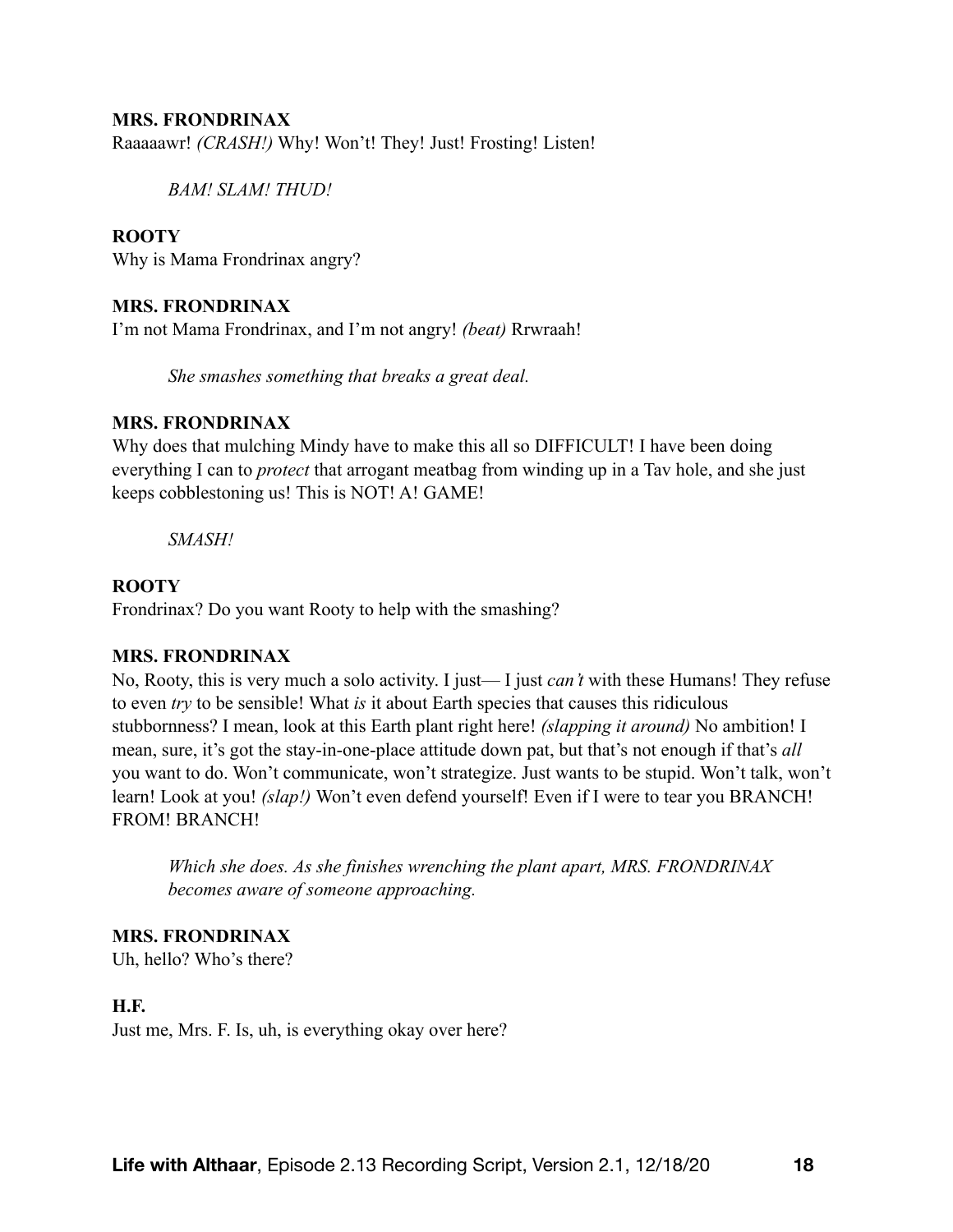**MRS. FRONDRINAX**
Raaaaawr! *(CRASH!)* Why! Won't! They! Just! Frosting! Listen!

> *BAM! SLAM! THUD!*

**ROOTY**
Why is Mama Frondrinax angry?

**MRS. FRONDRINAX**
I'm not Mama Frondrinax, and I'm not angry! *(beat)* Rrwraah!

> *She smashes something that breaks a great deal.*

**MRS. FRONDRINAX**
Why does that mulching Mindy have to make this all so DIFFICULT! I have been doing everything I can to *protect* that arrogant meatbag from winding up in a Tav hole, and she just keeps cobblestoning us! This is NOT! A! GAME!

> *SMASH!*

**ROOTY**
Frondrinax? Do you want Rooty to help with the smashing?

**MRS. FRONDRINAX**
No, Rooty, this is very much a solo activity. I just— I just *can't* with these Humans! They refuse to even *try* to be sensible! What *is* it about Earth species that causes this ridiculous stubbornness? I mean, look at this Earth plant right here! *(slapping it around)* No ambition! I mean, sure, it's got the stay-in-one-place attitude down pat, but that's not enough if that's *all* you want to do. Won't communicate, won't strategize. Just wants to be stupid. Won't talk, won't learn! Look at you! *(slap!)* Won't even defend yourself! Even if I were to tear you BRANCH! FROM! BRANCH!

> *Which she does. As she finishes wrenching the plant apart, MRS. FRONDRINAX becomes aware of someone approaching.*

**MRS. FRONDRINAX**
Uh, hello? Who's there?

**H.F.**
Just me, Mrs. F. Is, uh, is everything okay over here?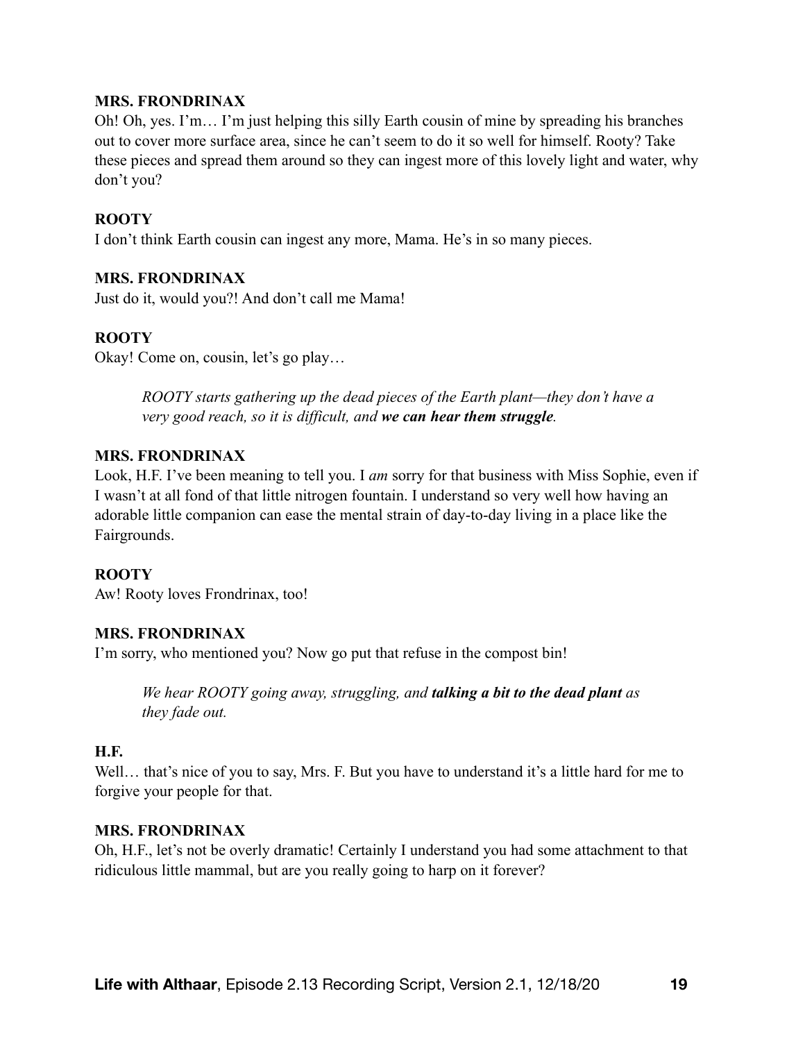**MRS. FRONDRINAX**

Oh! Oh, yes. I'm… I'm just helping this silly Earth cousin of mine by spreading his branches out to cover more surface area, since he can't seem to do it so well for himself. Rooty? Take these pieces and spread them around so they can ingest more of this lovely light and water, why don't you?

**ROOTY**

I don't think Earth cousin can ingest any more, Mama. He's in so many pieces.

**MRS. FRONDRINAX**

Just do it, would you?! And don't call me Mama!

**ROOTY**

Okay! Come on, cousin, let's go play…

> *ROOTY starts gathering up the dead pieces of the Earth plant—they don't have a very good reach, so it is difficult, and* ***we can hear them struggle****.*

**MRS. FRONDRINAX**

Look, H.F. I've been meaning to tell you. I *am* sorry for that business with Miss Sophie, even if I wasn't at all fond of that little nitrogen fountain. I understand so very well how having an adorable little companion can ease the mental strain of day-to-day living in a place like the Fairgrounds.

**ROOTY**

Aw! Rooty loves Frondrinax, too!

**MRS. FRONDRINAX**

I'm sorry, who mentioned you? Now go put that refuse in the compost bin!

> *We hear ROOTY going away, struggling, and* ***talking a bit to the dead plant*** *as they fade out.*

**H.F.**

Well… that's nice of you to say, Mrs. F. But you have to understand it's a little hard for me to forgive your people for that.

**MRS. FRONDRINAX**

Oh, H.F., let's not be overly dramatic! Certainly I understand you had some attachment to that ridiculous little mammal, but are you really going to harp on it forever?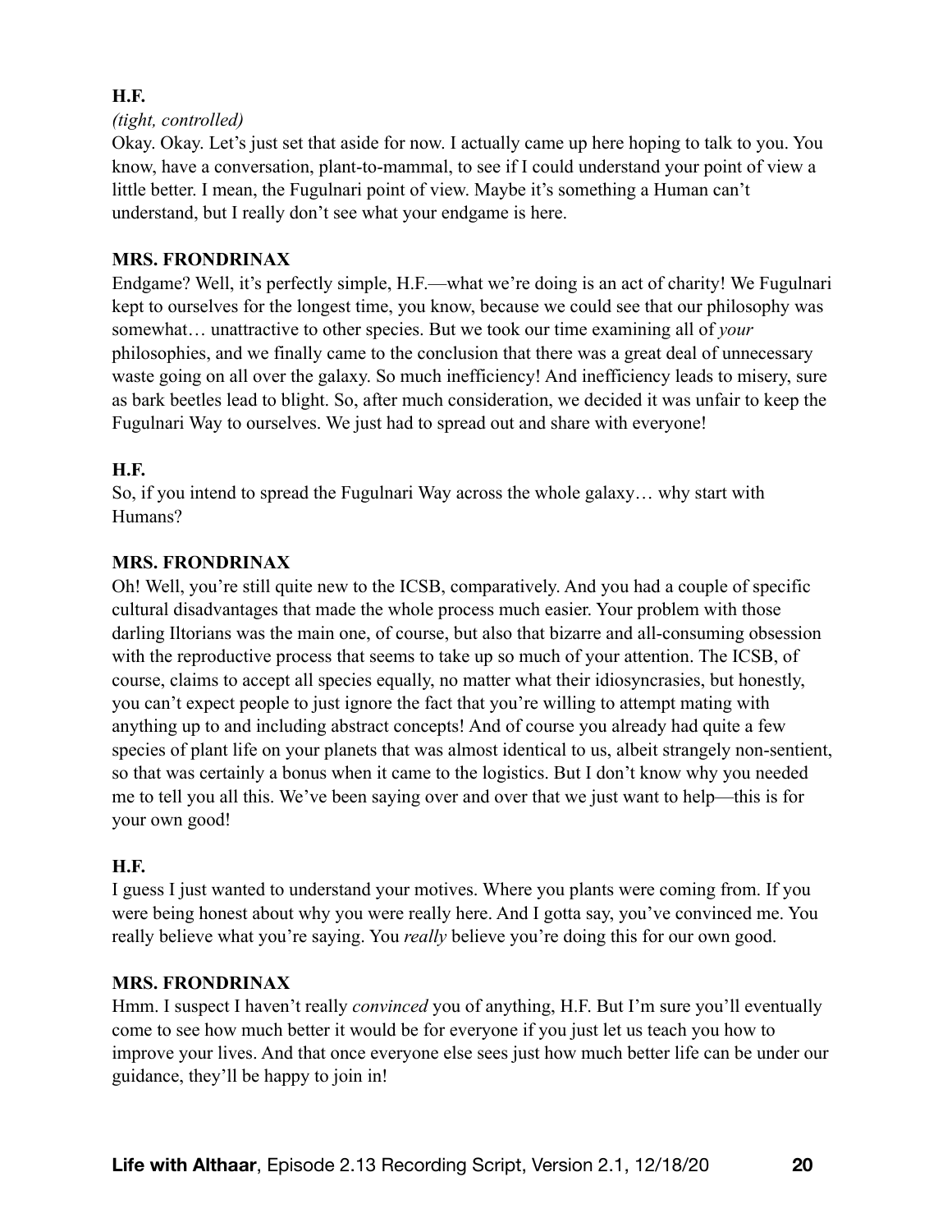**H.F.**

*(tight, controlled)*

Okay. Okay. Let's just set that aside for now. I actually came up here hoping to talk to you. You know, have a conversation, plant-to-mammal, to see if I could understand your point of view a little better. I mean, the Fugulnari point of view. Maybe it's something a Human can't understand, but I really don't see what your endgame is here.

**MRS. FRONDRINAX**

Endgame? Well, it's perfectly simple, H.F.—what we're doing is an act of charity! We Fugulnari kept to ourselves for the longest time, you know, because we could see that our philosophy was somewhat… unattractive to other species. But we took our time examining all of *your* philosophies, and we finally came to the conclusion that there was a great deal of unnecessary waste going on all over the galaxy. So much inefficiency! And inefficiency leads to misery, sure as bark beetles lead to blight. So, after much consideration, we decided it was unfair to keep the Fugulnari Way to ourselves. We just had to spread out and share with everyone!

**H.F.**

So, if you intend to spread the Fugulnari Way across the whole galaxy… why start with Humans?

**MRS. FRONDRINAX**

Oh! Well, you're still quite new to the ICSB, comparatively. And you had a couple of specific cultural disadvantages that made the whole process much easier. Your problem with those darling Iltorians was the main one, of course, but also that bizarre and all-consuming obsession with the reproductive process that seems to take up so much of your attention. The ICSB, of course, claims to accept all species equally, no matter what their idiosyncrasies, but honestly, you can't expect people to just ignore the fact that you're willing to attempt mating with anything up to and including abstract concepts! And of course you already had quite a few species of plant life on your planets that was almost identical to us, albeit strangely non-sentient, so that was certainly a bonus when it came to the logistics. But I don't know why you needed me to tell you all this. We've been saying over and over that we just want to help—this is for your own good!

**H.F.**

I guess I just wanted to understand your motives. Where you plants were coming from. If you were being honest about why you were really here. And I gotta say, you've convinced me. You really believe what you're saying. You *really* believe you're doing this for our own good.

**MRS. FRONDRINAX**

Hmm. I suspect I haven't really *convinced* you of anything, H.F. But I'm sure you'll eventually come to see how much better it would be for everyone if you just let us teach you how to improve your lives. And that once everyone else sees just how much better life can be under our guidance, they'll be happy to join in!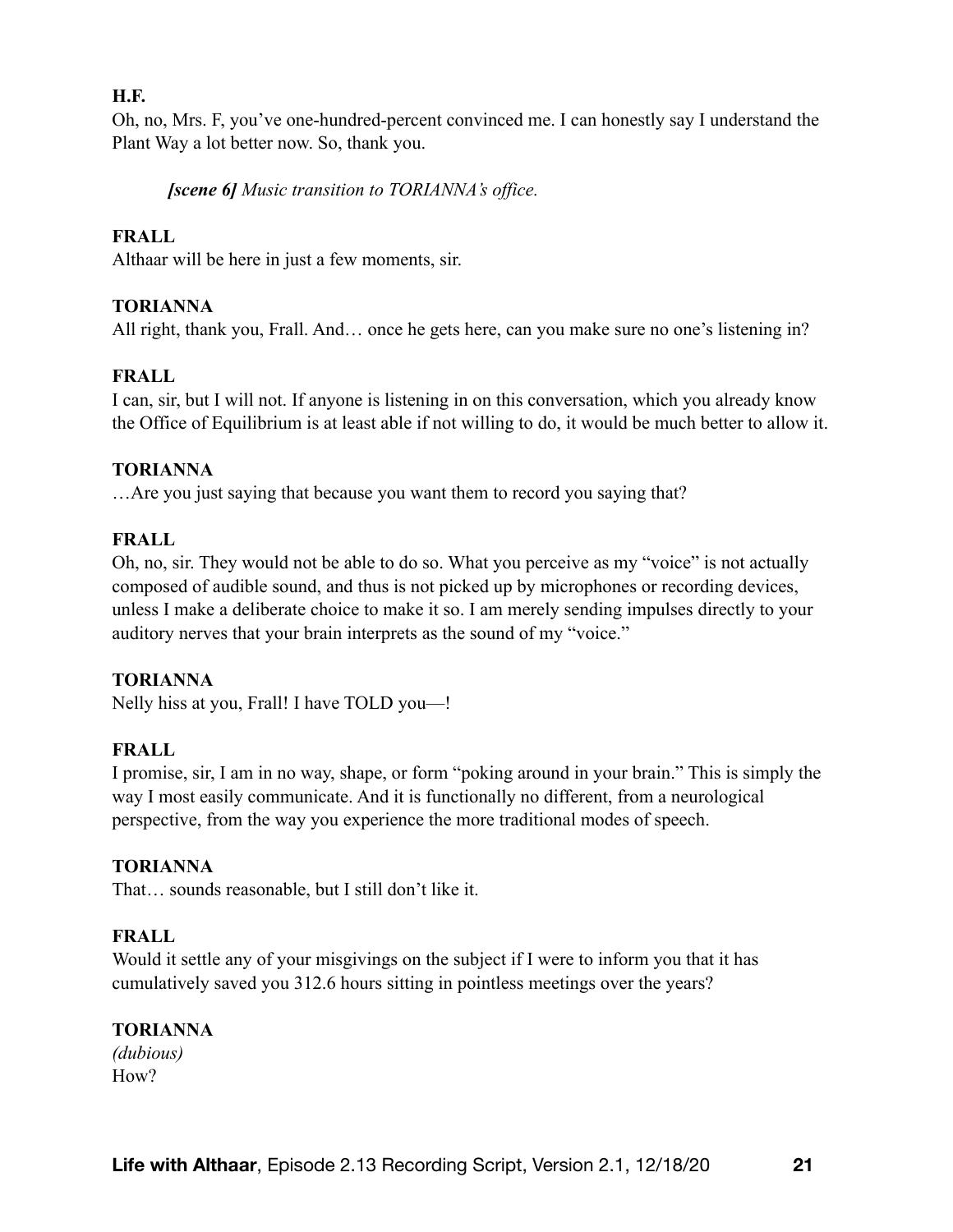**H.F.**
Oh, no, Mrs. F, you've one-hundred-percent convinced me. I can honestly say I understand the Plant Way a lot better now. So, thank you.

> ***[scene 6]*** *Music transition to TORIANNA's office.*

**FRALL**
Althaar will be here in just a few moments, sir.

**TORIANNA**
All right, thank you, Frall. And… once he gets here, can you make sure no one's listening in?

**FRALL**
I can, sir, but I will not. If anyone is listening in on this conversation, which you already know the Office of Equilibrium is at least able if not willing to do, it would be much better to allow it.

**TORIANNA**
…Are you just saying that because you want them to record you saying that?

**FRALL**
Oh, no, sir. They would not be able to do so. What you perceive as my "voice" is not actually composed of audible sound, and thus is not picked up by microphones or recording devices, unless I make a deliberate choice to make it so. I am merely sending impulses directly to your auditory nerves that your brain interprets as the sound of my "voice."

**TORIANNA**
Nelly hiss at you, Frall! I have TOLD you—!

**FRALL**
I promise, sir, I am in no way, shape, or form "poking around in your brain." This is simply the way I most easily communicate. And it is functionally no different, from a neurological perspective, from the way you experience the more traditional modes of speech.

**TORIANNA**
That… sounds reasonable, but I still don't like it.

**FRALL**
Would it settle any of your misgivings on the subject if I were to inform you that it has cumulatively saved you 312.6 hours sitting in pointless meetings over the years?

**TORIANNA**
*(dubious)*
How?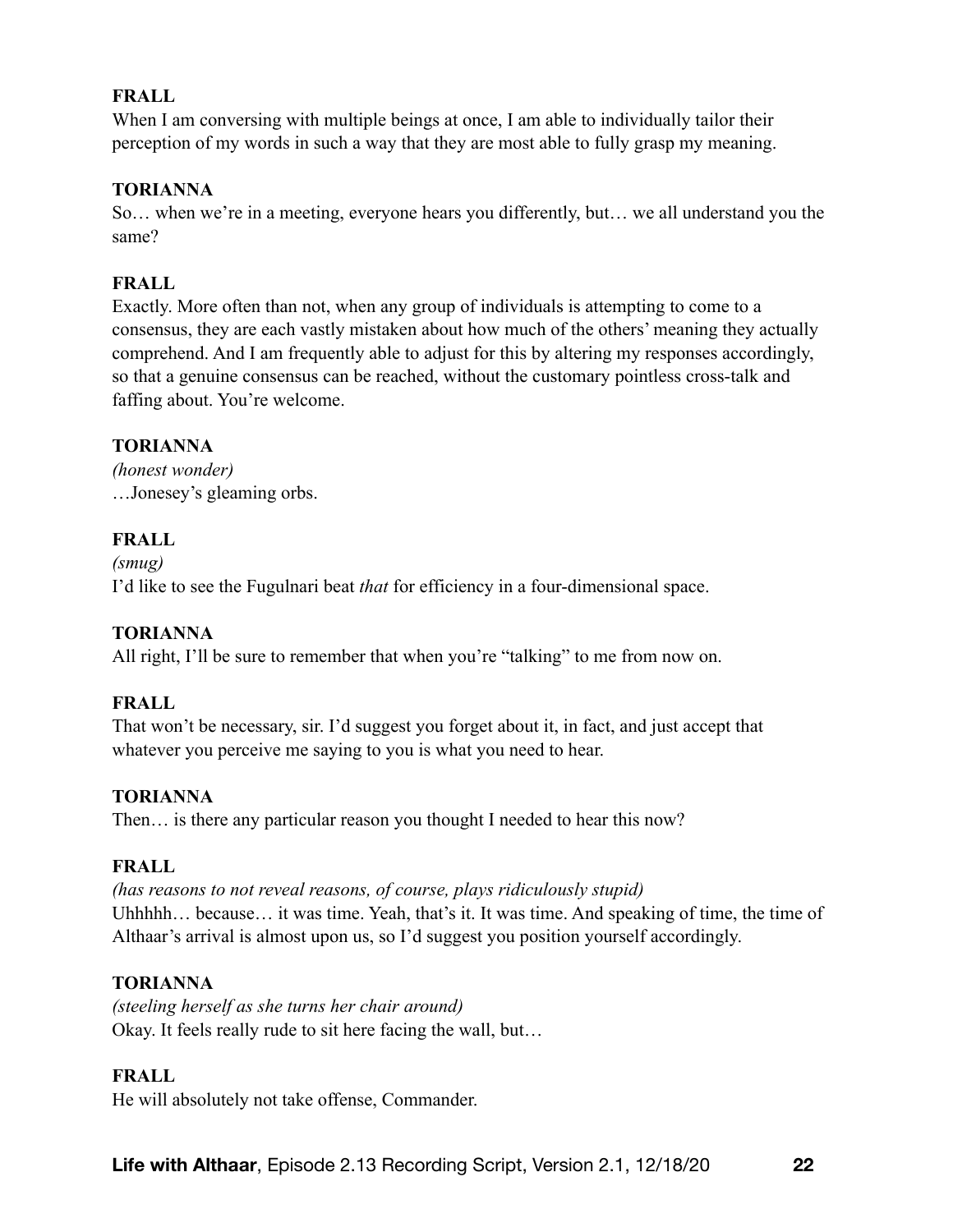**FRALL**

When I am conversing with multiple beings at once, I am able to individually tailor their perception of my words in such a way that they are most able to fully grasp my meaning.

**TORIANNA**

So… when we're in a meeting, everyone hears you differently, but… we all understand you the same?

**FRALL**

Exactly. More often than not, when any group of individuals is attempting to come to a consensus, they are each vastly mistaken about how much of the others' meaning they actually comprehend. And I am frequently able to adjust for this by altering my responses accordingly, so that a genuine consensus can be reached, without the customary pointless cross-talk and faffing about. You're welcome.

**TORIANNA**

*(honest wonder)*

…Jonesey's gleaming orbs.

**FRALL**

*(smug)*

I'd like to see the Fugulnari beat *that* for efficiency in a four-dimensional space.

**TORIANNA**

All right, I'll be sure to remember that when you're "talking" to me from now on.

**FRALL**

That won't be necessary, sir. I'd suggest you forget about it, in fact, and just accept that whatever you perceive me saying to you is what you need to hear.

**TORIANNA**

Then… is there any particular reason you thought I needed to hear this now?

**FRALL**

*(has reasons to not reveal reasons, of course, plays ridiculously stupid)*

Uhhhhh… because… it was time. Yeah, that's it. It was time. And speaking of time, the time of Althaar's arrival is almost upon us, so I'd suggest you position yourself accordingly.

**TORIANNA**

*(steeling herself as she turns her chair around)*

Okay. It feels really rude to sit here facing the wall, but…

**FRALL**

He will absolutely not take offense, Commander.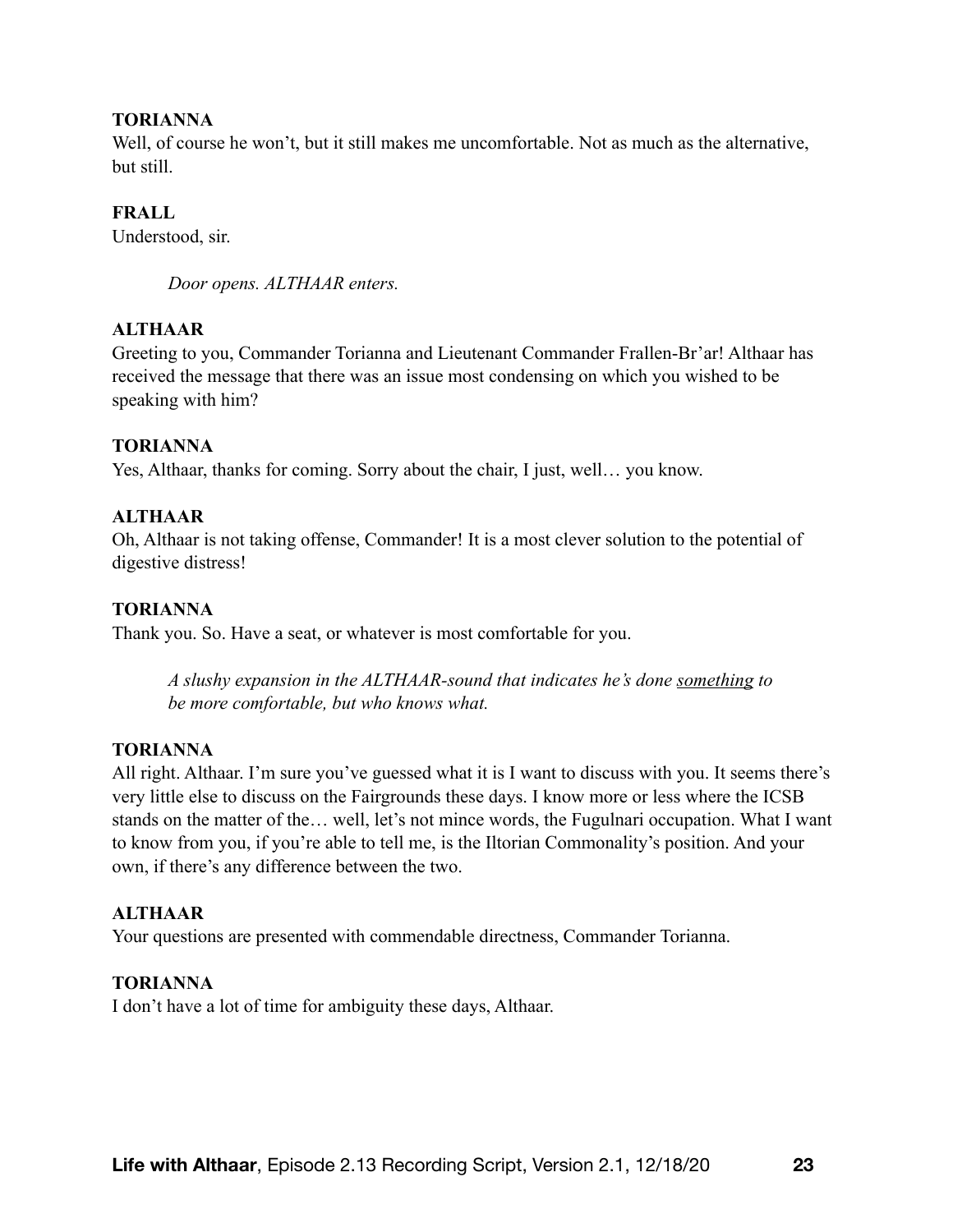**TORIANNA**
Well, of course he won't, but it still makes me uncomfortable. Not as much as the alternative, but still.

**FRALL**
Understood, sir.

*Door opens. ALTHAAR enters.*

**ALTHAAR**
Greeting to you, Commander Torianna and Lieutenant Commander Frallen-Br'ar! Althaar has received the message that there was an issue most condensing on which you wished to be speaking with him?

**TORIANNA**
Yes, Althaar, thanks for coming. Sorry about the chair, I just, well… you know.

**ALTHAAR**
Oh, Althaar is not taking offense, Commander! It is a most clever solution to the potential of digestive distress!

**TORIANNA**
Thank you. So. Have a seat, or whatever is most comfortable for you.

*A slushy expansion in the ALTHAAR-sound that indicates he's done <u>something</u> to be more comfortable, but who knows what.*

**TORIANNA**
All right. Althaar. I'm sure you've guessed what it is I want to discuss with you. It seems there's very little else to discuss on the Fairgrounds these days. I know more or less where the ICSB stands on the matter of the… well, let's not mince words, the Fugulnari occupation. What I want to know from you, if you're able to tell me, is the Iltorian Commonality's position. And your own, if there's any difference between the two.

**ALTHAAR**
Your questions are presented with commendable directness, Commander Torianna.

**TORIANNA**
I don't have a lot of time for ambiguity these days, Althaar.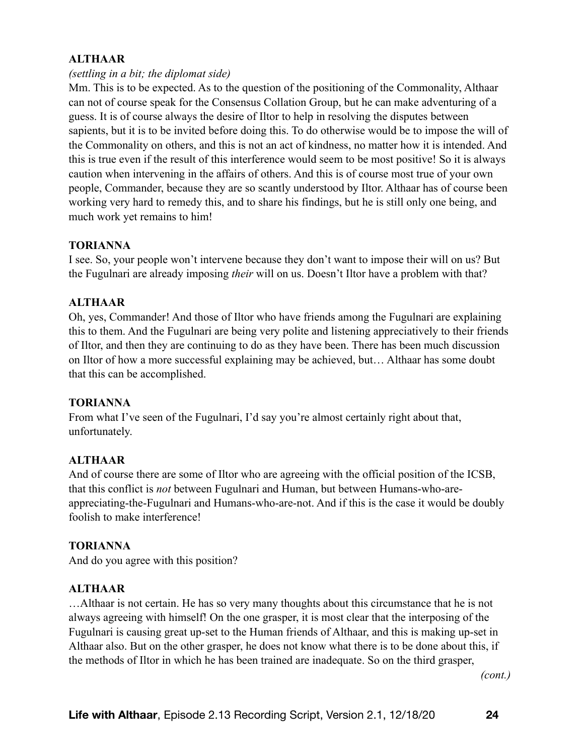**ALTHAAR**

*(settling in a bit; the diplomat side)*

Mm. This is to be expected. As to the question of the positioning of the Commonality, Althaar can not of course speak for the Consensus Collation Group, but he can make adventuring of a guess. It is of course always the desire of Iltor to help in resolving the disputes between sapients, but it is to be invited before doing this. To do otherwise would be to impose the will of the Commonality on others, and this is not an act of kindness, no matter how it is intended. And this is true even if the result of this interference would seem to be most positive! So it is always caution when intervening in the affairs of others. And this is of course most true of your own people, Commander, because they are so scantly understood by Iltor. Althaar has of course been working very hard to remedy this, and to share his findings, but he is still only one being, and much work yet remains to him!

**TORIANNA**

I see. So, your people won't intervene because they don't want to impose their will on us? But the Fugulnari are already imposing *their* will on us. Doesn't Iltor have a problem with that?

**ALTHAAR**

Oh, yes, Commander! And those of Iltor who have friends among the Fugulnari are explaining this to them. And the Fugulnari are being very polite and listening appreciatively to their friends of Iltor, and then they are continuing to do as they have been. There has been much discussion on Iltor of how a more successful explaining may be achieved, but… Althaar has some doubt that this can be accomplished.

**TORIANNA**

From what I've seen of the Fugulnari, I'd say you're almost certainly right about that, unfortunately.

**ALTHAAR**

And of course there are some of Iltor who are agreeing with the official position of the ICSB, that this conflict is *not* between Fugulnari and Human, but between Humans-who-are-appreciating-the-Fugulnari and Humans-who-are-not. And if this is the case it would be doubly foolish to make interference!

**TORIANNA**

And do you agree with this position?

**ALTHAAR**

…Althaar is not certain. He has so very many thoughts about this circumstance that he is not always agreeing with himself! On the one grasper, it is most clear that the interposing of the Fugulnari is causing great up-set to the Human friends of Althaar, and this is making up-set in Althaar also. But on the other grasper, he does not know what there is to be done about this, if the methods of Iltor in which he has been trained are inadequate. So on the third grasper,

*(cont.)*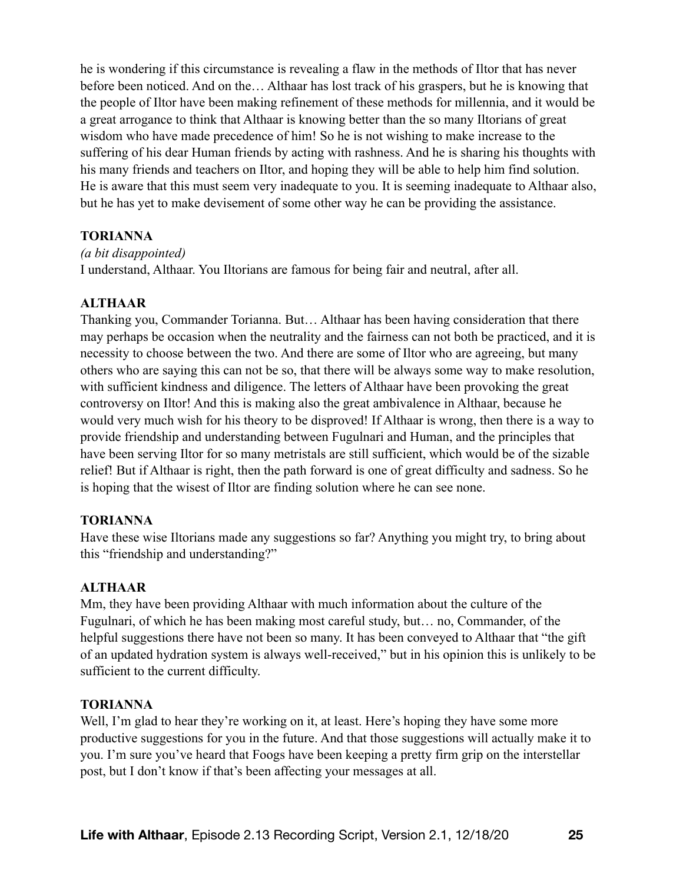he is wondering if this circumstance is revealing a flaw in the methods of Iltor that has never before been noticed. And on the… Althaar has lost track of his graspers, but he is knowing that the people of Iltor have been making refinement of these methods for millennia, and it would be a great arrogance to think that Althaar is knowing better than the so many Iltorians of great wisdom who have made precedence of him! So he is not wishing to make increase to the suffering of his dear Human friends by acting with rashness. And he is sharing his thoughts with his many friends and teachers on Iltor, and hoping they will be able to help him find solution. He is aware that this must seem very inadequate to you. It is seeming inadequate to Althaar also, but he has yet to make devisement of some other way he can be providing the assistance.

**TORIANNA**

*(a bit disappointed)*

I understand, Althaar. You Iltorians are famous for being fair and neutral, after all.

**ALTHAAR**

Thanking you, Commander Torianna. But… Althaar has been having consideration that there may perhaps be occasion when the neutrality and the fairness can not both be practiced, and it is necessity to choose between the two. And there are some of Iltor who are agreeing, but many others who are saying this can not be so, that there will be always some way to make resolution, with sufficient kindness and diligence. The letters of Althaar have been provoking the great controversy on Iltor! And this is making also the great ambivalence in Althaar, because he would very much wish for his theory to be disproved! If Althaar is wrong, then there is a way to provide friendship and understanding between Fugulnari and Human, and the principles that have been serving Iltor for so many metristals are still sufficient, which would be of the sizable relief! But if Althaar is right, then the path forward is one of great difficulty and sadness. So he is hoping that the wisest of Iltor are finding solution where he can see none.

**TORIANNA**

Have these wise Iltorians made any suggestions so far? Anything you might try, to bring about this "friendship and understanding?"

**ALTHAAR**

Mm, they have been providing Althaar with much information about the culture of the Fugulnari, of which he has been making most careful study, but… no, Commander, of the helpful suggestions there have not been so many. It has been conveyed to Althaar that "the gift of an updated hydration system is always well-received," but in his opinion this is unlikely to be sufficient to the current difficulty.

**TORIANNA**

Well, I'm glad to hear they're working on it, at least. Here's hoping they have some more productive suggestions for you in the future. And that those suggestions will actually make it to you. I'm sure you've heard that Foogs have been keeping a pretty firm grip on the interstellar post, but I don't know if that's been affecting your messages at all.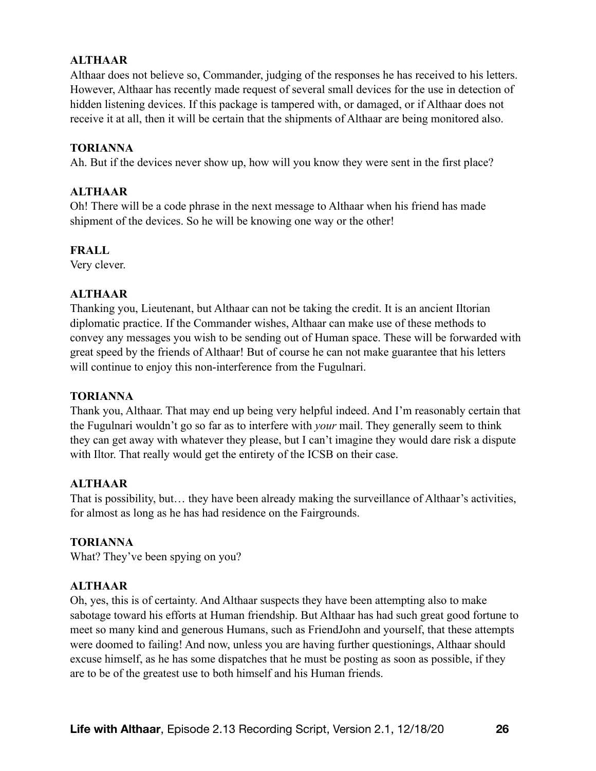**ALTHAAR**

Althaar does not believe so, Commander, judging of the responses he has received to his letters. However, Althaar has recently made request of several small devices for the use in detection of hidden listening devices. If this package is tampered with, or damaged, or if Althaar does not receive it at all, then it will be certain that the shipments of Althaar are being monitored also.

**TORIANNA**

Ah. But if the devices never show up, how will you know they were sent in the first place?

**ALTHAAR**

Oh! There will be a code phrase in the next message to Althaar when his friend has made shipment of the devices. So he will be knowing one way or the other!

**FRALL**

Very clever.

**ALTHAAR**

Thanking you, Lieutenant, but Althaar can not be taking the credit. It is an ancient Iltorian diplomatic practice. If the Commander wishes, Althaar can make use of these methods to convey any messages you wish to be sending out of Human space. These will be forwarded with great speed by the friends of Althaar! But of course he can not make guarantee that his letters will continue to enjoy this non-interference from the Fugulnari.

**TORIANNA**

Thank you, Althaar. That may end up being very helpful indeed. And I'm reasonably certain that the Fugulnari wouldn't go so far as to interfere with *your* mail. They generally seem to think they can get away with whatever they please, but I can't imagine they would dare risk a dispute with Iltor. That really would get the entirety of the ICSB on their case.

**ALTHAAR**

That is possibility, but… they have been already making the surveillance of Althaar's activities, for almost as long as he has had residence on the Fairgrounds.

**TORIANNA**

What? They've been spying on you?

**ALTHAAR**

Oh, yes, this is of certainty. And Althaar suspects they have been attempting also to make sabotage toward his efforts at Human friendship. But Althaar has had such great good fortune to meet so many kind and generous Humans, such as FriendJohn and yourself, that these attempts were doomed to failing! And now, unless you are having further questionings, Althaar should excuse himself, as he has some dispatches that he must be posting as soon as possible, if they are to be of the greatest use to both himself and his Human friends.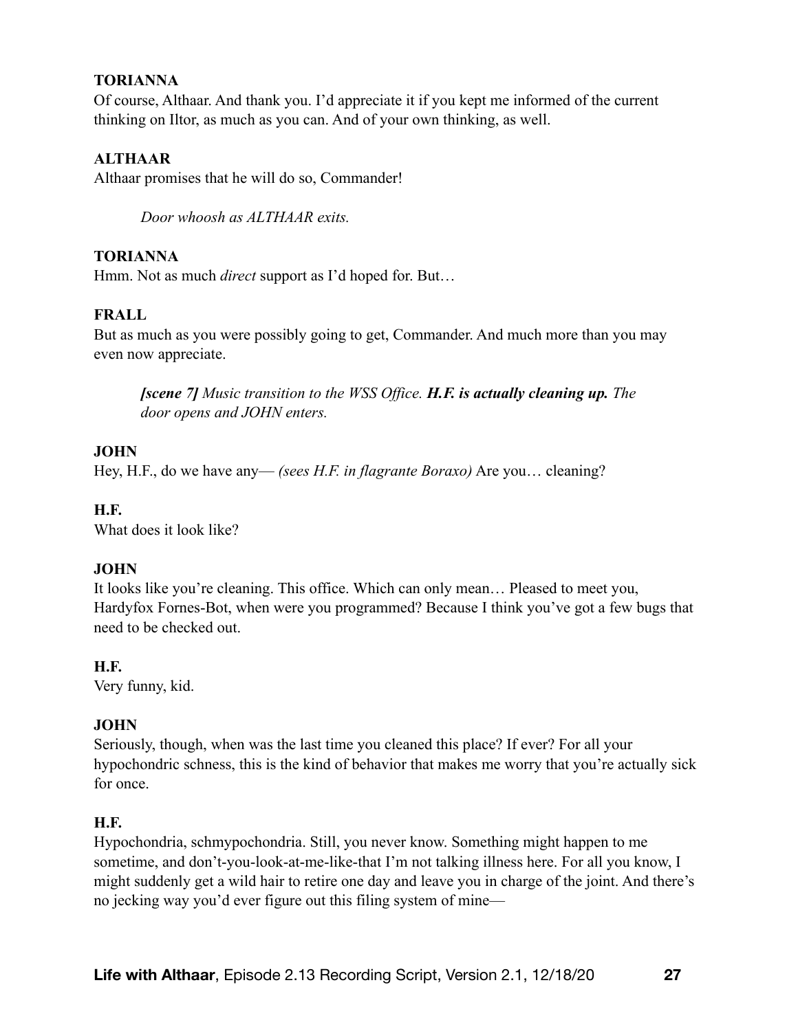**TORIANNA**
Of course, Althaar. And thank you. I'd appreciate it if you kept me informed of the current thinking on Iltor, as much as you can. And of your own thinking, as well.

**ALTHAAR**
Althaar promises that he will do so, Commander!

> *Door whoosh as ALTHAAR exits.*

**TORIANNA**
Hmm. Not as much *direct* support as I'd hoped for. But…

**FRALL**
But as much as you were possibly going to get, Commander. And much more than you may even now appreciate.

> ***[scene 7]*** *Music transition to the WSS Office.* ***H.F. is actually cleaning up.*** *The door opens and JOHN enters.*

**JOHN**
Hey, H.F., do we have any— *(sees H.F. in flagrante Boraxo)* Are you… cleaning?

**H.F.**
What does it look like?

**JOHN**
It looks like you're cleaning. This office. Which can only mean… Pleased to meet you, Hardyfox Fornes-Bot, when were you programmed? Because I think you've got a few bugs that need to be checked out.

**H.F.**
Very funny, kid.

**JOHN**
Seriously, though, when was the last time you cleaned this place? If ever? For all your hypochondric schness, this is the kind of behavior that makes me worry that you're actually sick for once.

**H.F.**
Hypochondria, schmypochondria. Still, you never know. Something might happen to me sometime, and don't-you-look-at-me-like-that I'm not talking illness here. For all you know, I might suddenly get a wild hair to retire one day and leave you in charge of the joint. And there's no jecking way you'd ever figure out this filing system of mine—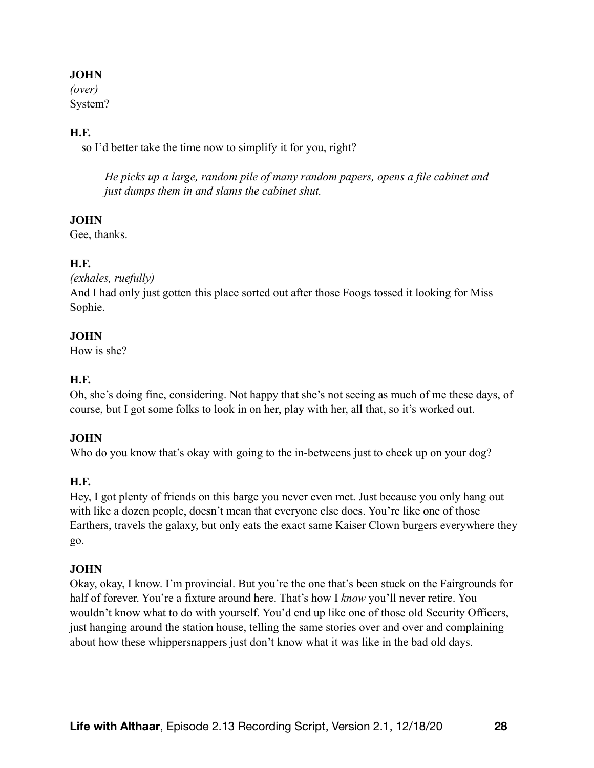**JOHN**
*(over)*
System?

**H.F.**
—so I'd better take the time now to simplify it for you, right?

> *He picks up a large, random pile of many random papers, opens a file cabinet and just dumps them in and slams the cabinet shut.*

**JOHN**
Gee, thanks.

**H.F.**
*(exhales, ruefully)*
And I had only just gotten this place sorted out after those Foogs tossed it looking for Miss Sophie.

**JOHN**
How is she?

**H.F.**
Oh, she's doing fine, considering. Not happy that she's not seeing as much of me these days, of course, but I got some folks to look in on her, play with her, all that, so it's worked out.

**JOHN**
Who do you know that's okay with going to the in-betweens just to check up on your dog?

**H.F.**
Hey, I got plenty of friends on this barge you never even met. Just because you only hang out with like a dozen people, doesn't mean that everyone else does. You're like one of those Earthers, travels the galaxy, but only eats the exact same Kaiser Clown burgers everywhere they go.

**JOHN**
Okay, okay, I know. I'm provincial. But you're the one that's been stuck on the Fairgrounds for half of forever. You're a fixture around here. That's how I *know* you'll never retire. You wouldn't know what to do with yourself. You'd end up like one of those old Security Officers, just hanging around the station house, telling the same stories over and over and complaining about how these whippersnappers just don't know what it was like in the bad old days.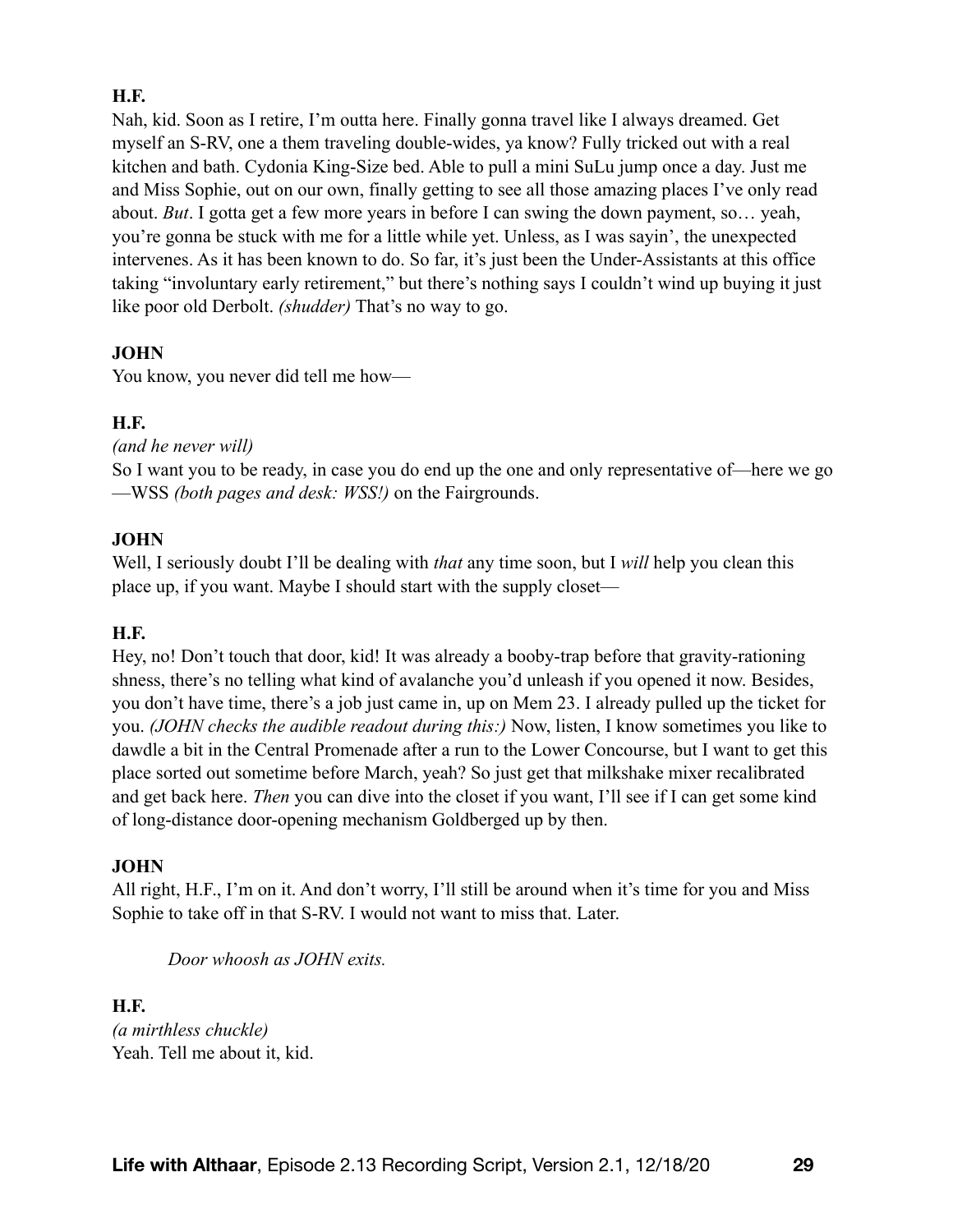**H.F.**

Nah, kid. Soon as I retire, I'm outta here. Finally gonna travel like I always dreamed. Get myself an S-RV, one a them traveling double-wides, ya know? Fully tricked out with a real kitchen and bath. Cydonia King-Size bed. Able to pull a mini SuLu jump once a day. Just me and Miss Sophie, out on our own, finally getting to see all those amazing places I've only read about. *But*. I gotta get a few more years in before I can swing the down payment, so… yeah, you're gonna be stuck with me for a little while yet. Unless, as I was sayin', the unexpected intervenes. As it has been known to do. So far, it's just been the Under-Assistants at this office taking "involuntary early retirement," but there's nothing says I couldn't wind up buying it just like poor old Derbolt. *(shudder)* That's no way to go.

**JOHN**

You know, you never did tell me how—

**H.F.**

*(and he never will)*

So I want you to be ready, in case you do end up the one and only representative of—here we go—WSS *(both pages and desk: WSS!)* on the Fairgrounds.

**JOHN**

Well, I seriously doubt I'll be dealing with *that* any time soon, but I *will* help you clean this place up, if you want. Maybe I should start with the supply closet—

**H.F.**

Hey, no! Don't touch that door, kid! It was already a booby-trap before that gravity-rationing shness, there's no telling what kind of avalanche you'd unleash if you opened it now. Besides, you don't have time, there's a job just came in, up on Mem 23. I already pulled up the ticket for you. *(JOHN checks the audible readout during this:)* Now, listen, I know sometimes you like to dawdle a bit in the Central Promenade after a run to the Lower Concourse, but I want to get this place sorted out sometime before March, yeah? So just get that milkshake mixer recalibrated and get back here. *Then* you can dive into the closet if you want, I'll see if I can get some kind of long-distance door-opening mechanism Goldberged up by then.

**JOHN**

All right, H.F., I'm on it. And don't worry, I'll still be around when it's time for you and Miss Sophie to take off in that S-RV. I would not want to miss that. Later.

*Door whoosh as JOHN exits.*

**H.F.**

*(a mirthless chuckle)*

Yeah. Tell me about it, kid.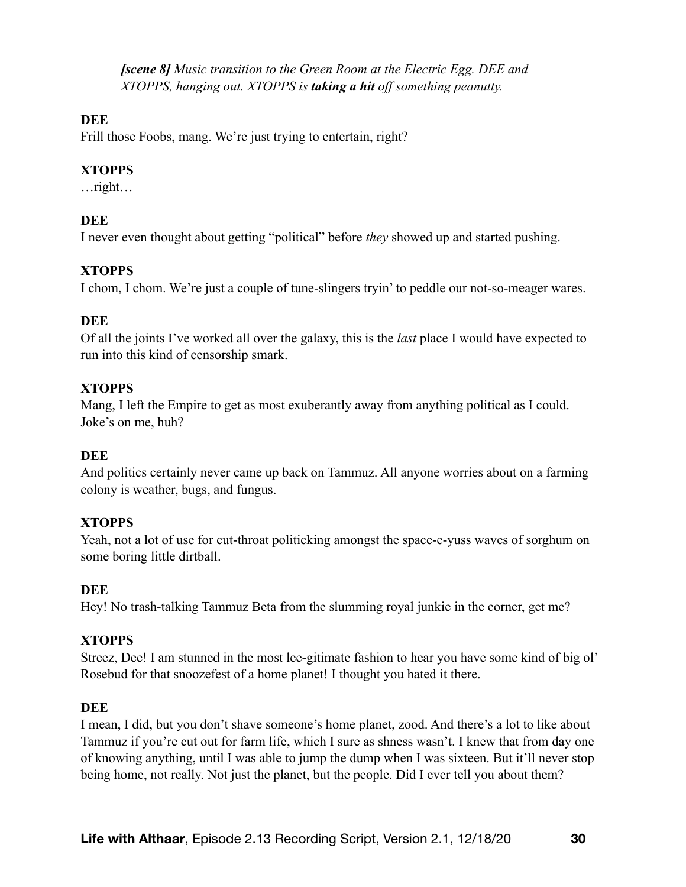*__[scene 8]__ Music transition to the Green Room at the Electric Egg. DEE and XTOPPS, hanging out. XTOPPS is __taking a hit__ off something peanutty.*

**DEE**

Frill those Foobs, mang. We're just trying to entertain, right?

**XTOPPS**

…right…

**DEE**

I never even thought about getting "political" before *they* showed up and started pushing.

**XTOPPS**

I chom, I chom. We're just a couple of tune-slingers tryin' to peddle our not-so-meager wares.

**DEE**

Of all the joints I've worked all over the galaxy, this is the *last* place I would have expected to run into this kind of censorship smark.

**XTOPPS**

Mang, I left the Empire to get as most exuberantly away from anything political as I could. Joke's on me, huh?

**DEE**

And politics certainly never came up back on Tammuz. All anyone worries about on a farming colony is weather, bugs, and fungus.

**XTOPPS**

Yeah, not a lot of use for cut-throat politicking amongst the space-e-yuss waves of sorghum on some boring little dirtball.

**DEE**

Hey! No trash-talking Tammuz Beta from the slumming royal junkie in the corner, get me?

**XTOPPS**

Streez, Dee! I am stunned in the most lee-gitimate fashion to hear you have some kind of big ol' Rosebud for that snoozefest of a home planet! I thought you hated it there.

**DEE**

I mean, I did, but you don't shave someone's home planet, zood. And there's a lot to like about Tammuz if you're cut out for farm life, which I sure as shness wasn't. I knew that from day one of knowing anything, until I was able to jump the dump when I was sixteen. But it'll never stop being home, not really. Not just the planet, but the people. Did I ever tell you about them?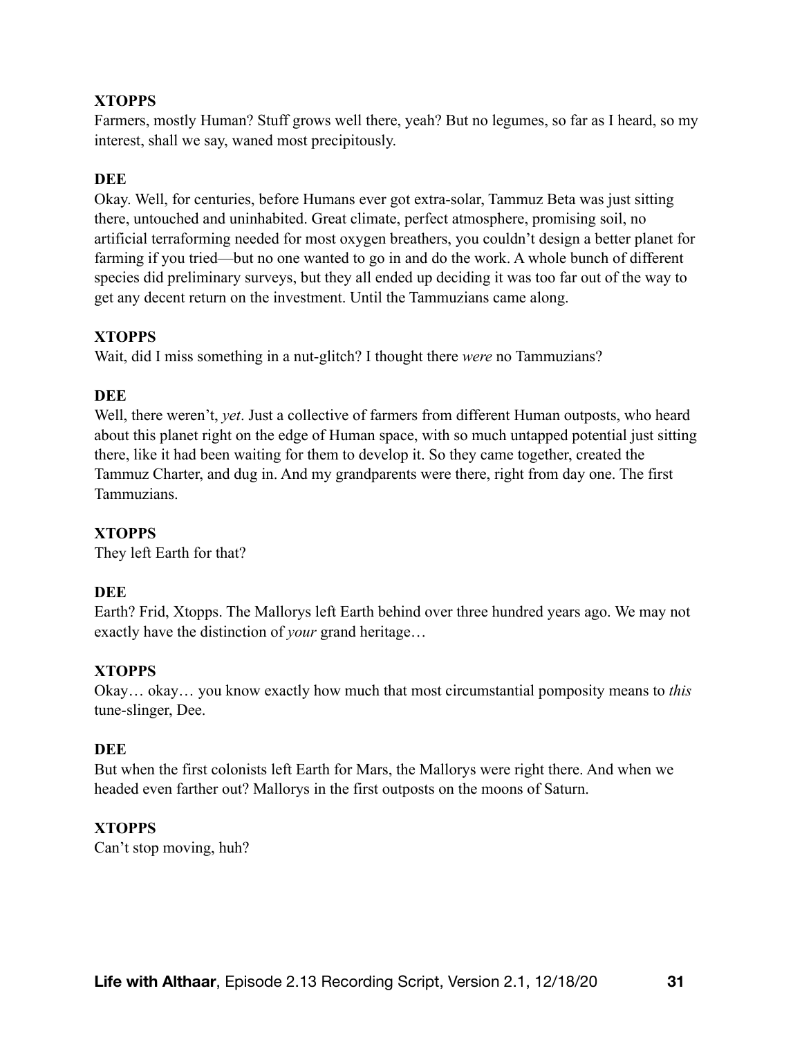**XTOPPS**
Farmers, mostly Human? Stuff grows well there, yeah? But no legumes, so far as I heard, so my interest, shall we say, waned most precipitously.

**DEE**
Okay. Well, for centuries, before Humans ever got extra-solar, Tammuz Beta was just sitting there, untouched and uninhabited. Great climate, perfect atmosphere, promising soil, no artificial terraforming needed for most oxygen breathers, you couldn't design a better planet for farming if you tried—but no one wanted to go in and do the work. A whole bunch of different species did preliminary surveys, but they all ended up deciding it was too far out of the way to get any decent return on the investment. Until the Tammuzians came along.

**XTOPPS**
Wait, did I miss something in a nut-glitch? I thought there *were* no Tammuzians?

**DEE**
Well, there weren't, *yet*. Just a collective of farmers from different Human outposts, who heard about this planet right on the edge of Human space, with so much untapped potential just sitting there, like it had been waiting for them to develop it. So they came together, created the Tammuz Charter, and dug in. And my grandparents were there, right from day one. The first Tammuzians.

**XTOPPS**
They left Earth for that?

**DEE**
Earth? Frid, Xtopps. The Mallorys left Earth behind over three hundred years ago. We may not exactly have the distinction of *your* grand heritage…

**XTOPPS**
Okay… okay… you know exactly how much that most circumstantial pomposity means to *this* tune-slinger, Dee.

**DEE**
But when the first colonists left Earth for Mars, the Mallorys were right there. And when we headed even farther out? Mallorys in the first outposts on the moons of Saturn.

**XTOPPS**
Can't stop moving, huh?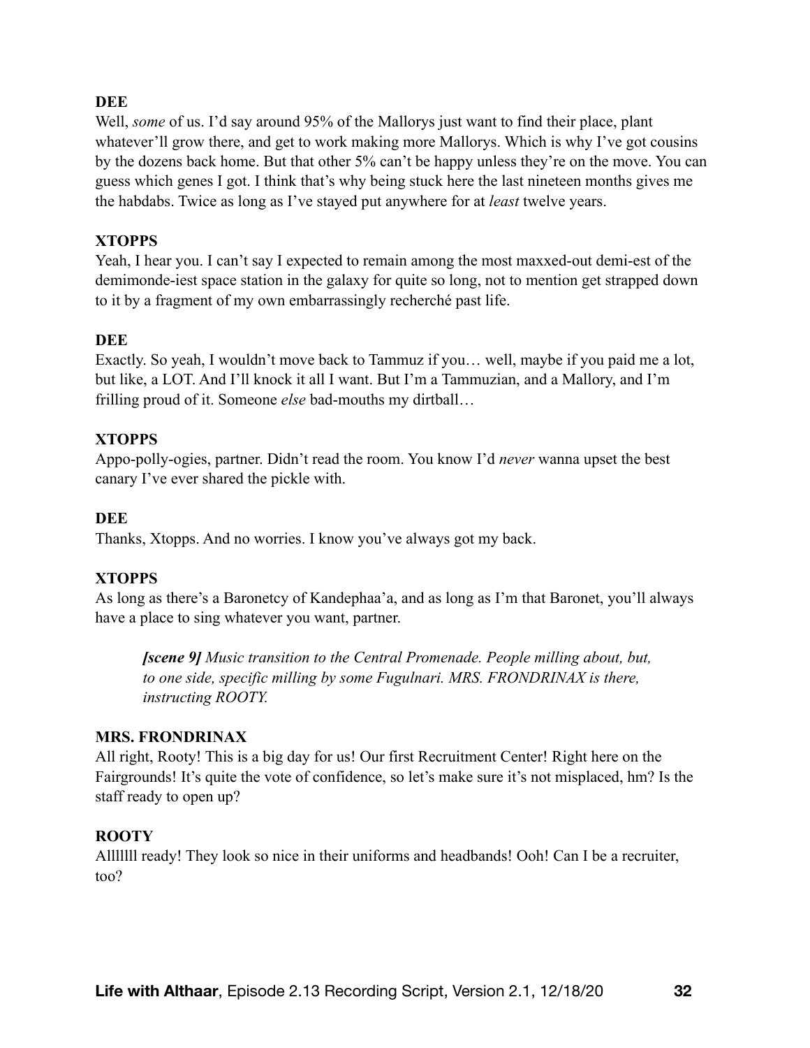**DEE**

Well, *some* of us. I'd say around 95% of the Mallorys just want to find their place, plant whatever'll grow there, and get to work making more Mallorys. Which is why I've got cousins by the dozens back home. But that other 5% can't be happy unless they're on the move. You can guess which genes I got. I think that's why being stuck here the last nineteen months gives me the habdabs. Twice as long as I've stayed put anywhere for at *least* twelve years.

**XTOPPS**

Yeah, I hear you. I can't say I expected to remain among the most maxxed-out demi-est of the demimonde-iest space station in the galaxy for quite so long, not to mention get strapped down to it by a fragment of my own embarrassingly recherché past life.

**DEE**

Exactly. So yeah, I wouldn't move back to Tammuz if you… well, maybe if you paid me a lot, but like, a LOT. And I'll knock it all I want. But I'm a Tammuzian, and a Mallory, and I'm frilling proud of it. Someone *else* bad-mouths my dirtball…

**XTOPPS**

Appo-polly-ogies, partner. Didn't read the room. You know I'd *never* wanna upset the best canary I've ever shared the pickle with.

**DEE**

Thanks, Xtopps. And no worries. I know you've always got my back.

**XTOPPS**

As long as there's a Baronetcy of Kandephaa'a, and as long as I'm that Baronet, you'll always have a place to sing whatever you want, partner.

> ***[scene 9]*** *Music transition to the Central Promenade. People milling about, but, to one side, specific milling by some Fugulnari. MRS. FRONDRINAX is there, instructing ROOTY.*

**MRS. FRONDRINAX**

All right, Rooty! This is a big day for us! Our first Recruitment Center! Right here on the Fairgrounds! It's quite the vote of confidence, so let's make sure it's not misplaced, hm? Is the staff ready to open up?

**ROOTY**

Alllllll ready! They look so nice in their uniforms and headbands! Ooh! Can I be a recruiter, too?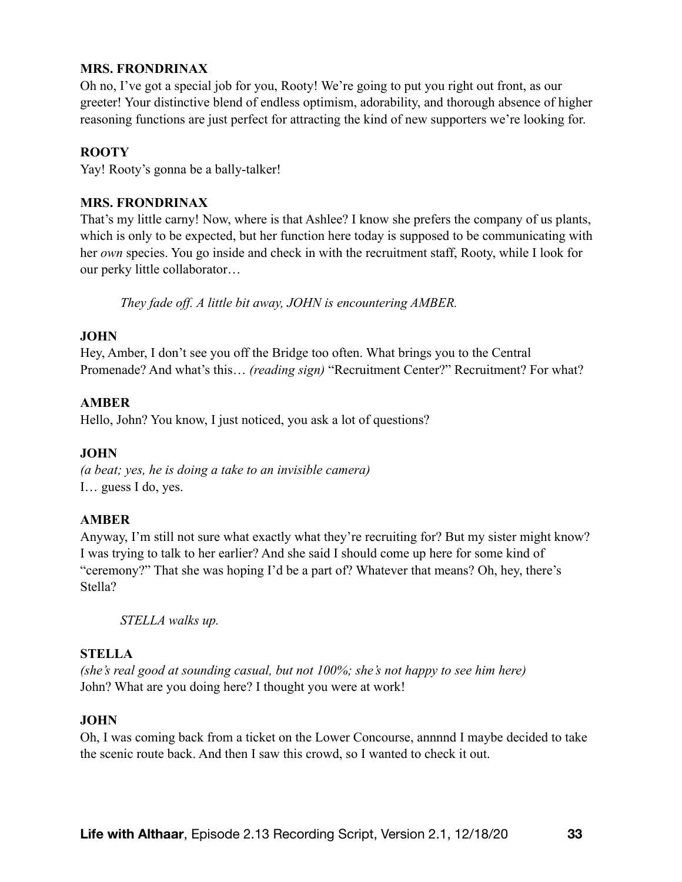**MRS. FRONDRINAX**

Oh no, I've got a special job for you, Rooty! We're going to put you right out front, as our greeter! Your distinctive blend of endless optimism, adorability, and thorough absence of higher reasoning functions are just perfect for attracting the kind of new supporters we're looking for.

**ROOTY**

Yay! Rooty's gonna be a bally-talker!

**MRS. FRONDRINAX**

That's my little carny! Now, where is that Ashlee? I know she prefers the company of us plants, which is only to be expected, but her function here today is supposed to be communicating with her *own* species. You go inside and check in with the recruitment staff, Rooty, while I look for our perky little collaborator…

> *They fade off. A little bit away, JOHN is encountering AMBER.*

**JOHN**

Hey, Amber, I don't see you off the Bridge too often. What brings you to the Central Promenade? And what's this… *(reading sign)* "Recruitment Center?" Recruitment? For what?

**AMBER**

Hello, John? You know, I just noticed, you ask a lot of questions?

**JOHN**

*(a beat; yes, he is doing a take to an invisible camera)*
I… guess I do, yes.

**AMBER**

Anyway, I'm still not sure what exactly what they're recruiting for? But my sister might know? I was trying to talk to her earlier? And she said I should come up here for some kind of "ceremony?" That she was hoping I'd be a part of? Whatever that means? Oh, hey, there's Stella?

> *STELLA walks up.*

**STELLA**

*(she's real good at sounding casual, but not 100%; she's not happy to see him here)*
John? What are you doing here? I thought you were at work!

**JOHN**

Oh, I was coming back from a ticket on the Lower Concourse, annnnd I maybe decided to take the scenic route back. And then I saw this crowd, so I wanted to check it out.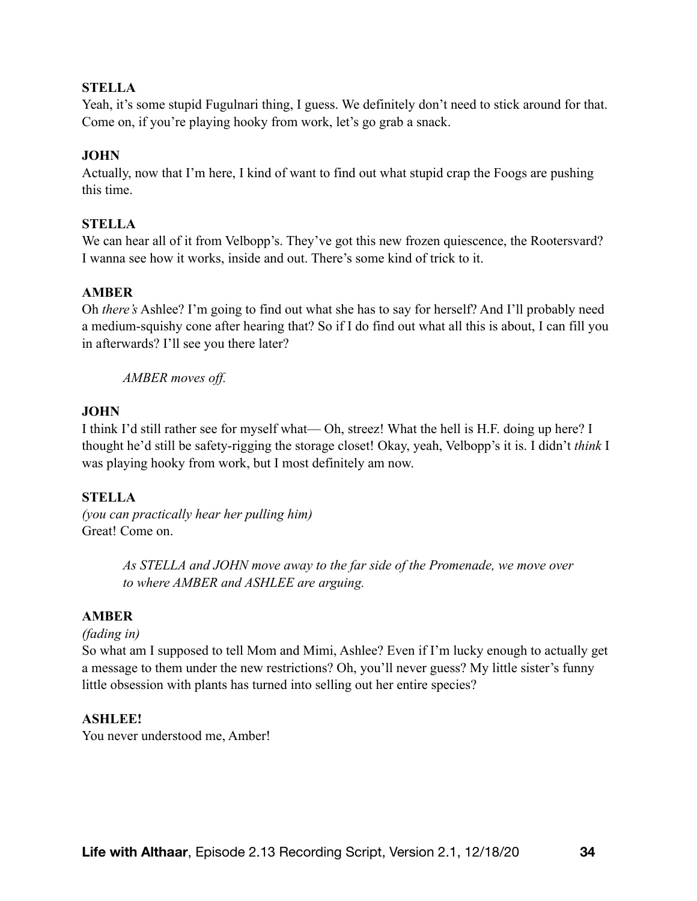**STELLA**
Yeah, it's some stupid Fugulnari thing, I guess. We definitely don't need to stick around for that. Come on, if you're playing hooky from work, let's go grab a snack.

**JOHN**
Actually, now that I'm here, I kind of want to find out what stupid crap the Foogs are pushing this time.

**STELLA**
We can hear all of it from Velbopp's. They've got this new frozen quiescence, the Rootersvard? I wanna see how it works, inside and out. There's some kind of trick to it.

**AMBER**
Oh *there's* Ashlee? I'm going to find out what she has to say for herself? And I'll probably need a medium-squishy cone after hearing that? So if I do find out what all this is about, I can fill you in afterwards? I'll see you there later?

*AMBER moves off.*

**JOHN**
I think I'd still rather see for myself what— Oh, streez! What the hell is H.F. doing up here? I thought he'd still be safety-rigging the storage closet! Okay, yeah, Velbopp's it is. I didn't *think* I was playing hooky from work, but I most definitely am now.

**STELLA**
*(you can practically hear her pulling him)*
Great! Come on.

*As STELLA and JOHN move away to the far side of the Promenade, we move over to where AMBER and ASHLEE are arguing.*

**AMBER**
*(fading in)*
So what am I supposed to tell Mom and Mimi, Ashlee? Even if I'm lucky enough to actually get a message to them under the new restrictions? Oh, you'll never guess? My little sister's funny little obsession with plants has turned into selling out her entire species?

**ASHLEE!**
You never understood me, Amber!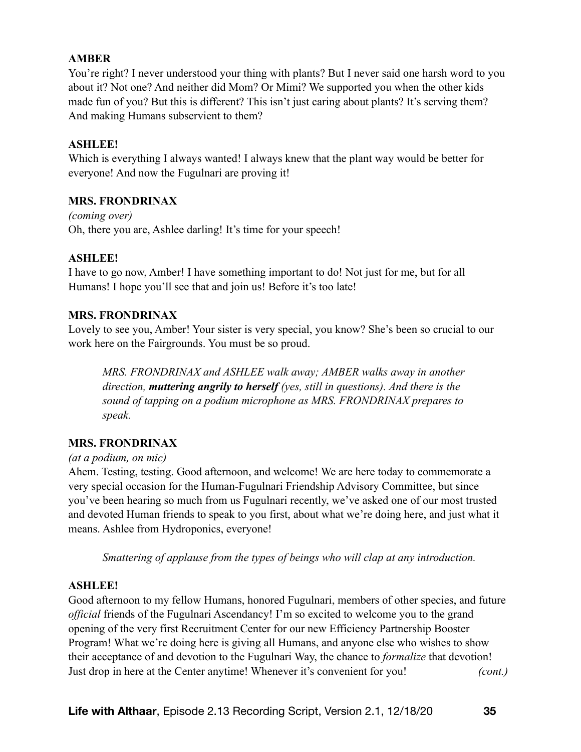**AMBER**
You're right? I never understood your thing with plants? But I never said one harsh word to you about it? Not one? And neither did Mom? Or Mimi? We supported you when the other kids made fun of you? But this is different? This isn't just caring about plants? It's serving them? And making Humans subservient to them?

**ASHLEE!**
Which is everything I always wanted! I always knew that the plant way would be better for everyone! And now the Fugulnari are proving it!

**MRS. FRONDRINAX**
*(coming over)*
Oh, there you are, Ashlee darling! It's time for your speech!

**ASHLEE!**
I have to go now, Amber! I have something important to do! Not just for me, but for all Humans! I hope you'll see that and join us! Before it's too late!

**MRS. FRONDRINAX**
Lovely to see you, Amber! Your sister is very special, you know? She's been so crucial to our work here on the Fairgrounds. You must be so proud.

> *MRS. FRONDRINAX and ASHLEE walk away; AMBER walks away in another direction, **muttering angrily to herself** (yes, still in questions). And there is the sound of tapping on a podium microphone as MRS. FRONDRINAX prepares to speak.*

**MRS. FRONDRINAX**
*(at a podium, on mic)*
Ahem. Testing, testing. Good afternoon, and welcome! We are here today to commemorate a very special occasion for the Human-Fugulnari Friendship Advisory Committee, but since you've been hearing so much from us Fugulnari recently, we've asked one of our most trusted and devoted Human friends to speak to you first, about what we're doing here, and just what it means. Ashlee from Hydroponics, everyone!

> *Smattering of applause from the types of beings who will clap at any introduction.*

**ASHLEE!**
Good afternoon to my fellow Humans, honored Fugulnari, members of other species, and future *official* friends of the Fugulnari Ascendancy! I'm so excited to welcome you to the grand opening of the very first Recruitment Center for our new Efficiency Partnership Booster Program! What we're doing here is giving all Humans, and anyone else who wishes to show their acceptance of and devotion to the Fugulnari Way, the chance to *formalize* that devotion! Just drop in here at the Center anytime! Whenever it's convenient for you! *(cont.)*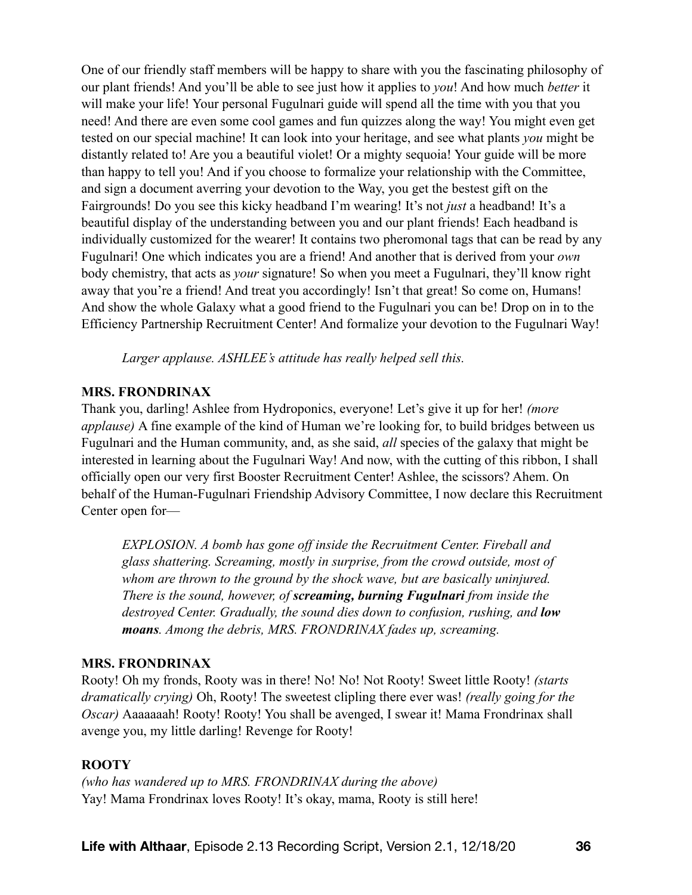One of our friendly staff members will be happy to share with you the fascinating philosophy of our plant friends! And you'll be able to see just how it applies to *you*! And how much *better* it will make your life! Your personal Fugulnari guide will spend all the time with you that you need! And there are even some cool games and fun quizzes along the way! You might even get tested on our special machine! It can look into your heritage, and see what plants *you* might be distantly related to! Are you a beautiful violet! Or a mighty sequoia! Your guide will be more than happy to tell you! And if you choose to formalize your relationship with the Committee, and sign a document averring your devotion to the Way, you get the bestest gift on the Fairgrounds! Do you see this kicky headband I'm wearing! It's not *just* a headband! It's a beautiful display of the understanding between you and our plant friends! Each headband is individually customized for the wearer! It contains two pheromonal tags that can be read by any Fugulnari! One which indicates you are a friend! And another that is derived from your *own* body chemistry, that acts as *your* signature! So when you meet a Fugulnari, they'll know right away that you're a friend! And treat you accordingly! Isn't that great! So come on, Humans! And show the whole Galaxy what a good friend to the Fugulnari you can be! Drop on in to the Efficiency Partnership Recruitment Center! And formalize your devotion to the Fugulnari Way!

> *Larger applause. ASHLEE's attitude has really helped sell this.*

**MRS. FRONDRINAX**
Thank you, darling! Ashlee from Hydroponics, everyone! Let's give it up for her! *(more applause)* A fine example of the kind of Human we're looking for, to build bridges between us Fugulnari and the Human community, and, as she said, *all* species of the galaxy that might be interested in learning about the Fugulnari Way! And now, with the cutting of this ribbon, I shall officially open our very first Booster Recruitment Center! Ashlee, the scissors? Ahem. On behalf of the Human-Fugulnari Friendship Advisory Committee, I now declare this Recruitment Center open for—

> *EXPLOSION. A bomb has gone off inside the Recruitment Center. Fireball and glass shattering. Screaming, mostly in surprise, from the crowd outside, most of whom are thrown to the ground by the shock wave, but are basically uninjured. There is the sound, however, of **screaming, burning Fugulnari** from inside the destroyed Center. Gradually, the sound dies down to confusion, rushing, and **low moans**. Among the debris, MRS. FRONDRINAX fades up, screaming.*

**MRS. FRONDRINAX**
Rooty! Oh my fronds, Rooty was in there! No! No! Not Rooty! Sweet little Rooty! *(starts dramatically crying)* Oh, Rooty! The sweetest clipling there ever was! *(really going for the Oscar)* Aaaaaaah! Rooty! Rooty! You shall be avenged, I swear it! Mama Frondrinax shall avenge you, my little darling! Revenge for Rooty!

**ROOTY**
*(who has wandered up to MRS. FRONDRINAX during the above)*
Yay! Mama Frondrinax loves Rooty! It's okay, mama, Rooty is still here!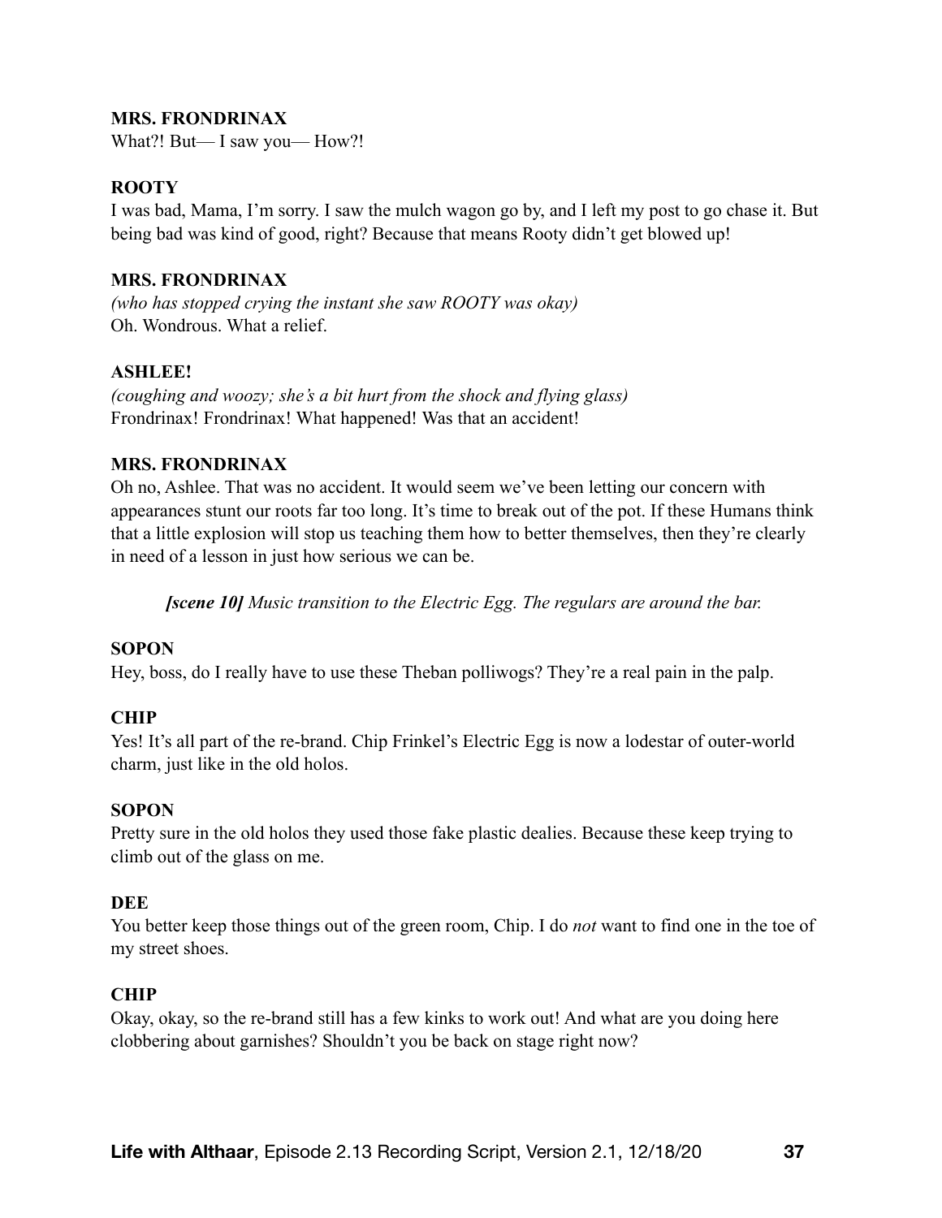**MRS. FRONDRINAX**
What?! But— I saw you— How?!

**ROOTY**
I was bad, Mama, I'm sorry. I saw the mulch wagon go by, and I left my post to go chase it. But being bad was kind of good, right? Because that means Rooty didn't get blowed up!

**MRS. FRONDRINAX**
*(who has stopped crying the instant she saw ROOTY was okay)*
Oh. Wondrous. What a relief.

**ASHLEE!**
*(coughing and woozy; she's a bit hurt from the shock and flying glass)*
Frondrinax! Frondrinax! What happened! Was that an accident!

**MRS. FRONDRINAX**
Oh no, Ashlee. That was no accident. It would seem we've been letting our concern with appearances stunt our roots far too long. It's time to break out of the pot. If these Humans think that a little explosion will stop us teaching them how to better themselves, then they're clearly in need of a lesson in just how serious we can be.

> ***[scene 10]*** *Music transition to the Electric Egg. The regulars are around the bar.*

**SOPON**
Hey, boss, do I really have to use these Theban polliwogs? They're a real pain in the palp.

**CHIP**
Yes! It's all part of the re-brand. Chip Frinkel's Electric Egg is now a lodestar of outer-world charm, just like in the old holos.

**SOPON**
Pretty sure in the old holos they used those fake plastic dealies. Because these keep trying to climb out of the glass on me.

**DEE**
You better keep those things out of the green room, Chip. I do *not* want to find one in the toe of my street shoes.

**CHIP**
Okay, okay, so the re-brand still has a few kinks to work out! And what are you doing here clobbering about garnishes? Shouldn't you be back on stage right now?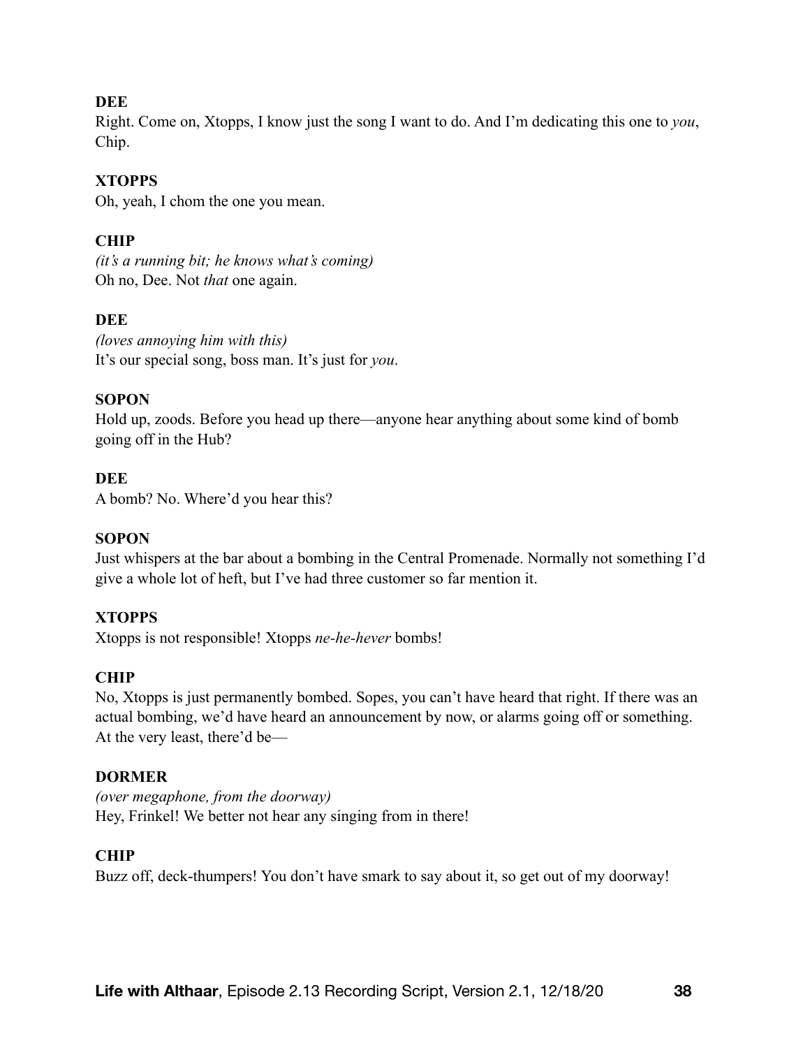**DEE**

Right. Come on, Xtopps, I know just the song I want to do. And I'm dedicating this one to *you*, Chip.

**XTOPPS**

Oh, yeah, I chom the one you mean.

**CHIP**

*(it's a running bit; he knows what's coming)*

Oh no, Dee. Not *that* one again.

**DEE**

*(loves annoying him with this)*

It's our special song, boss man. It's just for *you*.

**SOPON**

Hold up, zoods. Before you head up there—anyone hear anything about some kind of bomb going off in the Hub?

**DEE**

A bomb? No. Where'd you hear this?

**SOPON**

Just whispers at the bar about a bombing in the Central Promenade. Normally not something I'd give a whole lot of heft, but I've had three customer so far mention it.

**XTOPPS**

Xtopps is not responsible! Xtopps *ne-he-hever* bombs!

**CHIP**

No, Xtopps is just permanently bombed. Sopes, you can't have heard that right. If there was an actual bombing, we'd have heard an announcement by now, or alarms going off or something. At the very least, there'd be—

**DORMER**

*(over megaphone, from the doorway)*

Hey, Frinkel! We better not hear any singing from in there!

**CHIP**

Buzz off, deck-thumpers! You don't have smark to say about it, so get out of my doorway!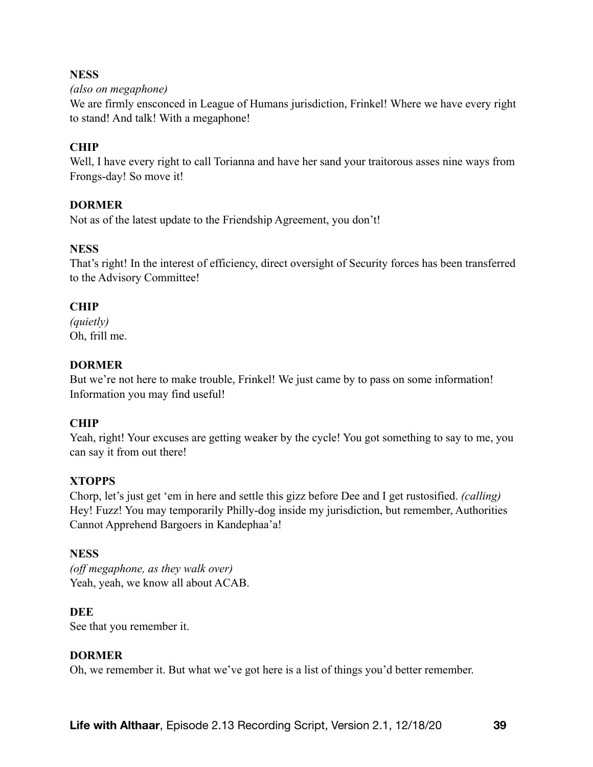**NESS**

*(also on megaphone)*

We are firmly ensconced in League of Humans jurisdiction, Frinkel! Where we have every right to stand! And talk! With a megaphone!

**CHIP**

Well, I have every right to call Torianna and have her sand your traitorous asses nine ways from Frongs-day! So move it!

**DORMER**

Not as of the latest update to the Friendship Agreement, you don't!

**NESS**

That's right! In the interest of efficiency, direct oversight of Security forces has been transferred to the Advisory Committee!

**CHIP**

*(quietly)*

Oh, frill me.

**DORMER**

But we're not here to make trouble, Frinkel! We just came by to pass on some information! Information you may find useful!

**CHIP**

Yeah, right! Your excuses are getting weaker by the cycle! You got something to say to me, you can say it from out there!

**XTOPPS**

Chorp, let's just get 'em in here and settle this gizz before Dee and I get rustosified. *(calling)* Hey! Fuzz! You may temporarily Philly-dog inside my jurisdiction, but remember, Authorities Cannot Apprehend Bargoers in Kandephaa'a!

**NESS**

*(off megaphone, as they walk over)*

Yeah, yeah, we know all about ACAB.

**DEE**

See that you remember it.

**DORMER**

Oh, we remember it. But what we've got here is a list of things you'd better remember.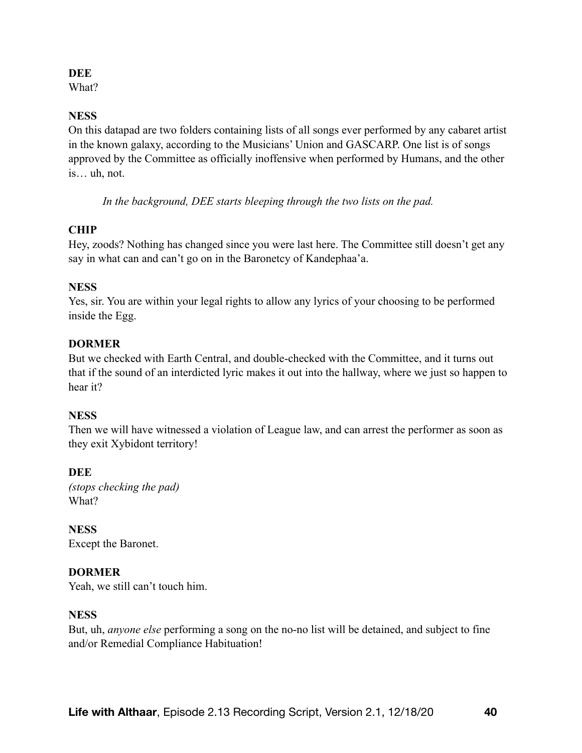**DEE**
What?

**NESS**
On this datapad are two folders containing lists of all songs ever performed by any cabaret artist in the known galaxy, according to the Musicians' Union and GASCARP. One list is of songs approved by the Committee as officially inoffensive when performed by Humans, and the other is… uh, not.

*In the background, DEE starts bleeping through the two lists on the pad.*

**CHIP**
Hey, zoods? Nothing has changed since you were last here. The Committee still doesn't get any say in what can and can't go on in the Baronetcy of Kandephaa'a.

**NESS**
Yes, sir. You are within your legal rights to allow any lyrics of your choosing to be performed inside the Egg.

**DORMER**
But we checked with Earth Central, and double-checked with the Committee, and it turns out that if the sound of an interdicted lyric makes it out into the hallway, where we just so happen to hear it?

**NESS**
Then we will have witnessed a violation of League law, and can arrest the performer as soon as they exit Xybidont territory!

**DEE**
*(stops checking the pad)*
What?

**NESS**
Except the Baronet.

**DORMER**
Yeah, we still can't touch him.

**NESS**
But, uh, *anyone else* performing a song on the no-no list will be detained, and subject to fine and/or Remedial Compliance Habituation!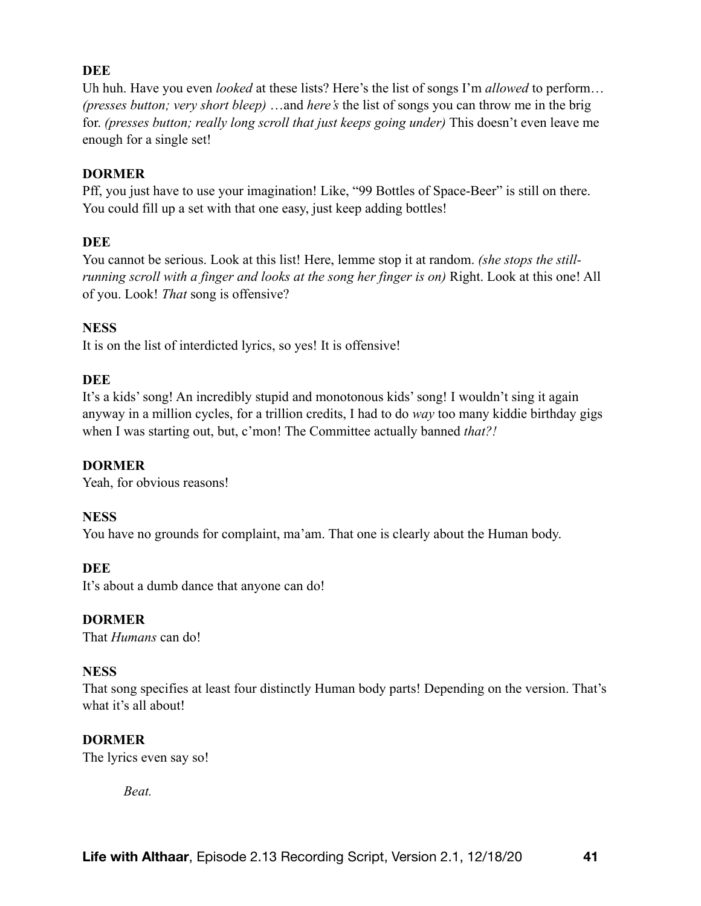**DEE**

Uh huh. Have you even *looked* at these lists? Here's the list of songs I'm *allowed* to perform… *(presses button; very short bleep)* …and *here's* the list of songs you can throw me in the brig for. *(presses button; really long scroll that just keeps going under)* This doesn't even leave me enough for a single set!

**DORMER**

Pff, you just have to use your imagination! Like, "99 Bottles of Space-Beer" is still on there. You could fill up a set with that one easy, just keep adding bottles!

**DEE**

You cannot be serious. Look at this list! Here, lemme stop it at random. *(she stops the still-running scroll with a finger and looks at the song her finger is on)* Right. Look at this one! All of you. Look! *That* song is offensive?

**NESS**

It is on the list of interdicted lyrics, so yes! It is offensive!

**DEE**

It's a kids' song! An incredibly stupid and monotonous kids' song! I wouldn't sing it again anyway in a million cycles, for a trillion credits, I had to do *way* too many kiddie birthday gigs when I was starting out, but, c'mon! The Committee actually banned *that?!*

**DORMER**

Yeah, for obvious reasons!

**NESS**

You have no grounds for complaint, ma'am. That one is clearly about the Human body.

**DEE**

It's about a dumb dance that anyone can do!

**DORMER**

That *Humans* can do!

**NESS**

That song specifies at least four distinctly Human body parts! Depending on the version. That's what it's all about!

**DORMER**

The lyrics even say so!

*Beat.*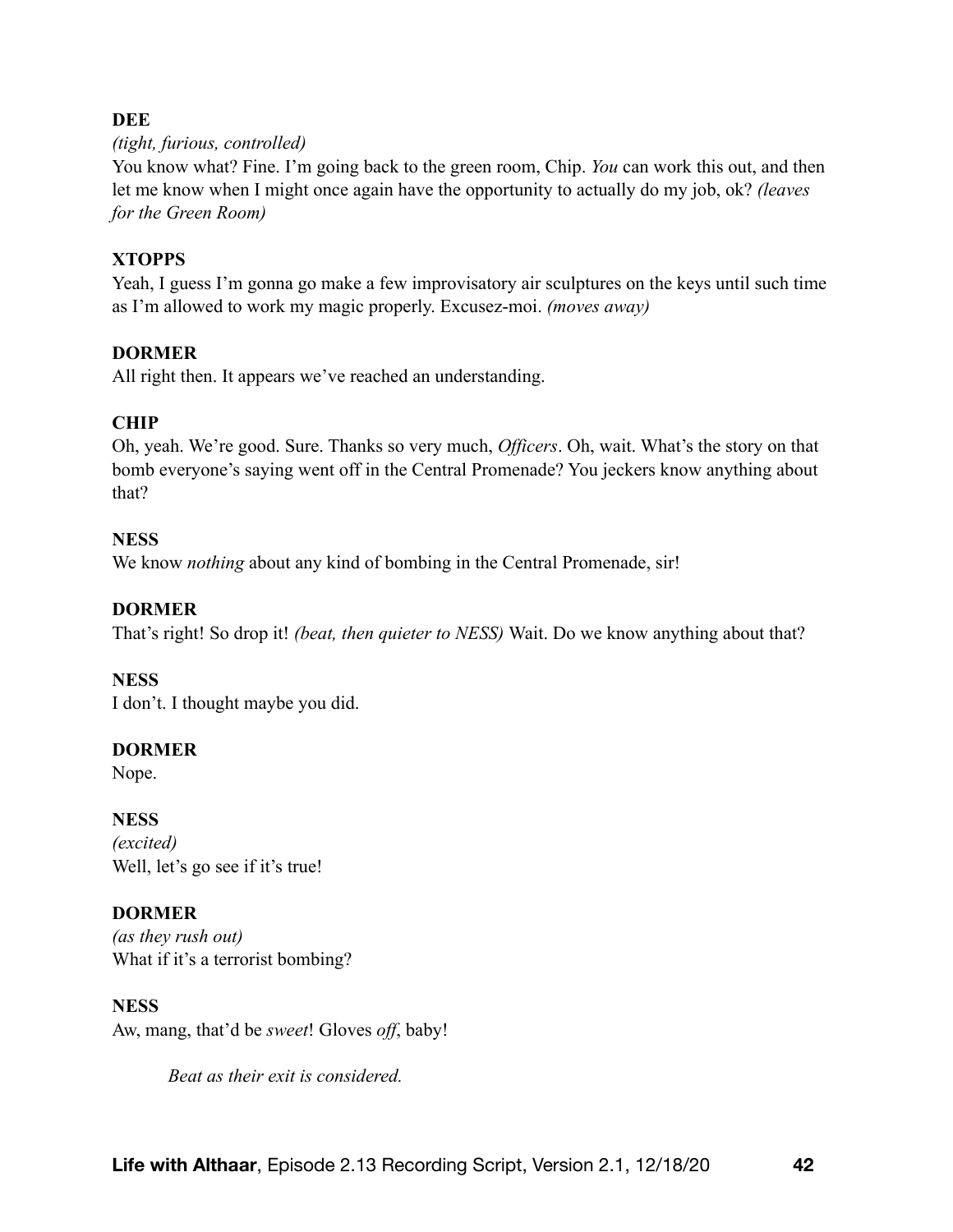**DEE**

*(tight, furious, controlled)*

You know what? Fine. I'm going back to the green room, Chip. *You* can work this out, and then let me know when I might once again have the opportunity to actually do my job, ok? *(leaves for the Green Room)*

**XTOPPS**

Yeah, I guess I'm gonna go make a few improvisatory air sculptures on the keys until such time as I'm allowed to work my magic properly. Excusez-moi. *(moves away)*

**DORMER**

All right then. It appears we've reached an understanding.

**CHIP**

Oh, yeah. We're good. Sure. Thanks so very much, *Officers*. Oh, wait. What's the story on that bomb everyone's saying went off in the Central Promenade? You jeckers know anything about that?

**NESS**

We know *nothing* about any kind of bombing in the Central Promenade, sir!

**DORMER**

That's right! So drop it! *(beat, then quieter to NESS)* Wait. Do we know anything about that?

**NESS**

I don't. I thought maybe you did.

**DORMER**

Nope.

**NESS**

*(excited)*

Well, let's go see if it's true!

**DORMER**

*(as they rush out)*

What if it's a terrorist bombing?

**NESS**

Aw, mang, that'd be *sweet*! Gloves *off*, baby!

*Beat as their exit is considered.*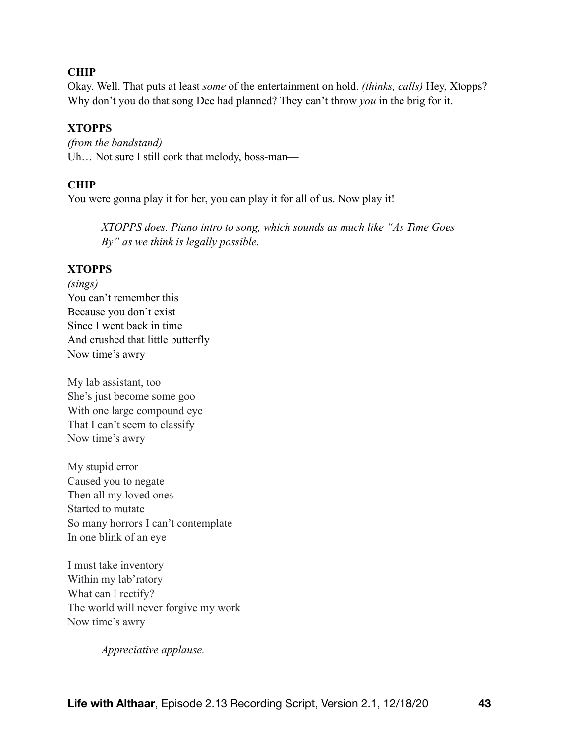**CHIP**

Okay. Well. That puts at least *some* of the entertainment on hold. *(thinks, calls)* Hey, Xtopps? Why don't you do that song Dee had planned? They can't throw *you* in the brig for it.

**XTOPPS**

*(from the bandstand)*
Uh… Not sure I still cork that melody, boss-man—

**CHIP**

You were gonna play it for her, you can play it for all of us. Now play it!

> *XTOPPS does. Piano intro to song, which sounds as much like "As Time Goes By" as we think is legally possible.*

**XTOPPS**

*(sings)*
You can't remember this
Because you don't exist
Since I went back in time
And crushed that little butterfly
Now time's awry

My lab assistant, too
She's just become some goo
With one large compound eye
That I can't seem to classify
Now time's awry

My stupid error
Caused you to negate
Then all my loved ones
Started to mutate
So many horrors I can't contemplate
In one blink of an eye

I must take inventory
Within my lab'ratory
What can I rectify?
The world will never forgive my work
Now time's awry

> *Appreciative applause.*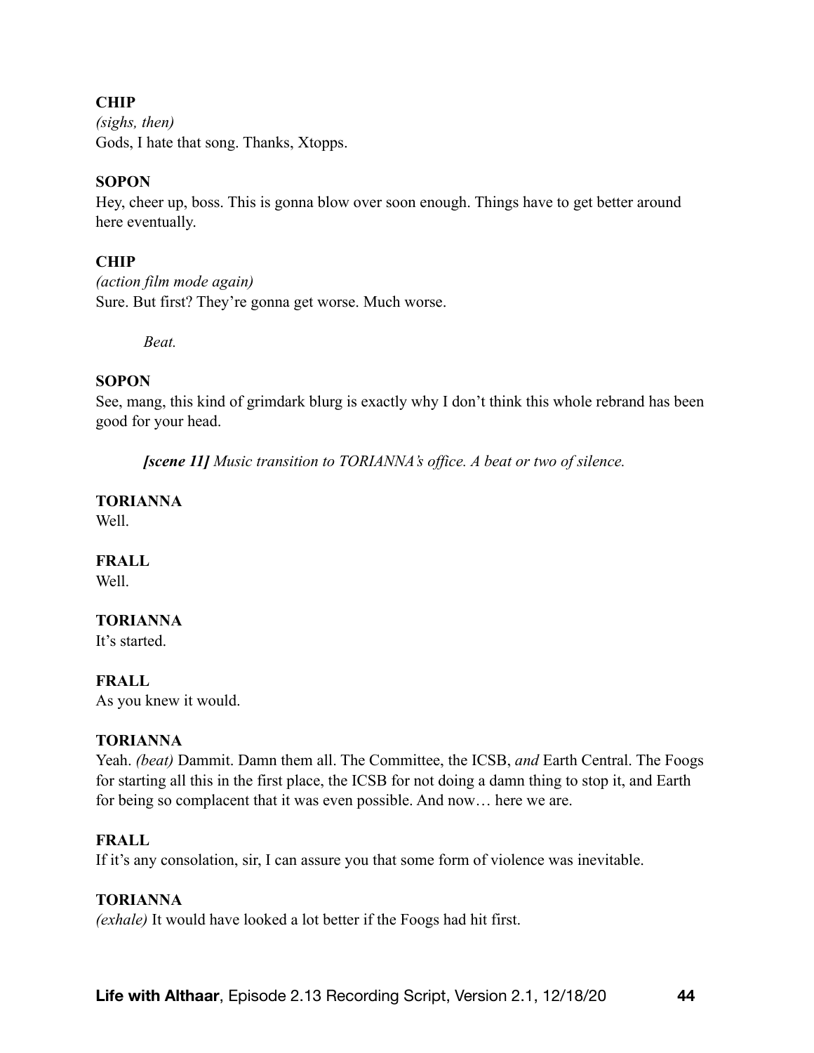**CHIP**
*(sighs, then)*
Gods, I hate that song. Thanks, Xtopps.

**SOPON**
Hey, cheer up, boss. This is gonna blow over soon enough. Things have to get better around here eventually.

**CHIP**
*(action film mode again)*
Sure. But first? They're gonna get worse. Much worse.

*Beat.*

**SOPON**
See, mang, this kind of grimdark blurg is exactly why I don't think this whole rebrand has been good for your head.

***[scene 11]** Music transition to TORIANNA's office. A beat or two of silence.*

**TORIANNA**
Well.

**FRALL**
Well.

**TORIANNA**
It's started.

**FRALL**
As you knew it would.

**TORIANNA**
Yeah. *(beat)* Dammit. Damn them all. The Committee, the ICSB, *and* Earth Central. The Foogs for starting all this in the first place, the ICSB for not doing a damn thing to stop it, and Earth for being so complacent that it was even possible. And now… here we are.

**FRALL**
If it's any consolation, sir, I can assure you that some form of violence was inevitable.

**TORIANNA**
*(exhale)* It would have looked a lot better if the Foogs had hit first.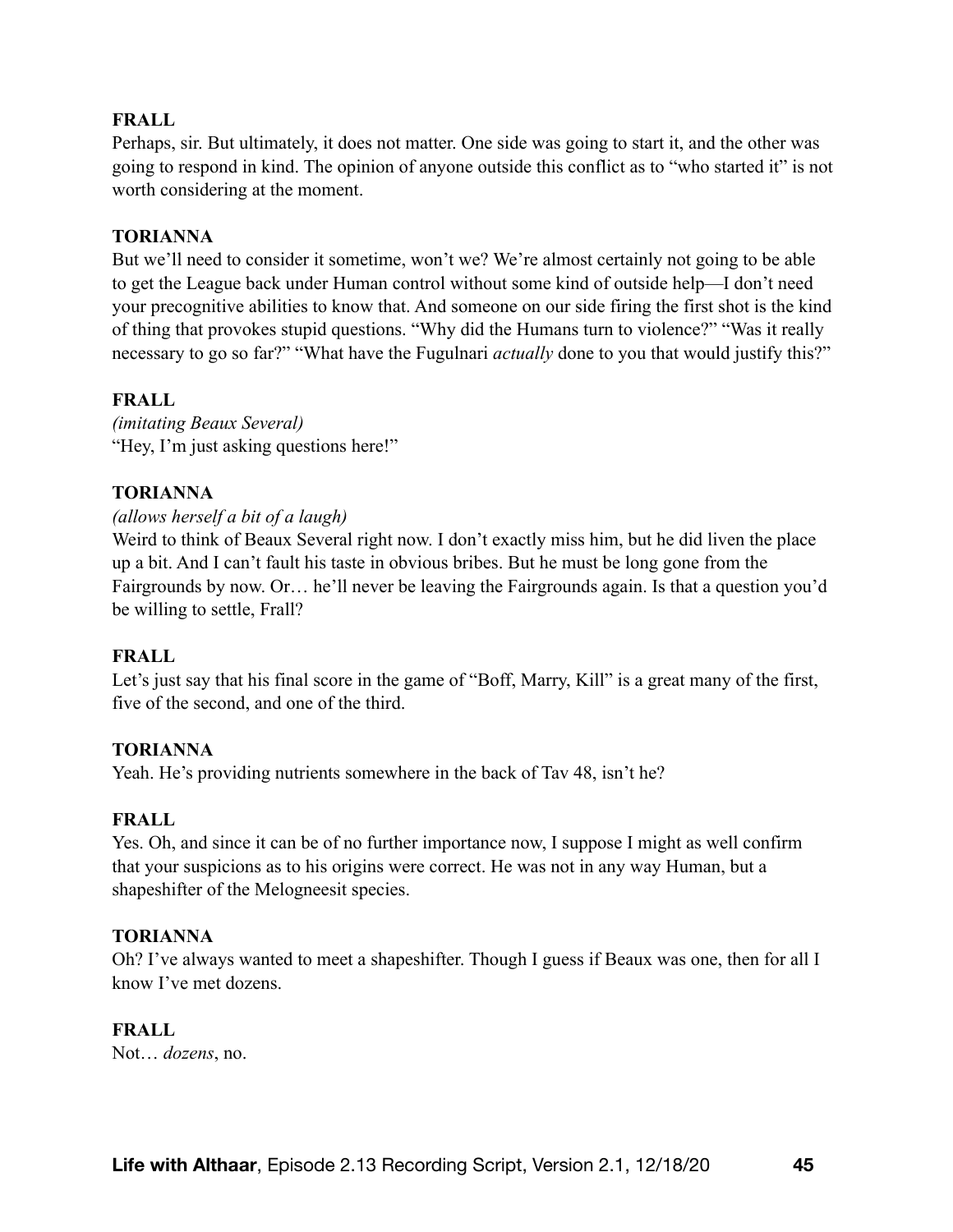**FRALL**

Perhaps, sir. But ultimately, it does not matter. One side was going to start it, and the other was going to respond in kind. The opinion of anyone outside this conflict as to "who started it" is not worth considering at the moment.

**TORIANNA**

But we'll need to consider it sometime, won't we? We're almost certainly not going to be able to get the League back under Human control without some kind of outside help—I don't need your precognitive abilities to know that. And someone on our side firing the first shot is the kind of thing that provokes stupid questions. "Why did the Humans turn to violence?" "Was it really necessary to go so far?" "What have the Fugulnari *actually* done to you that would justify this?"

**FRALL**

*(imitating Beaux Several)*

"Hey, I'm just asking questions here!"

**TORIANNA**

*(allows herself a bit of a laugh)*

Weird to think of Beaux Several right now. I don't exactly miss him, but he did liven the place up a bit. And I can't fault his taste in obvious bribes. But he must be long gone from the Fairgrounds by now. Or… he'll never be leaving the Fairgrounds again. Is that a question you'd be willing to settle, Frall?

**FRALL**

Let's just say that his final score in the game of "Boff, Marry, Kill" is a great many of the first, five of the second, and one of the third.

**TORIANNA**

Yeah. He's providing nutrients somewhere in the back of Tav 48, isn't he?

**FRALL**

Yes. Oh, and since it can be of no further importance now, I suppose I might as well confirm that your suspicions as to his origins were correct. He was not in any way Human, but a shapeshifter of the Melogneesit species.

**TORIANNA**

Oh? I've always wanted to meet a shapeshifter. Though I guess if Beaux was one, then for all I know I've met dozens.

**FRALL**

Not… *dozens*, no.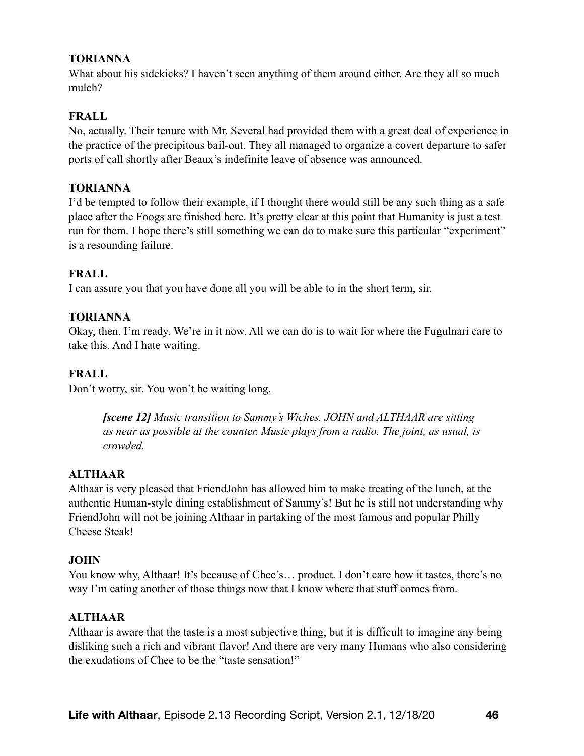**TORIANNA**
What about his sidekicks? I haven't seen anything of them around either. Are they all so much mulch?

**FRALL**
No, actually. Their tenure with Mr. Several had provided them with a great deal of experience in the practice of the precipitous bail-out. They all managed to organize a covert departure to safer ports of call shortly after Beaux's indefinite leave of absence was announced.

**TORIANNA**
I'd be tempted to follow their example, if I thought there would still be any such thing as a safe place after the Foogs are finished here. It's pretty clear at this point that Humanity is just a test run for them. I hope there's still something we can do to make sure this particular "experiment" is a resounding failure.

**FRALL**
I can assure you that you have done all you will be able to in the short term, sir.

**TORIANNA**
Okay, then. I'm ready. We're in it now. All we can do is to wait for where the Fugulnari care to take this. And I hate waiting.

**FRALL**
Don't worry, sir. You won't be waiting long.

> ***[scene 12]*** *Music transition to Sammy's Wiches. JOHN and ALTHAAR are sitting as near as possible at the counter. Music plays from a radio. The joint, as usual, is crowded.*

**ALTHAAR**
Althaar is very pleased that FriendJohn has allowed him to make treating of the lunch, at the authentic Human-style dining establishment of Sammy's! But he is still not understanding why FriendJohn will not be joining Althaar in partaking of the most famous and popular Philly Cheese Steak!

**JOHN**
You know why, Althaar! It's because of Chee's… product. I don't care how it tastes, there's no way I'm eating another of those things now that I know where that stuff comes from.

**ALTHAAR**
Althaar is aware that the taste is a most subjective thing, but it is difficult to imagine any being disliking such a rich and vibrant flavor! And there are very many Humans who also considering the exudations of Chee to be the "taste sensation!"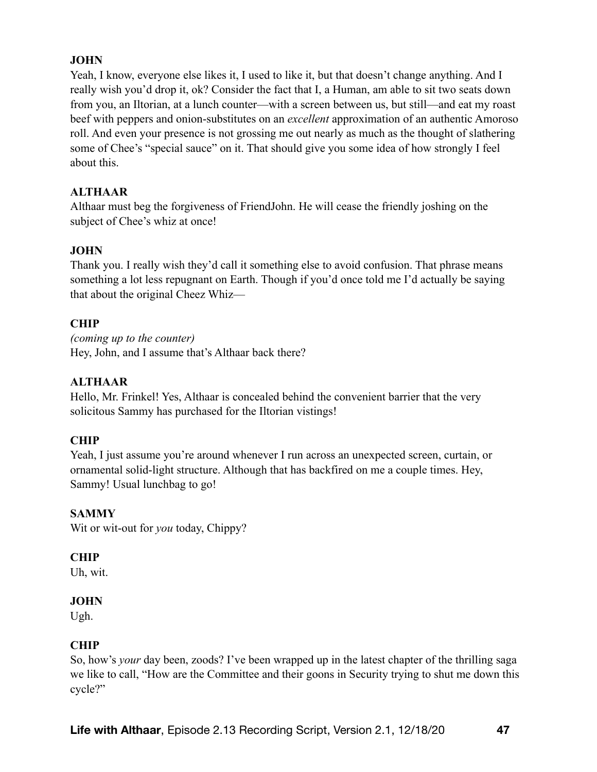**JOHN**

Yeah, I know, everyone else likes it, I used to like it, but that doesn't change anything. And I really wish you'd drop it, ok? Consider the fact that I, a Human, am able to sit two seats down from you, an Iltorian, at a lunch counter—with a screen between us, but still—and eat my roast beef with peppers and onion-substitutes on an *excellent* approximation of an authentic Amoroso roll. And even your presence is not grossing me out nearly as much as the thought of slathering some of Chee's "special sauce" on it. That should give you some idea of how strongly I feel about this.

**ALTHAAR**

Althaar must beg the forgiveness of FriendJohn. He will cease the friendly joshing on the subject of Chee's whiz at once!

**JOHN**

Thank you. I really wish they'd call it something else to avoid confusion. That phrase means something a lot less repugnant on Earth. Though if you'd once told me I'd actually be saying that about the original Cheez Whiz—

**CHIP**

*(coming up to the counter)*
Hey, John, and I assume that's Althaar back there?

**ALTHAAR**

Hello, Mr. Frinkel! Yes, Althaar is concealed behind the convenient barrier that the very solicitous Sammy has purchased for the Iltorian vistings!

**CHIP**

Yeah, I just assume you're around whenever I run across an unexpected screen, curtain, or ornamental solid-light structure. Although that has backfired on me a couple times. Hey, Sammy! Usual lunchbag to go!

**SAMMY**

Wit or wit-out for *you* today, Chippy?

**CHIP**

Uh, wit.

**JOHN**

Ugh.

**CHIP**

So, how's *your* day been, zoods? I've been wrapped up in the latest chapter of the thrilling saga we like to call, "How are the Committee and their goons in Security trying to shut me down this cycle?"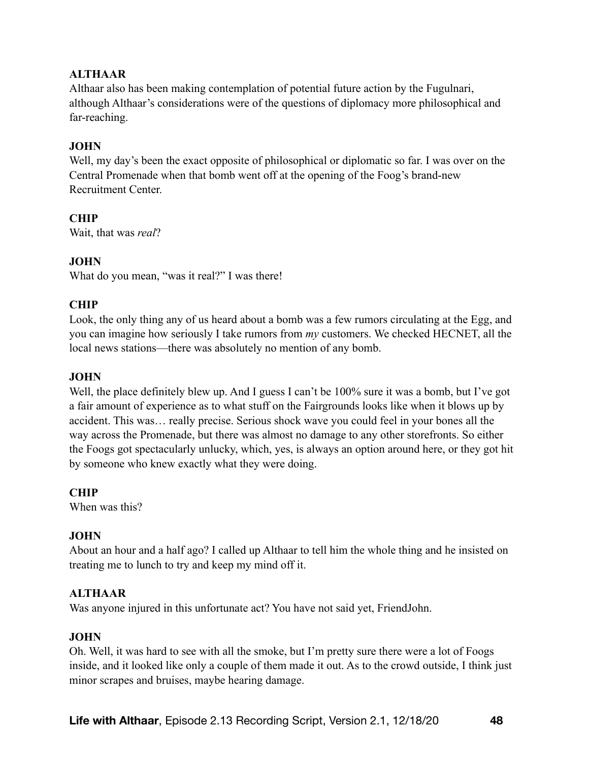**ALTHAAR**
Althaar also has been making contemplation of potential future action by the Fugulnari, although Althaar's considerations were of the questions of diplomacy more philosophical and far-reaching.

**JOHN**
Well, my day's been the exact opposite of philosophical or diplomatic so far. I was over on the Central Promenade when that bomb went off at the opening of the Foog's brand-new Recruitment Center.

**CHIP**
Wait, that was *real*?

**JOHN**
What do you mean, "was it real?" I was there!

**CHIP**
Look, the only thing any of us heard about a bomb was a few rumors circulating at the Egg, and you can imagine how seriously I take rumors from *my* customers. We checked HECNET, all the local news stations—there was absolutely no mention of any bomb.

**JOHN**
Well, the place definitely blew up. And I guess I can't be 100% sure it was a bomb, but I've got a fair amount of experience as to what stuff on the Fairgrounds looks like when it blows up by accident. This was… really precise. Serious shock wave you could feel in your bones all the way across the Promenade, but there was almost no damage to any other storefronts. So either the Foogs got spectacularly unlucky, which, yes, is always an option around here, or they got hit by someone who knew exactly what they were doing.

**CHIP**
When was this?

**JOHN**
About an hour and a half ago? I called up Althaar to tell him the whole thing and he insisted on treating me to lunch to try and keep my mind off it.

**ALTHAAR**
Was anyone injured in this unfortunate act? You have not said yet, FriendJohn.

**JOHN**
Oh. Well, it was hard to see with all the smoke, but I'm pretty sure there were a lot of Foogs inside, and it looked like only a couple of them made it out. As to the crowd outside, I think just minor scrapes and bruises, maybe hearing damage.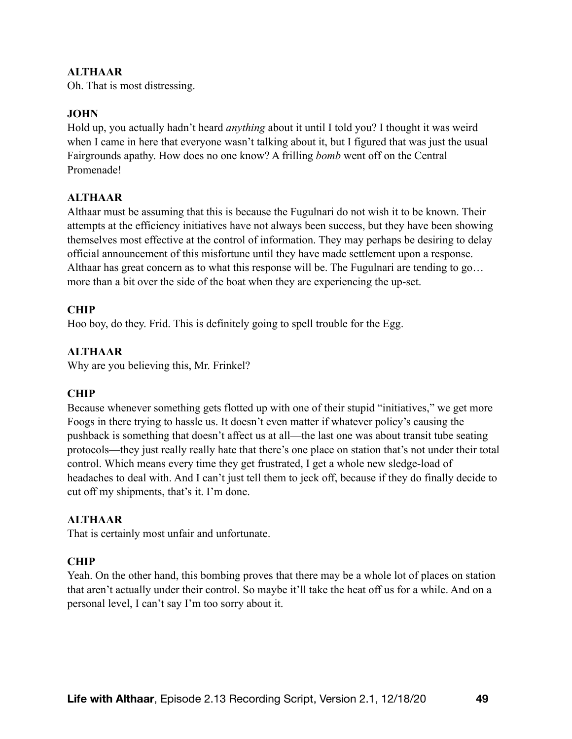**ALTHAAR**
Oh. That is most distressing.

**JOHN**
Hold up, you actually hadn't heard *anything* about it until I told you? I thought it was weird when I came in here that everyone wasn't talking about it, but I figured that was just the usual Fairgrounds apathy. How does no one know? A frilling *bomb* went off on the Central Promenade!

**ALTHAAR**
Althaar must be assuming that this is because the Fugulnari do not wish it to be known. Their attempts at the efficiency initiatives have not always been success, but they have been showing themselves most effective at the control of information. They may perhaps be desiring to delay official announcement of this misfortune until they have made settlement upon a response. Althaar has great concern as to what this response will be. The Fugulnari are tending to go… more than a bit over the side of the boat when they are experiencing the up-set.

**CHIP**
Hoo boy, do they. Frid. This is definitely going to spell trouble for the Egg.

**ALTHAAR**
Why are you believing this, Mr. Frinkel?

**CHIP**
Because whenever something gets flotted up with one of their stupid "initiatives," we get more Foogs in there trying to hassle us. It doesn't even matter if whatever policy's causing the pushback is something that doesn't affect us at all—the last one was about transit tube seating protocols—they just really really hate that there's one place on station that's not under their total control. Which means every time they get frustrated, I get a whole new sledge-load of headaches to deal with. And I can't just tell them to jeck off, because if they do finally decide to cut off my shipments, that's it. I'm done.

**ALTHAAR**
That is certainly most unfair and unfortunate.

**CHIP**
Yeah. On the other hand, this bombing proves that there may be a whole lot of places on station that aren't actually under their control. So maybe it'll take the heat off us for a while. And on a personal level, I can't say I'm too sorry about it.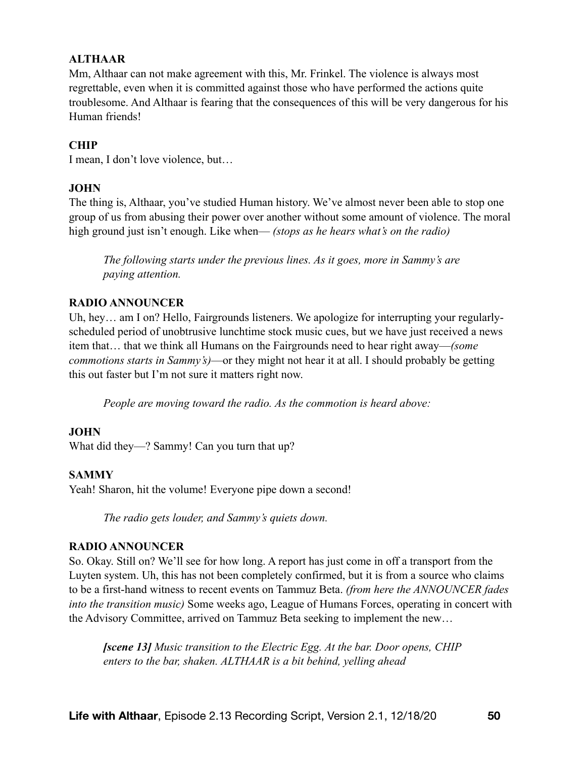**ALTHAAR**
Mm, Althaar can not make agreement with this, Mr. Frinkel. The violence is always most regrettable, even when it is committed against those who have performed the actions quite troublesome. And Althaar is fearing that the consequences of this will be very dangerous for his Human friends!

**CHIP**
I mean, I don't love violence, but…

**JOHN**
The thing is, Althaar, you've studied Human history. We've almost never been able to stop one group of us from abusing their power over another without some amount of violence. The moral high ground just isn't enough. Like when— *(stops as he hears what's on the radio)*

> *The following starts under the previous lines. As it goes, more in Sammy's are paying attention.*

**RADIO ANNOUNCER**
Uh, hey… am I on? Hello, Fairgrounds listeners. We apologize for interrupting your regularly-scheduled period of unobtrusive lunchtime stock music cues, but we have just received a news item that… that we think all Humans on the Fairgrounds need to hear right away—*(some commotions starts in Sammy's)*—or they might not hear it at all. I should probably be getting this out faster but I'm not sure it matters right now.

> *People are moving toward the radio. As the commotion is heard above:*

**JOHN**
What did they—? Sammy! Can you turn that up?

**SAMMY**
Yeah! Sharon, hit the volume! Everyone pipe down a second!

> *The radio gets louder, and Sammy's quiets down.*

**RADIO ANNOUNCER**
So. Okay. Still on? We'll see for how long. A report has just come in off a transport from the Luyten system. Uh, this has not been completely confirmed, but it is from a source who claims to be a first-hand witness to recent events on Tammuz Beta. *(from here the ANNOUNCER fades into the transition music)* Some weeks ago, League of Humans Forces, operating in concert with the Advisory Committee, arrived on Tammuz Beta seeking to implement the new…

> ***[scene 13]*** *Music transition to the Electric Egg. At the bar. Door opens, CHIP enters to the bar, shaken. ALTHAAR is a bit behind, yelling ahead*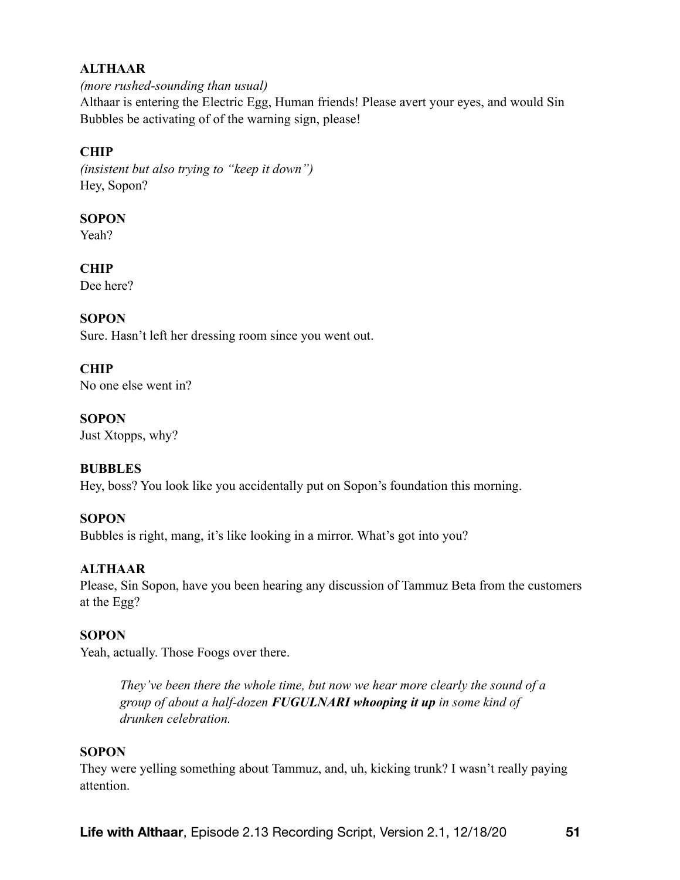**ALTHAAR**

*(more rushed-sounding than usual)*

Althaar is entering the Electric Egg, Human friends! Please avert your eyes, and would Sin Bubbles be activating of of the warning sign, please!

**CHIP**

*(insistent but also trying to "keep it down")*

Hey, Sopon?

**SOPON**

Yeah?

**CHIP**

Dee here?

**SOPON**

Sure. Hasn't left her dressing room since you went out.

**CHIP**

No one else went in?

**SOPON**

Just Xtopps, why?

**BUBBLES**

Hey, boss? You look like you accidentally put on Sopon's foundation this morning.

**SOPON**

Bubbles is right, mang, it's like looking in a mirror. What's got into you?

**ALTHAAR**

Please, Sin Sopon, have you been hearing any discussion of Tammuz Beta from the customers at the Egg?

**SOPON**

Yeah, actually. Those Foogs over there.

> *They've been there the whole time, but now we hear more clearly the sound of a group of about a half-dozen* ***FUGULNARI whooping it up*** *in some kind of drunken celebration.*

**SOPON**

They were yelling something about Tammuz, and, uh, kicking trunk? I wasn't really paying attention.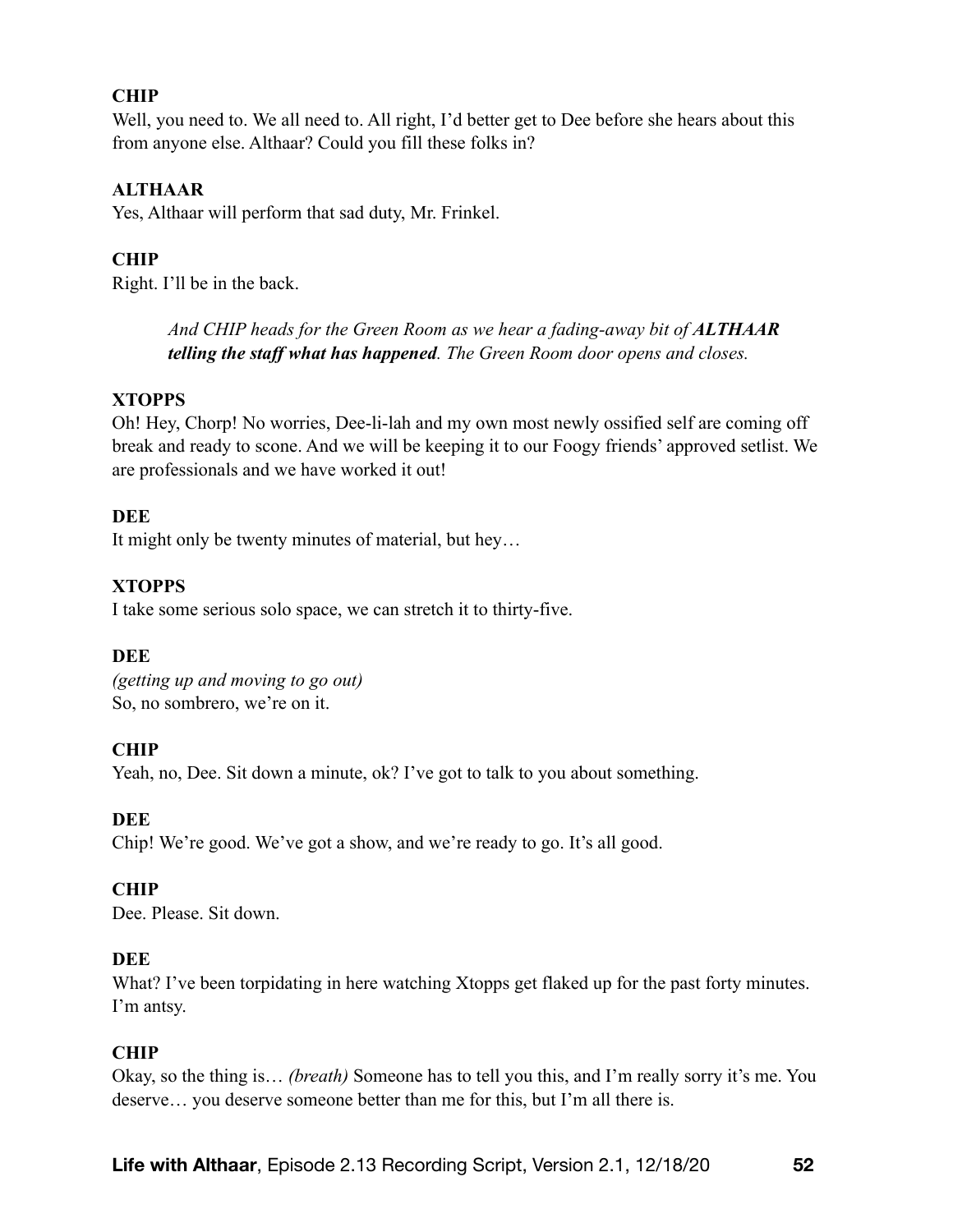**CHIP**

Well, you need to. We all need to. All right, I'd better get to Dee before she hears about this from anyone else. Althaar? Could you fill these folks in?

**ALTHAAR**

Yes, Althaar will perform that sad duty, Mr. Frinkel.

**CHIP**

Right. I'll be in the back.

> *And CHIP heads for the Green Room as we hear a fading-away bit of **ALTHAAR telling the staff what has happened**. The Green Room door opens and closes.*

**XTOPPS**

Oh! Hey, Chorp! No worries, Dee-li-lah and my own most newly ossified self are coming off break and ready to scone. And we will be keeping it to our Foogy friends' approved setlist. We are professionals and we have worked it out!

**DEE**

It might only be twenty minutes of material, but hey…

**XTOPPS**

I take some serious solo space, we can stretch it to thirty-five.

**DEE**

*(getting up and moving to go out)*
So, no sombrero, we're on it.

**CHIP**

Yeah, no, Dee. Sit down a minute, ok? I've got to talk to you about something.

**DEE**

Chip! We're good. We've got a show, and we're ready to go. It's all good.

**CHIP**

Dee. Please. Sit down.

**DEE**

What? I've been torpidating in here watching Xtopps get flaked up for the past forty minutes. I'm antsy.

**CHIP**

Okay, so the thing is… *(breath)* Someone has to tell you this, and I'm really sorry it's me. You deserve… you deserve someone better than me for this, but I'm all there is.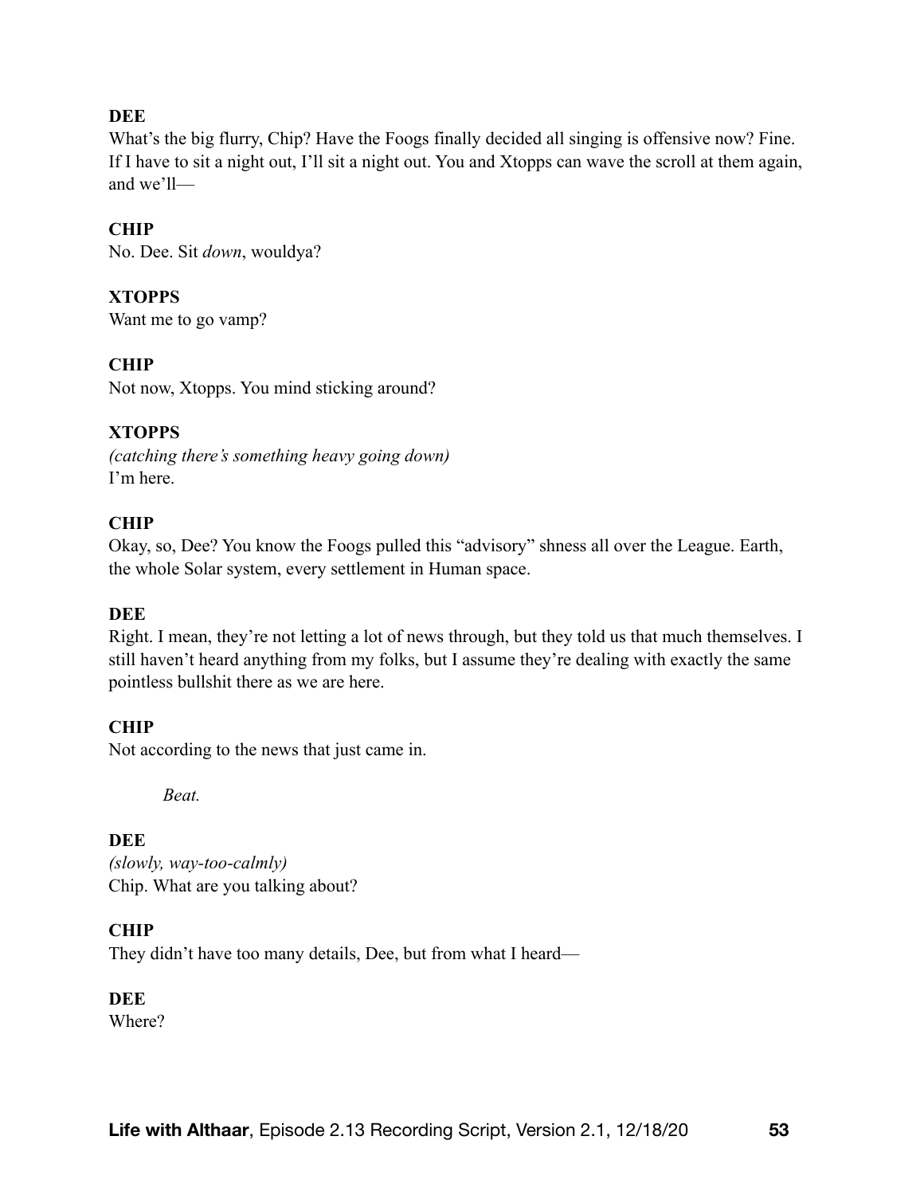**DEE**
What's the big flurry, Chip? Have the Foogs finally decided all singing is offensive now? Fine. If I have to sit a night out, I'll sit a night out. You and Xtopps can wave the scroll at them again, and we'll—

**CHIP**
No. Dee. Sit *down*, wouldya?

**XTOPPS**
Want me to go vamp?

**CHIP**
Not now, Xtopps. You mind sticking around?

**XTOPPS**
*(catching there's something heavy going down)*
I'm here.

**CHIP**
Okay, so, Dee? You know the Foogs pulled this "advisory" shness all over the League. Earth, the whole Solar system, every settlement in Human space.

**DEE**
Right. I mean, they're not letting a lot of news through, but they told us that much themselves. I still haven't heard anything from my folks, but I assume they're dealing with exactly the same pointless bullshit there as we are here.

**CHIP**
Not according to the news that just came in.

*Beat.*

**DEE**
*(slowly, way-too-calmly)*
Chip. What are you talking about?

**CHIP**
They didn't have too many details, Dee, but from what I heard—

**DEE**
Where?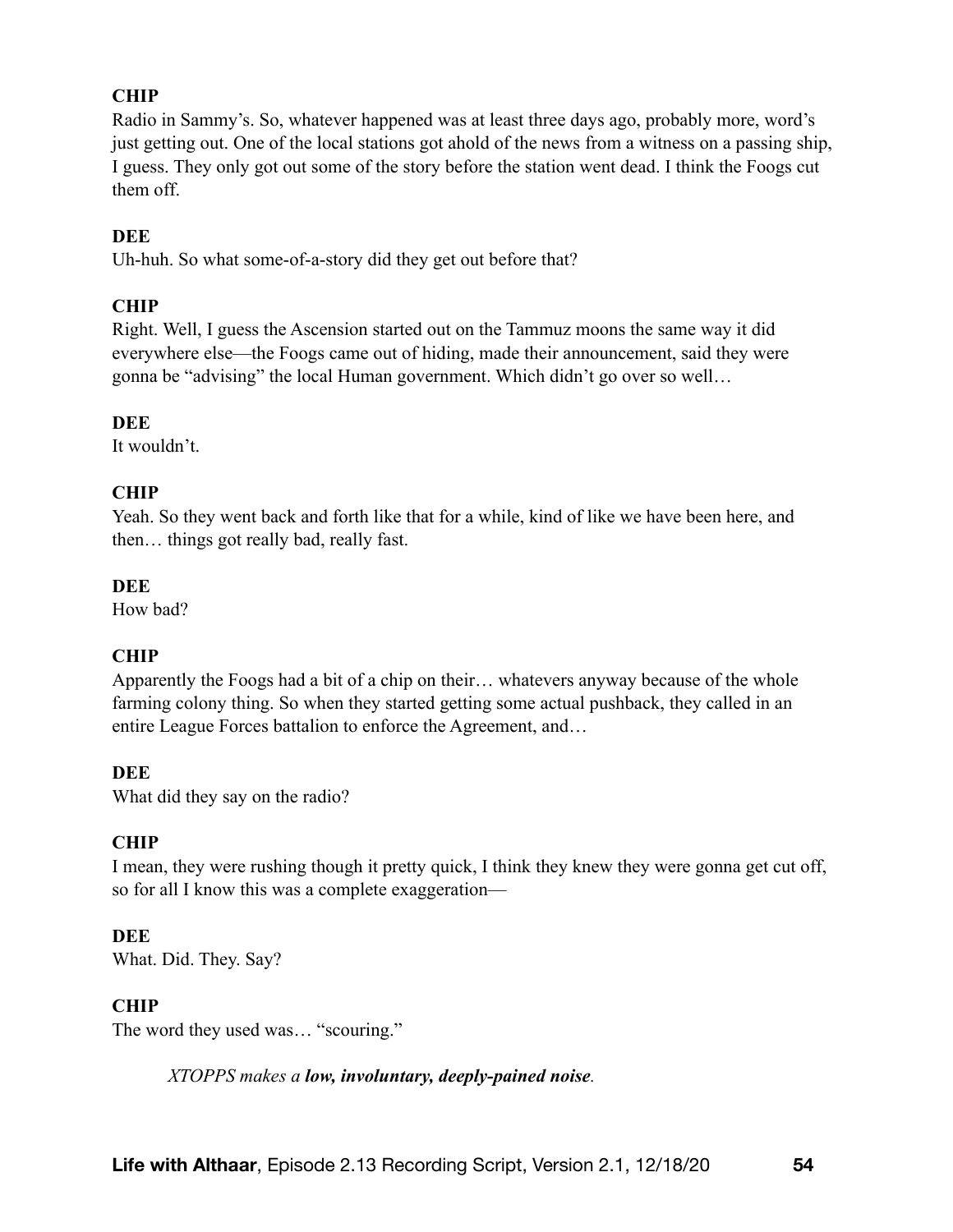**CHIP**
Radio in Sammy's. So, whatever happened was at least three days ago, probably more, word's just getting out. One of the local stations got ahold of the news from a witness on a passing ship, I guess. They only got out some of the story before the station went dead. I think the Foogs cut them off.

**DEE**
Uh-huh. So what some-of-a-story did they get out before that?

**CHIP**
Right. Well, I guess the Ascension started out on the Tammuz moons the same way it did everywhere else—the Foogs came out of hiding, made their announcement, said they were gonna be "advising" the local Human government. Which didn't go over so well…

**DEE**
It wouldn't.

**CHIP**
Yeah. So they went back and forth like that for a while, kind of like we have been here, and then… things got really bad, really fast.

**DEE**
How bad?

**CHIP**
Apparently the Foogs had a bit of a chip on their… whatevers anyway because of the whole farming colony thing. So when they started getting some actual pushback, they called in an entire League Forces battalion to enforce the Agreement, and…

**DEE**
What did they say on the radio?

**CHIP**
I mean, they were rushing though it pretty quick, I think they knew they were gonna get cut off, so for all I know this was a complete exaggeration—

**DEE**
What. Did. They. Say?

**CHIP**
The word they used was… "scouring."

*XTOPPS makes a **low, involuntary, deeply-pained noise**.*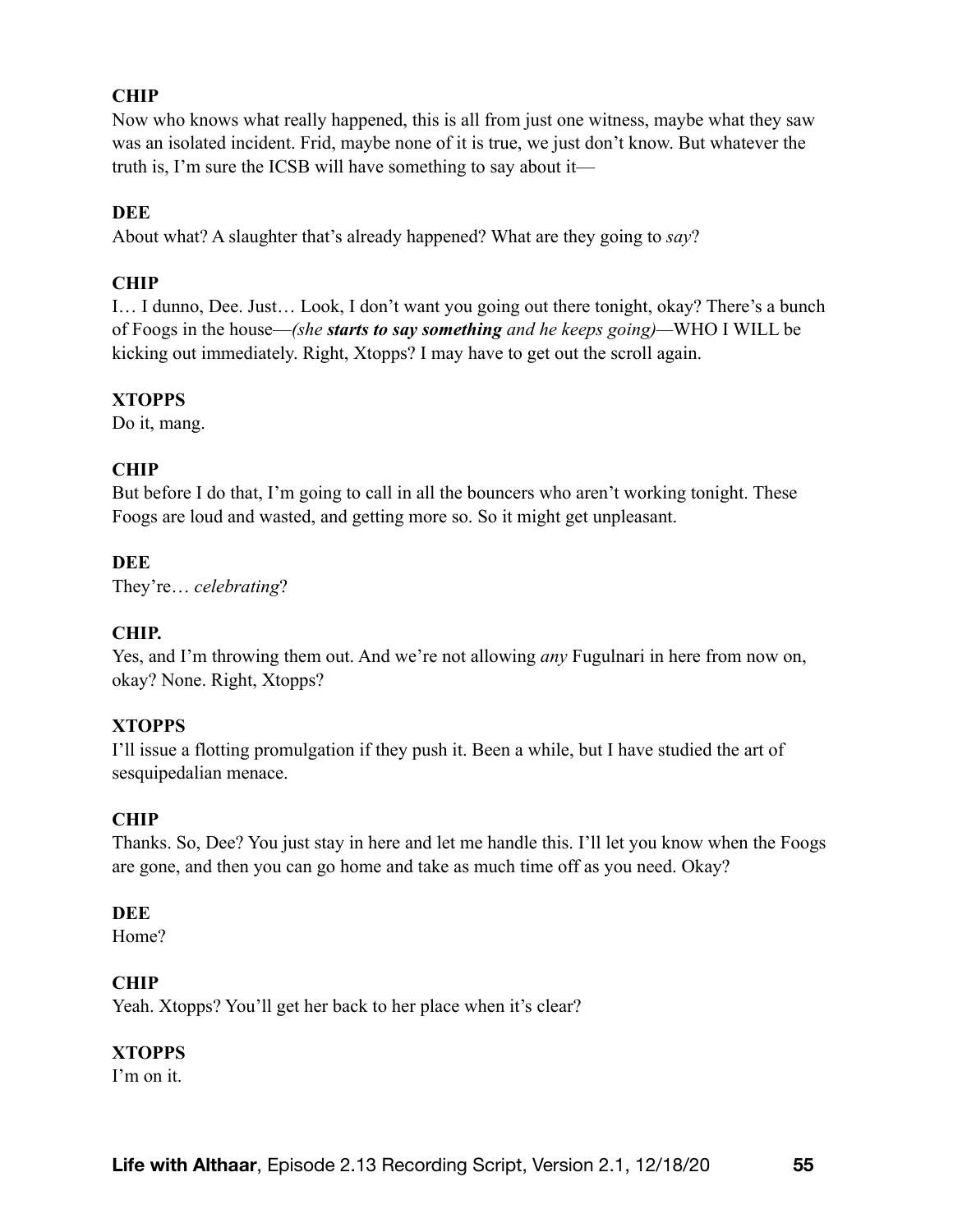**CHIP**
Now who knows what really happened, this is all from just one witness, maybe what they saw was an isolated incident. Frid, maybe none of it is true, we just don't know. But whatever the truth is, I'm sure the ICSB will have something to say about it—

**DEE**
About what? A slaughter that's already happened? What are they going to *say*?

**CHIP**
I… I dunno, Dee. Just… Look, I don't want you going out there tonight, okay? There's a bunch of Foogs in the house—*(she* ***starts to say something*** *and he keeps going)*—WHO I WILL be kicking out immediately. Right, Xtopps? I may have to get out the scroll again.

**XTOPPS**
Do it, mang.

**CHIP**
But before I do that, I'm going to call in all the bouncers who aren't working tonight. These Foogs are loud and wasted, and getting more so. So it might get unpleasant.

**DEE**
They're… *celebrating*?

**CHIP.**
Yes, and I'm throwing them out. And we're not allowing *any* Fugulnari in here from now on, okay? None. Right, Xtopps?

**XTOPPS**
I'll issue a flotting promulgation if they push it. Been a while, but I have studied the art of sesquipedalian menace.

**CHIP**
Thanks. So, Dee? You just stay in here and let me handle this. I'll let you know when the Foogs are gone, and then you can go home and take as much time off as you need. Okay?

**DEE**
Home?

**CHIP**
Yeah. Xtopps? You'll get her back to her place when it's clear?

**XTOPPS**
I'm on it.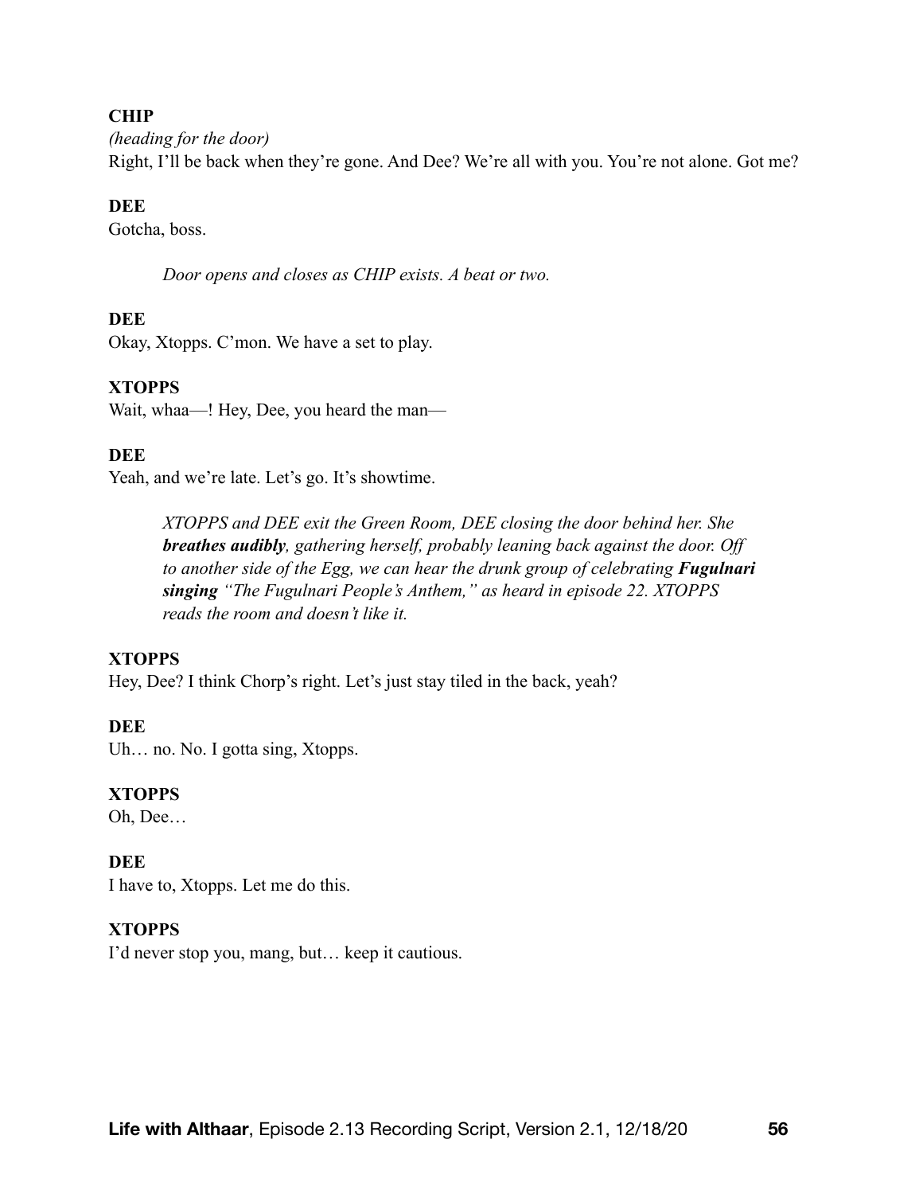**CHIP**

*(heading for the door)*

Right, I'll be back when they're gone. And Dee? We're all with you. You're not alone. Got me?

**DEE**

Gotcha, boss.

> *Door opens and closes as CHIP exists. A beat or two.*

**DEE**

Okay, Xtopps. C'mon. We have a set to play.

**XTOPPS**

Wait, whaa—! Hey, Dee, you heard the man—

**DEE**

Yeah, and we're late. Let's go. It's showtime.

> *XTOPPS and DEE exit the Green Room, DEE closing the door behind her. She* ***breathes audibly****, gathering herself, probably leaning back against the door. Off to another side of the Egg, we can hear the drunk group of celebrating* ***Fugulnari singing*** *"The Fugulnari People's Anthem," as heard in episode 22. XTOPPS reads the room and doesn't like it.*

**XTOPPS**

Hey, Dee? I think Chorp's right. Let's just stay tiled in the back, yeah?

**DEE**

Uh… no. No. I gotta sing, Xtopps.

**XTOPPS**

Oh, Dee…

**DEE**

I have to, Xtopps. Let me do this.

**XTOPPS**

I'd never stop you, mang, but… keep it cautious.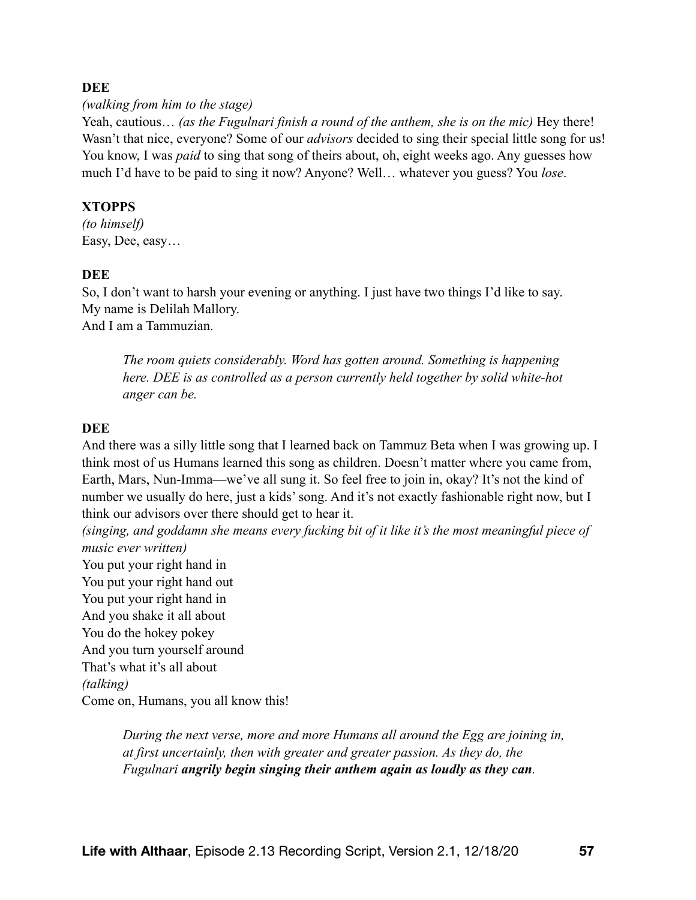**DEE**

*(walking from him to the stage)*

Yeah, cautious… *(as the Fugulnari finish a round of the anthem, she is on the mic)* Hey there! Wasn't that nice, everyone? Some of our *advisors* decided to sing their special little song for us! You know, I was *paid* to sing that song of theirs about, oh, eight weeks ago. Any guesses how much I'd have to be paid to sing it now? Anyone? Well… whatever you guess? You *lose*.

**XTOPPS**

*(to himself)*

Easy, Dee, easy…

**DEE**

So, I don't want to harsh your evening or anything. I just have two things I'd like to say.
My name is Delilah Mallory.
And I am a Tammuzian.

> *The room quiets considerably. Word has gotten around. Something is happening here. DEE is as controlled as a person currently held together by solid white-hot anger can be.*

**DEE**

And there was a silly little song that I learned back on Tammuz Beta when I was growing up. I think most of us Humans learned this song as children. Doesn't matter where you came from, Earth, Mars, Nun-Imma—we've all sung it. So feel free to join in, okay? It's not the kind of number we usually do here, just a kids' song. And it's not exactly fashionable right now, but I think our advisors over there should get to hear it.

*(singing, and goddamn she means every fucking bit of it like it's the most meaningful piece of music ever written)*

You put your right hand in
You put your right hand out
You put your right hand in
And you shake it all about
You do the hokey pokey
And you turn yourself around
That's what it's all about

*(talking)*

Come on, Humans, you all know this!

> *During the next verse, more and more Humans all around the Egg are joining in, at first uncertainly, then with greater and greater passion. As they do, the Fugulnari* ***angrily begin singing their anthem again as loudly as they can****.*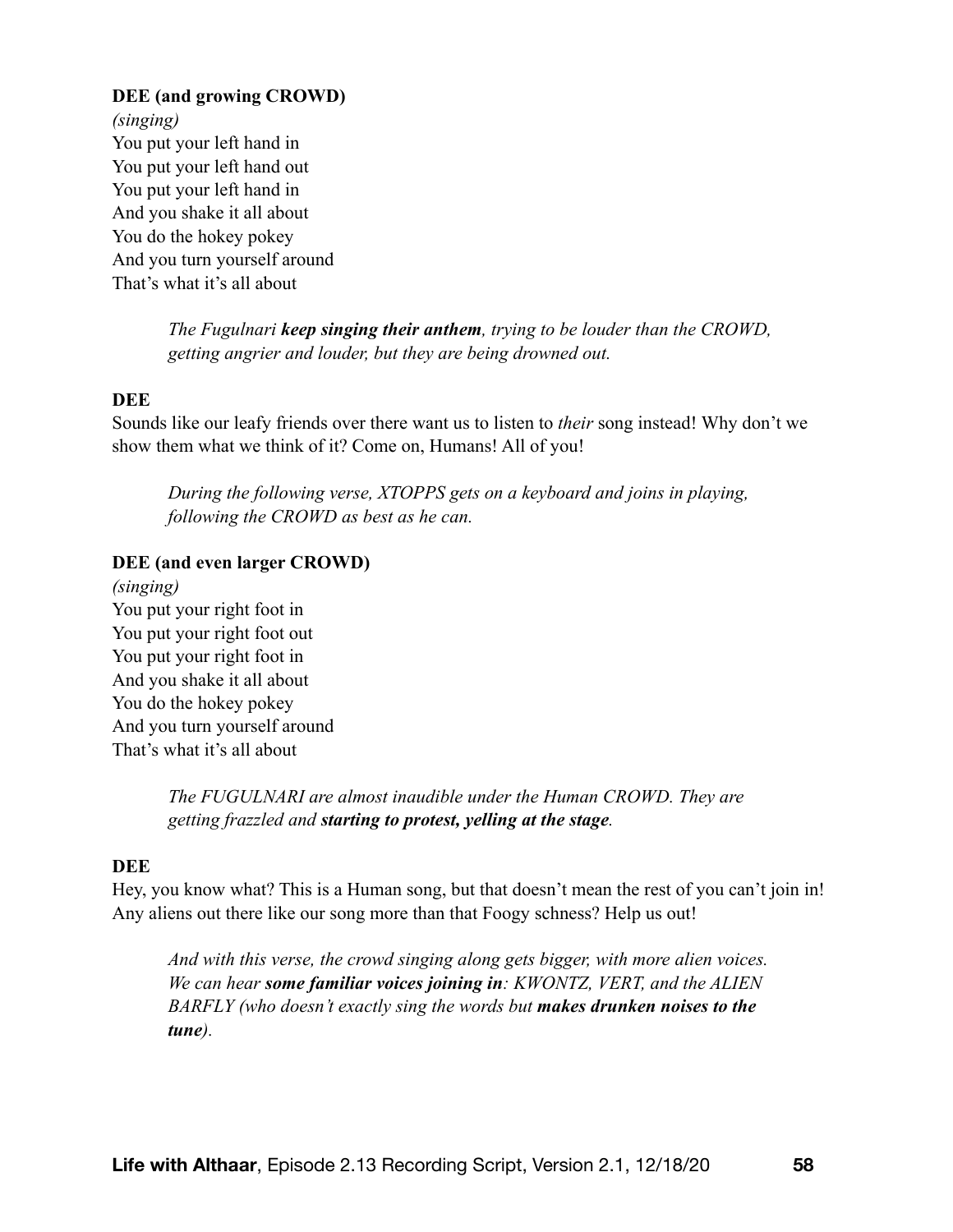**DEE (and growing CROWD)**
*(singing)*
You put your left hand in
You put your left hand out
You put your left hand in
And you shake it all about
You do the hokey pokey
And you turn yourself around
That's what it's all about

> *The Fugulnari* ***keep singing their anthem****, trying to be louder than the CROWD, getting angrier and louder, but they are being drowned out.*

**DEE**
Sounds like our leafy friends over there want us to listen to *their* song instead! Why don't we show them what we think of it? Come on, Humans! All of you!

> *During the following verse, XTOPPS gets on a keyboard and joins in playing, following the CROWD as best as he can.*

**DEE (and even larger CROWD)**
*(singing)*
You put your right foot in
You put your right foot out
You put your right foot in
And you shake it all about
You do the hokey pokey
And you turn yourself around
That's what it's all about

> *The FUGULNARI are almost inaudible under the Human CROWD. They are getting frazzled and* ***starting to protest, yelling at the stage****.*

**DEE**
Hey, you know what? This is a Human song, but that doesn't mean the rest of you can't join in! Any aliens out there like our song more than that Foogy schness? Help us out!

> *And with this verse, the crowd singing along gets bigger, with more alien voices. We can hear* ***some familiar voices joining in****: KWONTZ, VERT, and the ALIEN BARFLY (who doesn't exactly sing the words but* ***makes drunken noises to the tune****).*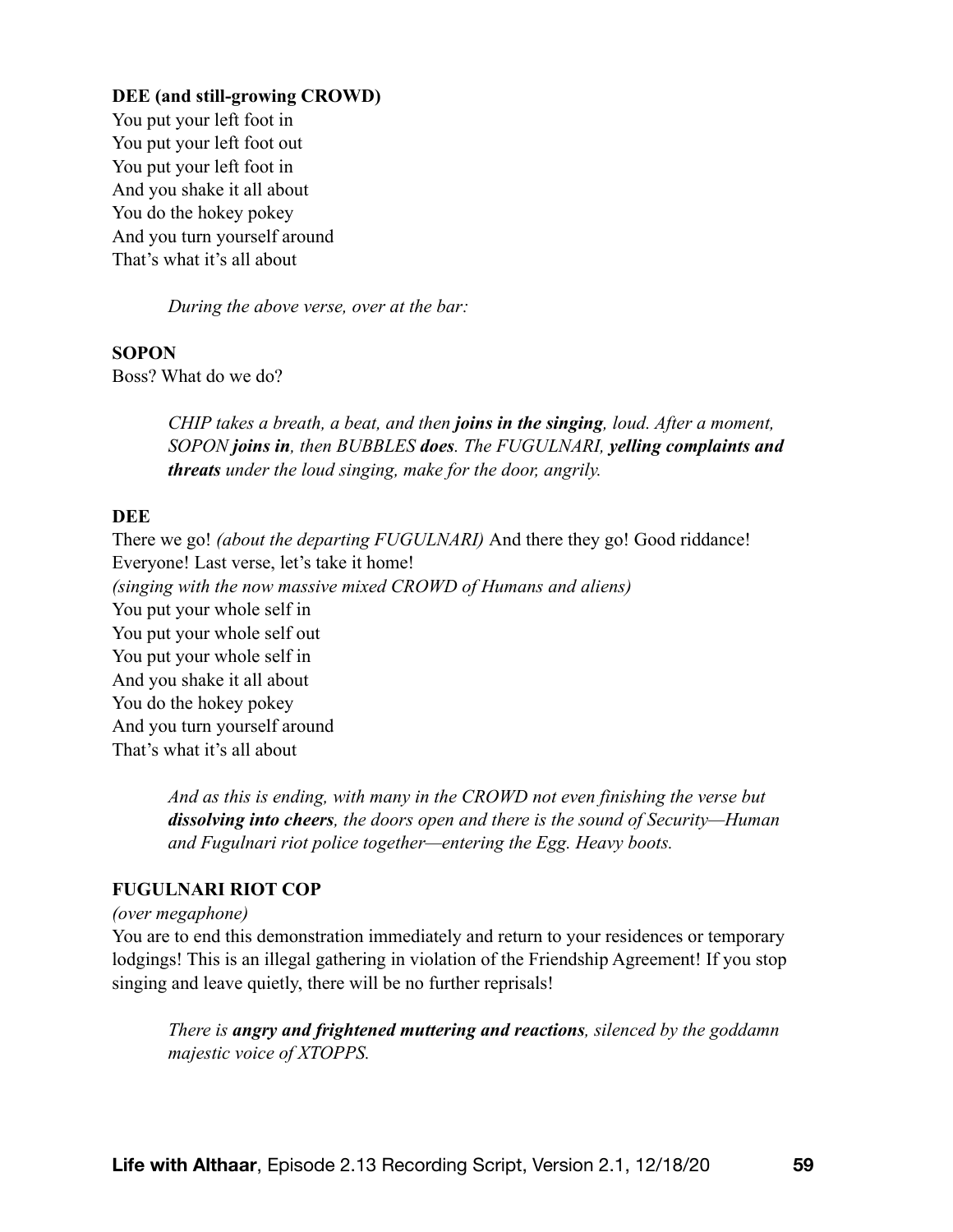**DEE (and still-growing CROWD)**
You put your left foot in
You put your left foot out
You put your left foot in
And you shake it all about
You do the hokey pokey
And you turn yourself around
That's what it's all about

*During the above verse, over at the bar:*

**SOPON**
Boss? What do we do?

*CHIP takes a breath, a beat, and then **joins in the singing**, loud. After a moment, SOPON **joins in**, then BUBBLES **does**. The FUGULNARI, **yelling complaints and threats** under the loud singing, make for the door, angrily.*

**DEE**
There we go! *(about the departing FUGULNARI)* And there they go! Good riddance! Everyone! Last verse, let's take it home!
*(singing with the now massive mixed CROWD of Humans and aliens)*
You put your whole self in
You put your whole self out
You put your whole self in
And you shake it all about
You do the hokey pokey
And you turn yourself around
That's what it's all about

*And as this is ending, with many in the CROWD not even finishing the verse but **dissolving into cheers**, the doors open and there is the sound of Security—Human and Fugulnari riot police together—entering the Egg. Heavy boots.*

**FUGULNARI RIOT COP**
*(over megaphone)*
You are to end this demonstration immediately and return to your residences or temporary lodgings! This is an illegal gathering in violation of the Friendship Agreement! If you stop singing and leave quietly, there will be no further reprisals!

*There is **angry and frightened muttering and reactions**, silenced by the goddamn majestic voice of XTOPPS.*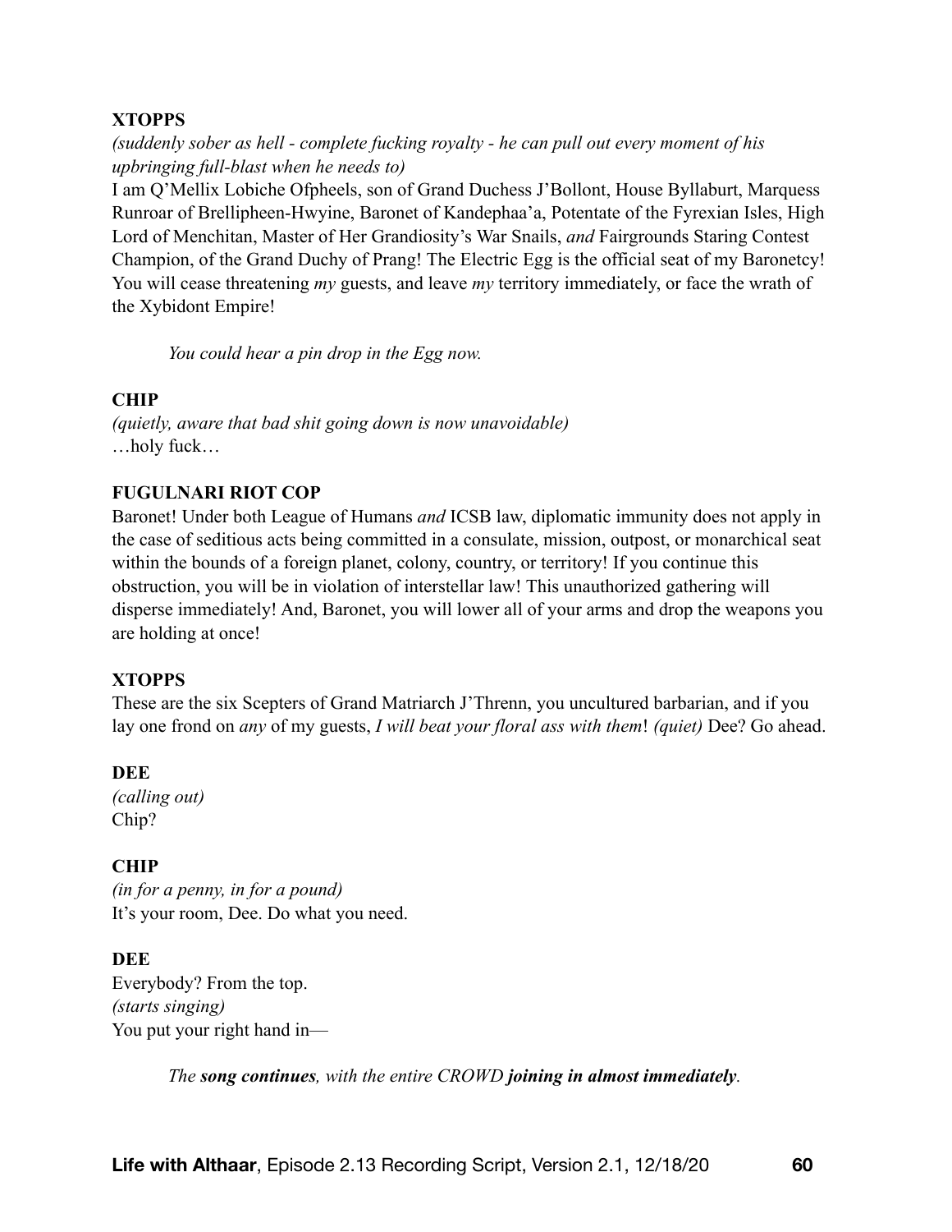**XTOPPS**

*(suddenly sober as hell - complete fucking royalty - he can pull out every moment of his upbringing full-blast when he needs to)*

I am Q'Mellix Lobiche Ofpheels, son of Grand Duchess J'Bollont, House Byllaburt, Marquess Runroar of Brellipheen-Hwyine, Baronet of Kandephaa'a, Potentate of the Fyrexian Isles, High Lord of Menchitan, Master of Her Grandiosity's War Snails, *and* Fairgrounds Staring Contest Champion, of the Grand Duchy of Prang! The Electric Egg is the official seat of my Baronetcy! You will cease threatening *my* guests, and leave *my* territory immediately, or face the wrath of the Xybidont Empire!

*You could hear a pin drop in the Egg now.*

**CHIP**

*(quietly, aware that bad shit going down is now unavoidable)*

…holy fuck…

**FUGULNARI RIOT COP**

Baronet! Under both League of Humans *and* ICSB law, diplomatic immunity does not apply in the case of seditious acts being committed in a consulate, mission, outpost, or monarchical seat within the bounds of a foreign planet, colony, country, or territory! If you continue this obstruction, you will be in violation of interstellar law! This unauthorized gathering will disperse immediately! And, Baronet, you will lower all of your arms and drop the weapons you are holding at once!

**XTOPPS**

These are the six Scepters of Grand Matriarch J'Threnn, you uncultured barbarian, and if you lay one frond on *any* of my guests, *I will beat your floral ass with them*! *(quiet)* Dee? Go ahead.

**DEE**

*(calling out)*

Chip?

**CHIP**

*(in for a penny, in for a pound)*

It's your room, Dee. Do what you need.

**DEE**

Everybody? From the top.

*(starts singing)*

You put your right hand in—

*The **song continues**, with the entire CROWD **joining in almost immediately**.*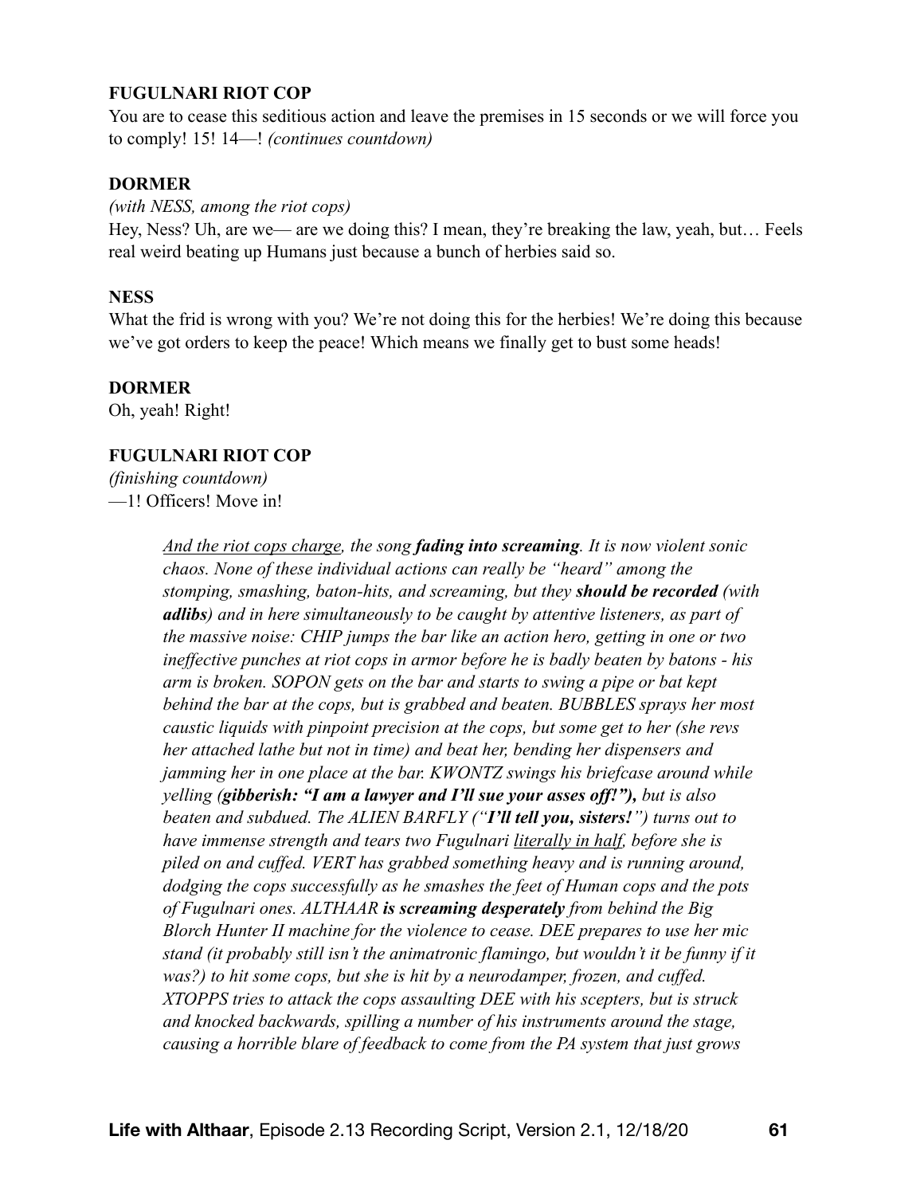**FUGULNARI RIOT COP**

You are to cease this seditious action and leave the premises in 15 seconds or we will force you to comply! 15! 14—! *(continues countdown)*

**DORMER**

*(with NESS, among the riot cops)*

Hey, Ness? Uh, are we— are we doing this? I mean, they're breaking the law, yeah, but… Feels real weird beating up Humans just because a bunch of herbies said so.

**NESS**

What the frid is wrong with you? We're not doing this for the herbies! We're doing this because we've got orders to keep the peace! Which means we finally get to bust some heads!

**DORMER**

Oh, yeah! Right!

**FUGULNARI RIOT COP**

*(finishing countdown)*

—1! Officers! Move in!

> *<u>And the riot cops charge</u>, the song **fading into screaming**. It is now violent sonic chaos. None of these individual actions can really be "heard" among the stomping, smashing, baton-hits, and screaming, but they **should be recorded** (with **adlibs**) and in here simultaneously to be caught by attentive listeners, as part of the massive noise: CHIP jumps the bar like an action hero, getting in one or two ineffective punches at riot cops in armor before he is badly beaten by batons - his arm is broken. SOPON gets on the bar and starts to swing a pipe or bat kept behind the bar at the cops, but is grabbed and beaten. BUBBLES sprays her most caustic liquids with pinpoint precision at the cops, but some get to her (she revs her attached lathe but not in time) and beat her, bending her dispensers and jamming her in one place at the bar. KWONTZ swings his briefcase around while yelling (**gibberish: "I am a lawyer and I'll sue your asses off!"),** but is also beaten and subdued. The ALIEN BARFLY ("**I'll tell you, sisters!**") turns out to have immense strength and tears two Fugulnari <u>literally in half</u>, before she is piled on and cuffed. VERT has grabbed something heavy and is running around, dodging the cops successfully as he smashes the feet of Human cops and the pots of Fugulnari ones. ALTHAAR **is screaming desperately** from behind the Big Blorch Hunter II machine for the violence to cease. DEE prepares to use her mic stand (it probably still isn't the animatronic flamingo, but wouldn't it be funny if it was?) to hit some cops, but she is hit by a neurodamper, frozen, and cuffed. XTOPPS tries to attack the cops assaulting DEE with his scepters, but is struck and knocked backwards, spilling a number of his instruments around the stage, causing a horrible blare of feedback to come from the PA system that just grows*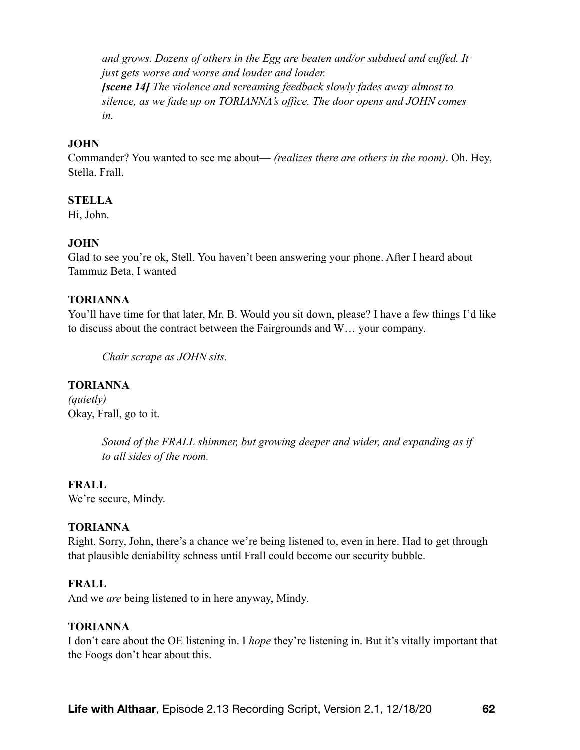*and grows. Dozens of others in the Egg are beaten and/or subdued and cuffed. It just gets worse and worse and louder and louder.*
***[scene 14]*** *The violence and screaming feedback slowly fades away almost to silence, as we fade up on TORIANNA's office. The door opens and JOHN comes in.*

**JOHN**
Commander? You wanted to see me about— *(realizes there are others in the room)*. Oh. Hey, Stella. Frall.

**STELLA**
Hi, John.

**JOHN**
Glad to see you're ok, Stell. You haven't been answering your phone. After I heard about Tammuz Beta, I wanted—

**TORIANNA**
You'll have time for that later, Mr. B. Would you sit down, please? I have a few things I'd like to discuss about the contract between the Fairgrounds and W… your company.

*Chair scrape as JOHN sits.*

**TORIANNA**
*(quietly)*
Okay, Frall, go to it.

*Sound of the FRALL shimmer, but growing deeper and wider, and expanding as if to all sides of the room.*

**FRALL**
We're secure, Mindy.

**TORIANNA**
Right. Sorry, John, there's a chance we're being listened to, even in here. Had to get through that plausible deniability schness until Frall could become our security bubble.

**FRALL**
And we *are* being listened to in here anyway, Mindy.

**TORIANNA**
I don't care about the OE listening in. I *hope* they're listening in. But it's vitally important that the Foogs don't hear about this.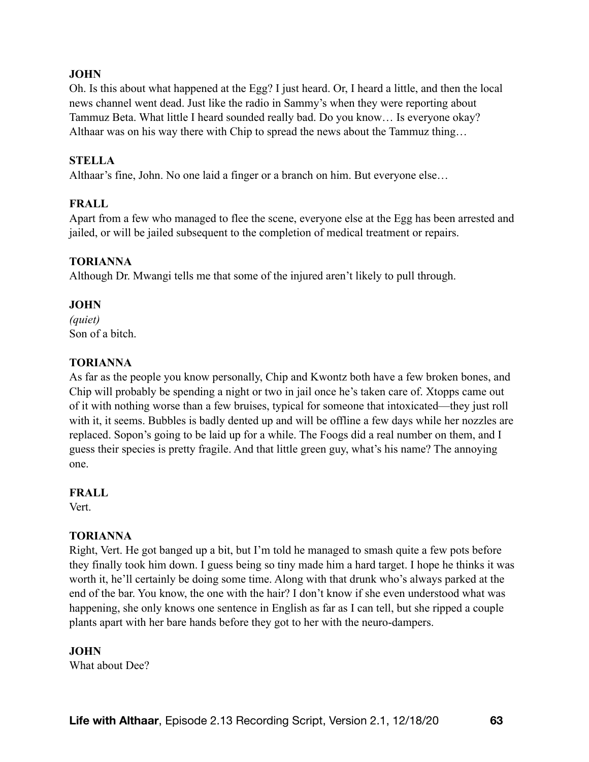**JOHN**
Oh. Is this about what happened at the Egg? I just heard. Or, I heard a little, and then the local news channel went dead. Just like the radio in Sammy's when they were reporting about Tammuz Beta. What little I heard sounded really bad. Do you know… Is everyone okay? Althaar was on his way there with Chip to spread the news about the Tammuz thing…

**STELLA**
Althaar's fine, John. No one laid a finger or a branch on him. But everyone else…

**FRALL**
Apart from a few who managed to flee the scene, everyone else at the Egg has been arrested and jailed, or will be jailed subsequent to the completion of medical treatment or repairs.

**TORIANNA**
Although Dr. Mwangi tells me that some of the injured aren't likely to pull through.

**JOHN**
*(quiet)*
Son of a bitch.

**TORIANNA**
As far as the people you know personally, Chip and Kwontz both have a few broken bones, and Chip will probably be spending a night or two in jail once he's taken care of. Xtopps came out of it with nothing worse than a few bruises, typical for someone that intoxicated—they just roll with it, it seems. Bubbles is badly dented up and will be offline a few days while her nozzles are replaced. Sopon's going to be laid up for a while. The Foogs did a real number on them, and I guess their species is pretty fragile. And that little green guy, what's his name? The annoying one.

**FRALL**
Vert.

**TORIANNA**
Right, Vert. He got banged up a bit, but I'm told he managed to smash quite a few pots before they finally took him down. I guess being so tiny made him a hard target. I hope he thinks it was worth it, he'll certainly be doing some time. Along with that drunk who's always parked at the end of the bar. You know, the one with the hair? I don't know if she even understood what was happening, she only knows one sentence in English as far as I can tell, but she ripped a couple plants apart with her bare hands before they got to her with the neuro-dampers.

**JOHN**
What about Dee?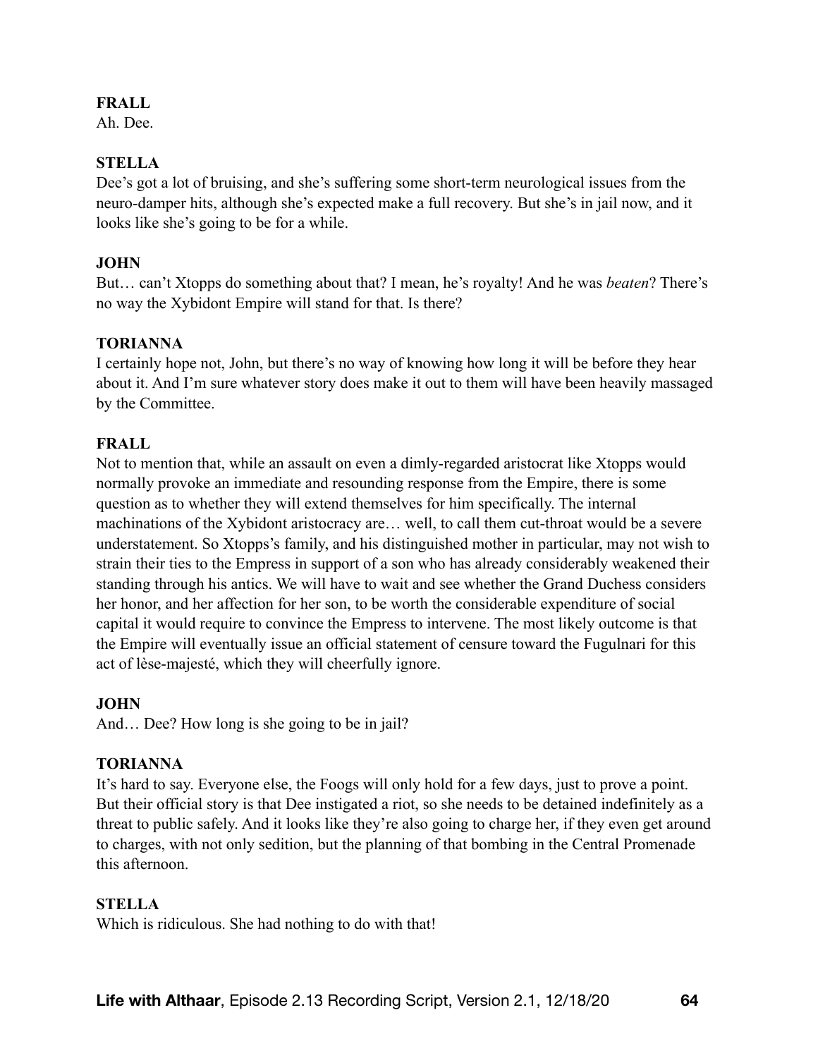**FRALL**  
Ah. Dee.

**STELLA**  
Dee's got a lot of bruising, and she's suffering some short-term neurological issues from the neuro-damper hits, although she's expected make a full recovery. But she's in jail now, and it looks like she's going to be for a while.

**JOHN**  
But… can't Xtopps do something about that? I mean, he's royalty! And he was *beaten*? There's no way the Xybidont Empire will stand for that. Is there?

**TORIANNA**  
I certainly hope not, John, but there's no way of knowing how long it will be before they hear about it. And I'm sure whatever story does make it out to them will have been heavily massaged by the Committee.

**FRALL**  
Not to mention that, while an assault on even a dimly-regarded aristocrat like Xtopps would normally provoke an immediate and resounding response from the Empire, there is some question as to whether they will extend themselves for him specifically. The internal machinations of the Xybidont aristocracy are… well, to call them cut-throat would be a severe understatement. So Xtopps's family, and his distinguished mother in particular, may not wish to strain their ties to the Empress in support of a son who has already considerably weakened their standing through his antics. We will have to wait and see whether the Grand Duchess considers her honor, and her affection for her son, to be worth the considerable expenditure of social capital it would require to convince the Empress to intervene. The most likely outcome is that the Empire will eventually issue an official statement of censure toward the Fugulnari for this act of lèse-majesté, which they will cheerfully ignore.

**JOHN**  
And… Dee? How long is she going to be in jail?

**TORIANNA**  
It's hard to say. Everyone else, the Foogs will only hold for a few days, just to prove a point. But their official story is that Dee instigated a riot, so she needs to be detained indefinitely as a threat to public safely. And it looks like they're also going to charge her, if they even get around to charges, with not only sedition, but the planning of that bombing in the Central Promenade this afternoon.

**STELLA**  
Which is ridiculous. She had nothing to do with that!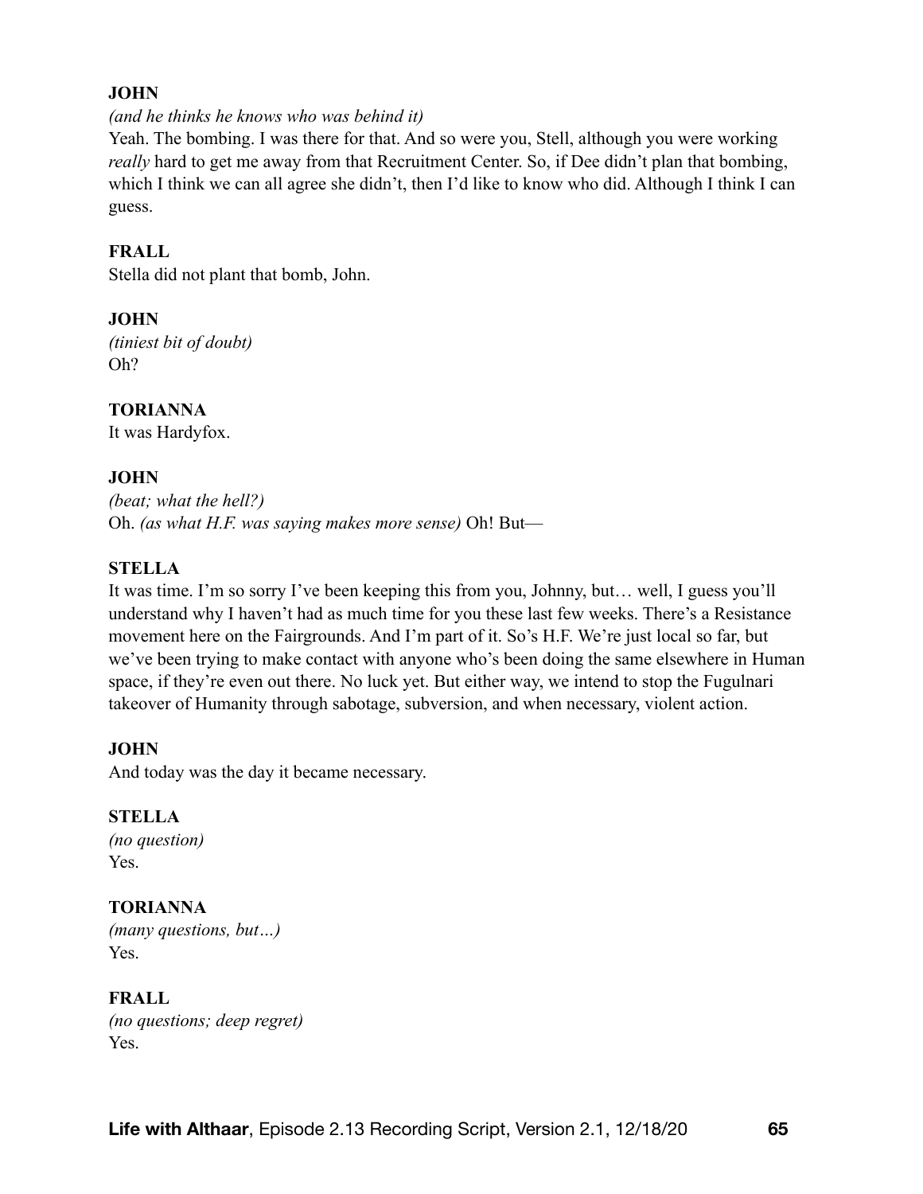**JOHN**

*(and he thinks he knows who was behind it)*

Yeah. The bombing. I was there for that. And so were you, Stell, although you were working *really* hard to get me away from that Recruitment Center. So, if Dee didn't plan that bombing, which I think we can all agree she didn't, then I'd like to know who did. Although I think I can guess.

**FRALL**

Stella did not plant that bomb, John.

**JOHN**

*(tiniest bit of doubt)*

Oh?

**TORIANNA**

It was Hardyfox.

**JOHN**

*(beat; what the hell?)*

Oh. *(as what H.F. was saying makes more sense)* Oh! But—

**STELLA**

It was time. I'm so sorry I've been keeping this from you, Johnny, but… well, I guess you'll understand why I haven't had as much time for you these last few weeks. There's a Resistance movement here on the Fairgrounds. And I'm part of it. So's H.F. We're just local so far, but we've been trying to make contact with anyone who's been doing the same elsewhere in Human space, if they're even out there. No luck yet. But either way, we intend to stop the Fugulnari takeover of Humanity through sabotage, subversion, and when necessary, violent action.

**JOHN**

And today was the day it became necessary.

**STELLA**

*(no question)*

Yes.

**TORIANNA**

*(many questions, but…)*

Yes.

**FRALL**

*(no questions; deep regret)*

Yes.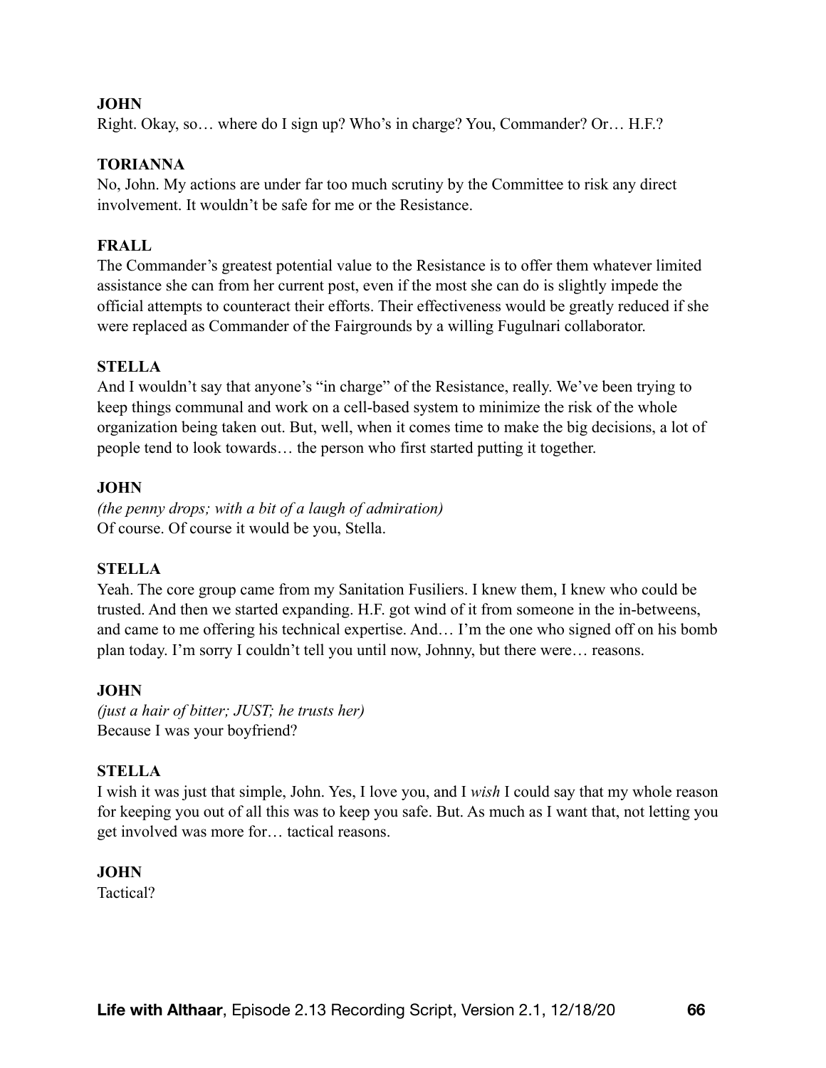**JOHN**
Right. Okay, so… where do I sign up? Who's in charge? You, Commander? Or… H.F.?

**TORIANNA**
No, John. My actions are under far too much scrutiny by the Committee to risk any direct involvement. It wouldn't be safe for me or the Resistance.

**FRALL**
The Commander's greatest potential value to the Resistance is to offer them whatever limited assistance she can from her current post, even if the most she can do is slightly impede the official attempts to counteract their efforts. Their effectiveness would be greatly reduced if she were replaced as Commander of the Fairgrounds by a willing Fugulnari collaborator.

**STELLA**
And I wouldn't say that anyone's "in charge" of the Resistance, really. We've been trying to keep things communal and work on a cell-based system to minimize the risk of the whole organization being taken out. But, well, when it comes time to make the big decisions, a lot of people tend to look towards… the person who first started putting it together.

**JOHN**
*(the penny drops; with a bit of a laugh of admiration)*
Of course. Of course it would be you, Stella.

**STELLA**
Yeah. The core group came from my Sanitation Fusiliers. I knew them, I knew who could be trusted. And then we started expanding. H.F. got wind of it from someone in the in-betweens, and came to me offering his technical expertise. And… I'm the one who signed off on his bomb plan today. I'm sorry I couldn't tell you until now, Johnny, but there were… reasons.

**JOHN**
*(just a hair of bitter; JUST; he trusts her)*
Because I was your boyfriend?

**STELLA**
I wish it was just that simple, John. Yes, I love you, and I *wish* I could say that my whole reason for keeping you out of all this was to keep you safe. But. As much as I want that, not letting you get involved was more for… tactical reasons.

**JOHN**
Tactical?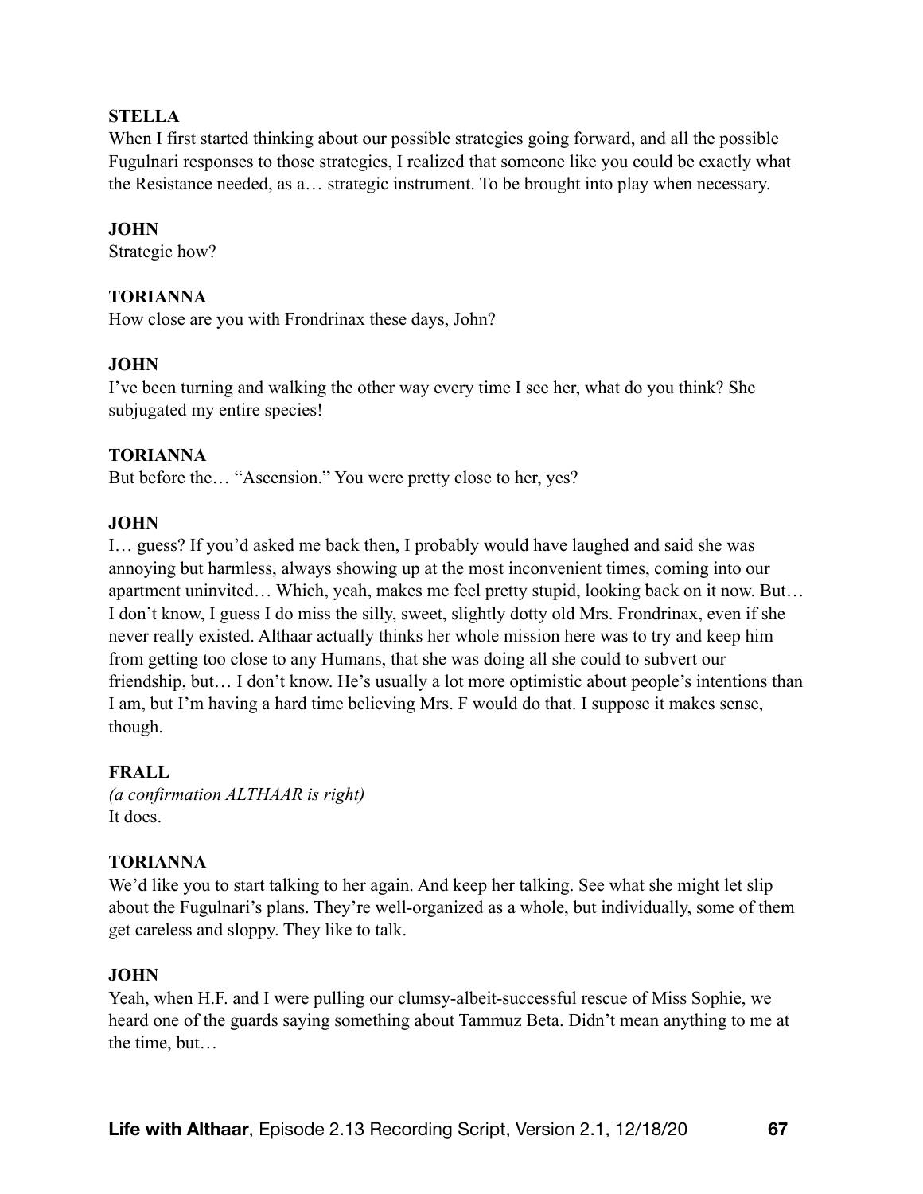**STELLA**
When I first started thinking about our possible strategies going forward, and all the possible Fugulnari responses to those strategies, I realized that someone like you could be exactly what the Resistance needed, as a… strategic instrument. To be brought into play when necessary.

**JOHN**
Strategic how?

**TORIANNA**
How close are you with Frondrinax these days, John?

**JOHN**
I've been turning and walking the other way every time I see her, what do you think? She subjugated my entire species!

**TORIANNA**
But before the… "Ascension." You were pretty close to her, yes?

**JOHN**
I… guess? If you'd asked me back then, I probably would have laughed and said she was annoying but harmless, always showing up at the most inconvenient times, coming into our apartment uninvited… Which, yeah, makes me feel pretty stupid, looking back on it now. But… I don't know, I guess I do miss the silly, sweet, slightly dotty old Mrs. Frondrinax, even if she never really existed. Althaar actually thinks her whole mission here was to try and keep him from getting too close to any Humans, that she was doing all she could to subvert our friendship, but… I don't know. He's usually a lot more optimistic about people's intentions than I am, but I'm having a hard time believing Mrs. F would do that. I suppose it makes sense, though.

**FRALL**
*(a confirmation ALTHAAR is right)*
It does.

**TORIANNA**
We'd like you to start talking to her again. And keep her talking. See what she might let slip about the Fugulnari's plans. They're well-organized as a whole, but individually, some of them get careless and sloppy. They like to talk.

**JOHN**
Yeah, when H.F. and I were pulling our clumsy-albeit-successful rescue of Miss Sophie, we heard one of the guards saying something about Tammuz Beta. Didn't mean anything to me at the time, but…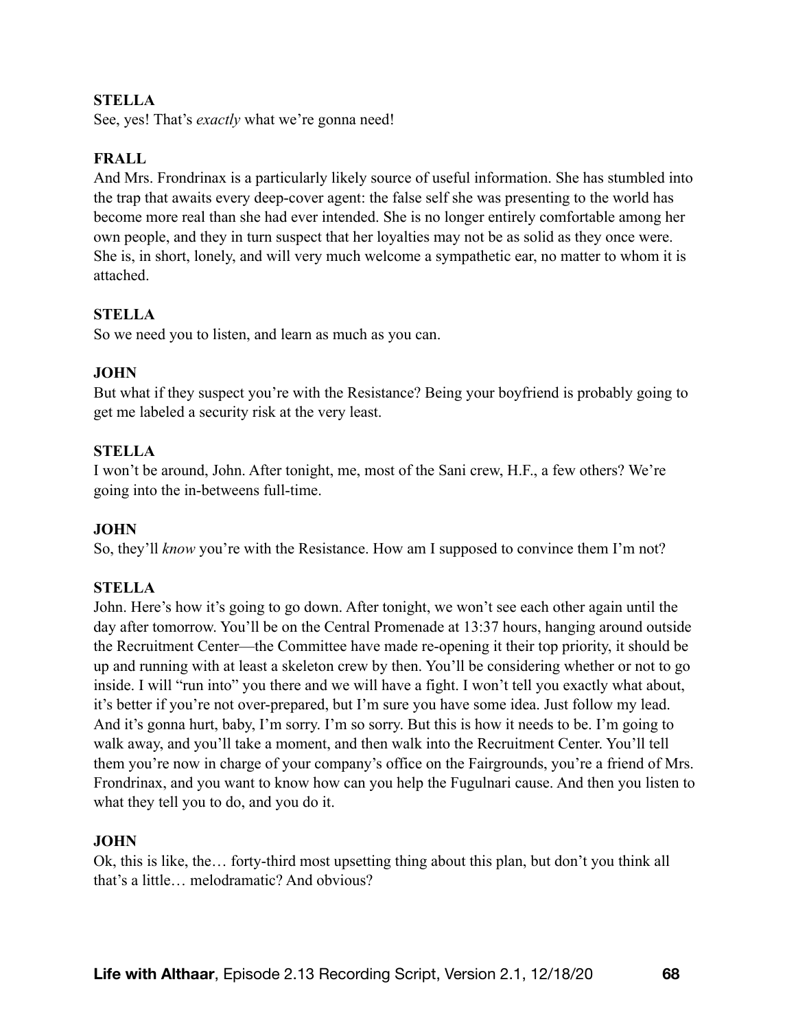**STELLA**
See, yes! That's *exactly* what we're gonna need!

**FRALL**
And Mrs. Frondrinax is a particularly likely source of useful information. She has stumbled into the trap that awaits every deep-cover agent: the false self she was presenting to the world has become more real than she had ever intended. She is no longer entirely comfortable among her own people, and they in turn suspect that her loyalties may not be as solid as they once were. She is, in short, lonely, and will very much welcome a sympathetic ear, no matter to whom it is attached.

**STELLA**
So we need you to listen, and learn as much as you can.

**JOHN**
But what if they suspect you're with the Resistance? Being your boyfriend is probably going to get me labeled a security risk at the very least.

**STELLA**
I won't be around, John. After tonight, me, most of the Sani crew, H.F., a few others? We're going into the in-betweens full-time.

**JOHN**
So, they'll *know* you're with the Resistance. How am I supposed to convince them I'm not?

**STELLA**
John. Here's how it's going to go down. After tonight, we won't see each other again until the day after tomorrow. You'll be on the Central Promenade at 13:37 hours, hanging around outside the Recruitment Center—the Committee have made re-opening it their top priority, it should be up and running with at least a skeleton crew by then. You'll be considering whether or not to go inside. I will "run into" you there and we will have a fight. I won't tell you exactly what about, it's better if you're not over-prepared, but I'm sure you have some idea. Just follow my lead. And it's gonna hurt, baby, I'm sorry. I'm so sorry. But this is how it needs to be. I'm going to walk away, and you'll take a moment, and then walk into the Recruitment Center. You'll tell them you're now in charge of your company's office on the Fairgrounds, you're a friend of Mrs. Frondrinax, and you want to know how can you help the Fugulnari cause. And then you listen to what they tell you to do, and you do it.

**JOHN**
Ok, this is like, the… forty-third most upsetting thing about this plan, but don't you think all that's a little… melodramatic? And obvious?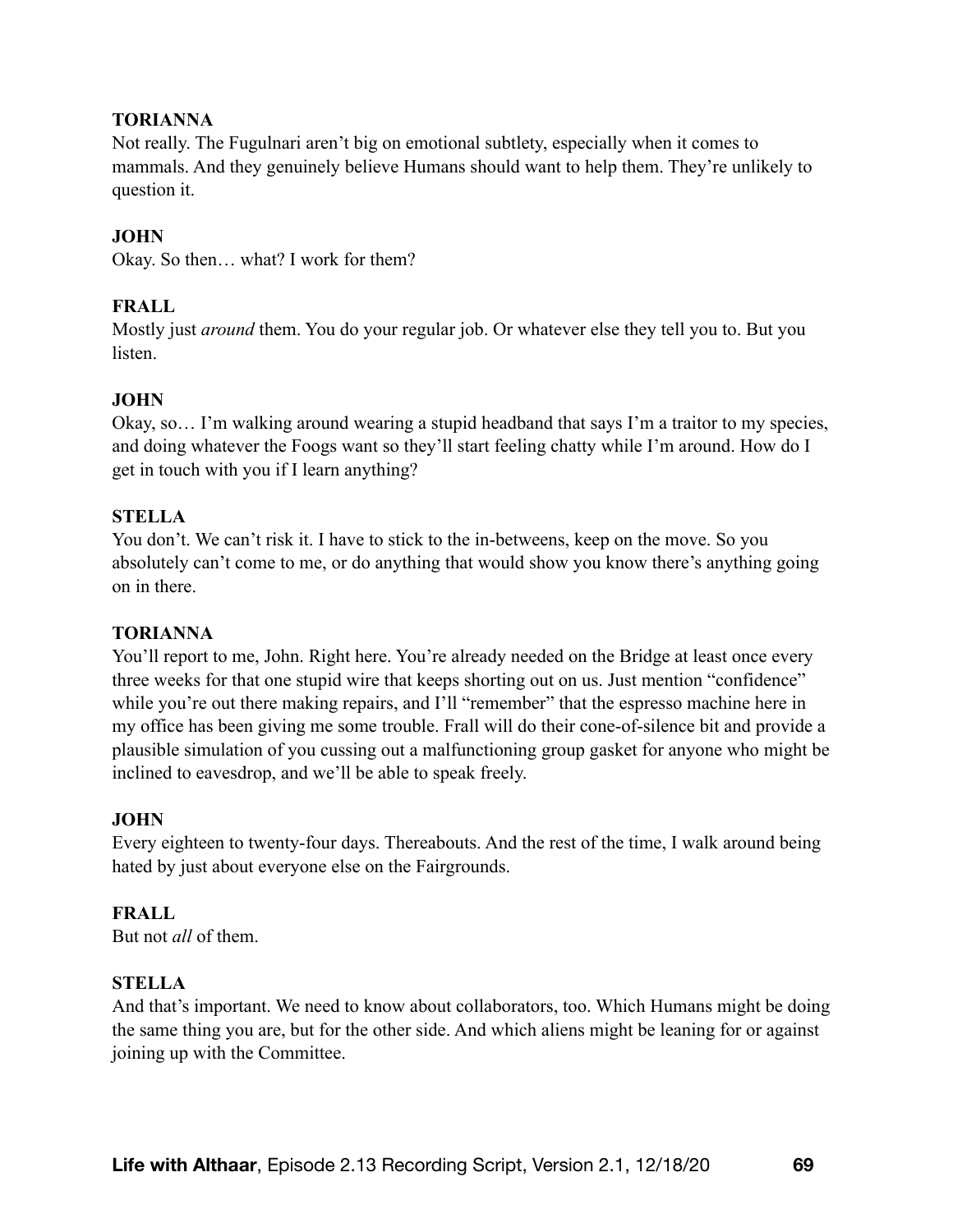**TORIANNA**

Not really. The Fugulnari aren't big on emotional subtlety, especially when it comes to mammals. And they genuinely believe Humans should want to help them. They're unlikely to question it.

**JOHN**

Okay. So then… what? I work for them?

**FRALL**

Mostly just *around* them. You do your regular job. Or whatever else they tell you to. But you listen.

**JOHN**

Okay, so… I'm walking around wearing a stupid headband that says I'm a traitor to my species, and doing whatever the Foogs want so they'll start feeling chatty while I'm around. How do I get in touch with you if I learn anything?

**STELLA**

You don't. We can't risk it. I have to stick to the in-betweens, keep on the move. So you absolutely can't come to me, or do anything that would show you know there's anything going on in there.

**TORIANNA**

You'll report to me, John. Right here. You're already needed on the Bridge at least once every three weeks for that one stupid wire that keeps shorting out on us. Just mention "confidence" while you're out there making repairs, and I'll "remember" that the espresso machine here in my office has been giving me some trouble. Frall will do their cone-of-silence bit and provide a plausible simulation of you cussing out a malfunctioning group gasket for anyone who might be inclined to eavesdrop, and we'll be able to speak freely.

**JOHN**

Every eighteen to twenty-four days. Thereabouts. And the rest of the time, I walk around being hated by just about everyone else on the Fairgrounds.

**FRALL**

But not *all* of them.

**STELLA**

And that's important. We need to know about collaborators, too. Which Humans might be doing the same thing you are, but for the other side. And which aliens might be leaning for or against joining up with the Committee.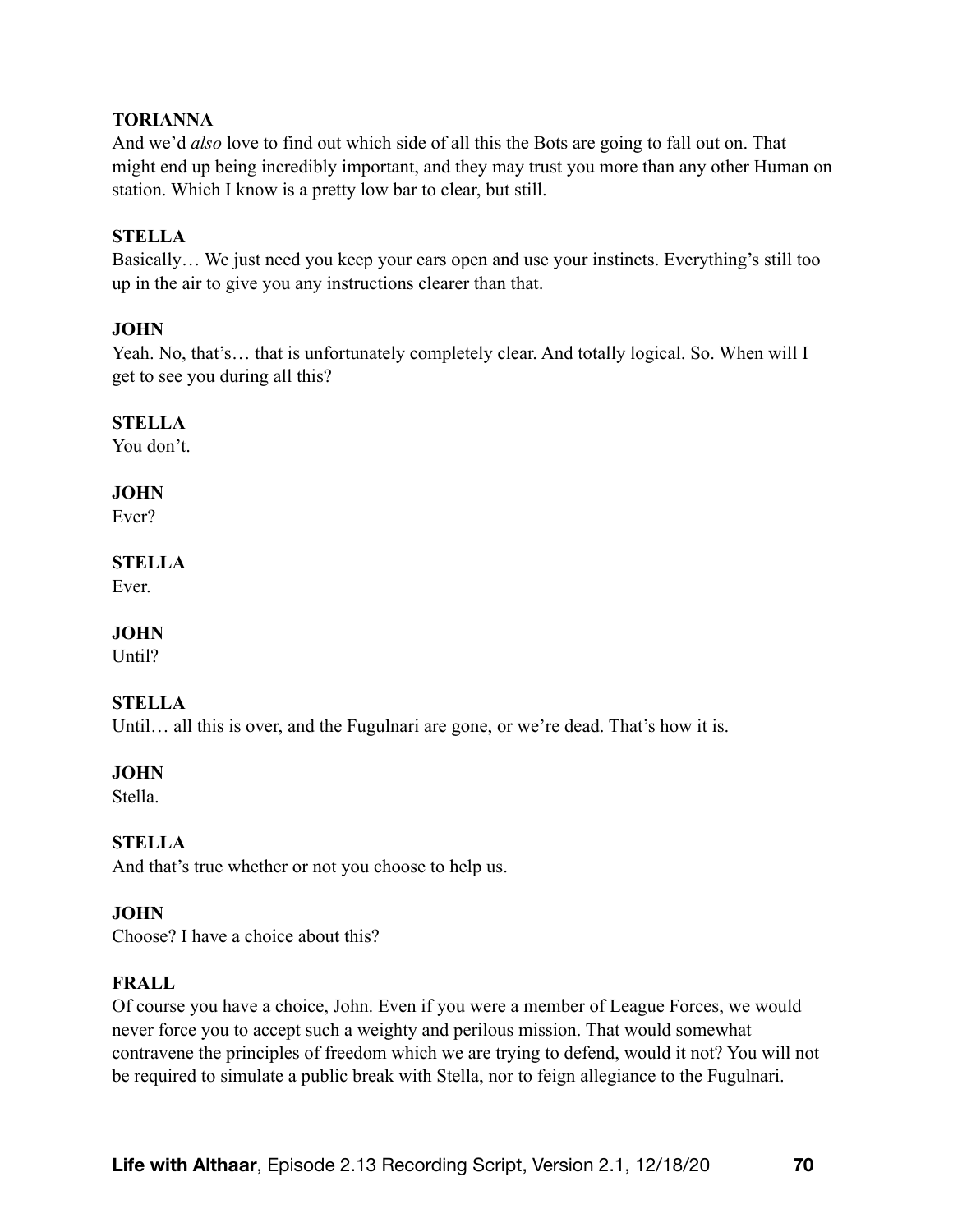**TORIANNA**
And we'd *also* love to find out which side of all this the Bots are going to fall out on. That might end up being incredibly important, and they may trust you more than any other Human on station. Which I know is a pretty low bar to clear, but still.

**STELLA**
Basically… We just need you keep your ears open and use your instincts. Everything's still too up in the air to give you any instructions clearer than that.

**JOHN**
Yeah. No, that's… that is unfortunately completely clear. And totally logical. So. When will I get to see you during all this?

**STELLA**
You don't.

**JOHN**
Ever?

**STELLA**
Ever.

**JOHN**
Until?

**STELLA**
Until… all this is over, and the Fugulnari are gone, or we're dead. That's how it is.

**JOHN**
Stella.

**STELLA**
And that's true whether or not you choose to help us.

**JOHN**
Choose? I have a choice about this?

**FRALL**
Of course you have a choice, John. Even if you were a member of League Forces, we would never force you to accept such a weighty and perilous mission. That would somewhat contravene the principles of freedom which we are trying to defend, would it not? You will not be required to simulate a public break with Stella, nor to feign allegiance to the Fugulnari.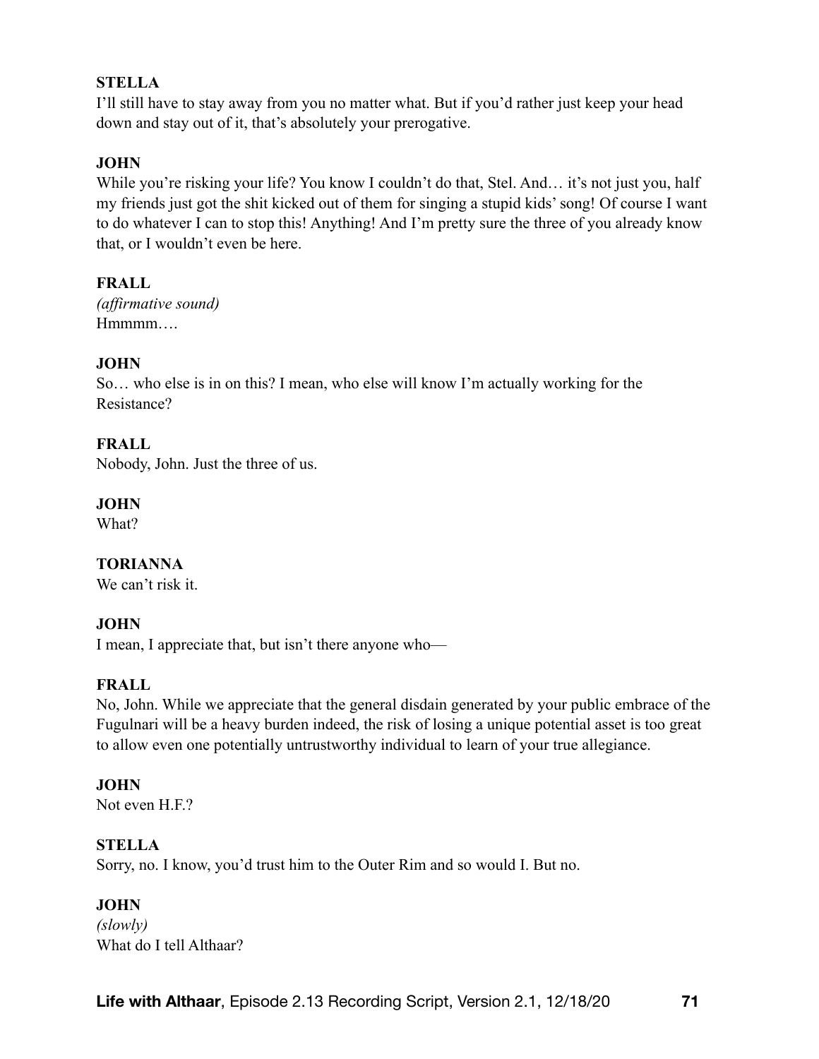**STELLA**
I'll still have to stay away from you no matter what. But if you'd rather just keep your head down and stay out of it, that's absolutely your prerogative.

**JOHN**
While you're risking your life? You know I couldn't do that, Stel. And… it's not just you, half my friends just got the shit kicked out of them for singing a stupid kids' song! Of course I want to do whatever I can to stop this! Anything! And I'm pretty sure the three of you already know that, or I wouldn't even be here.

**FRALL**
*(affirmative sound)*
Hmmmm….

**JOHN**
So… who else is in on this? I mean, who else will know I'm actually working for the Resistance?

**FRALL**
Nobody, John. Just the three of us.

**JOHN**
What?

**TORIANNA**
We can't risk it.

**JOHN**
I mean, I appreciate that, but isn't there anyone who—

**FRALL**
No, John. While we appreciate that the general disdain generated by your public embrace of the Fugulnari will be a heavy burden indeed, the risk of losing a unique potential asset is too great to allow even one potentially untrustworthy individual to learn of your true allegiance.

**JOHN**
Not even H.F.?

**STELLA**
Sorry, no. I know, you'd trust him to the Outer Rim and so would I. But no.

**JOHN**
*(slowly)*
What do I tell Althaar?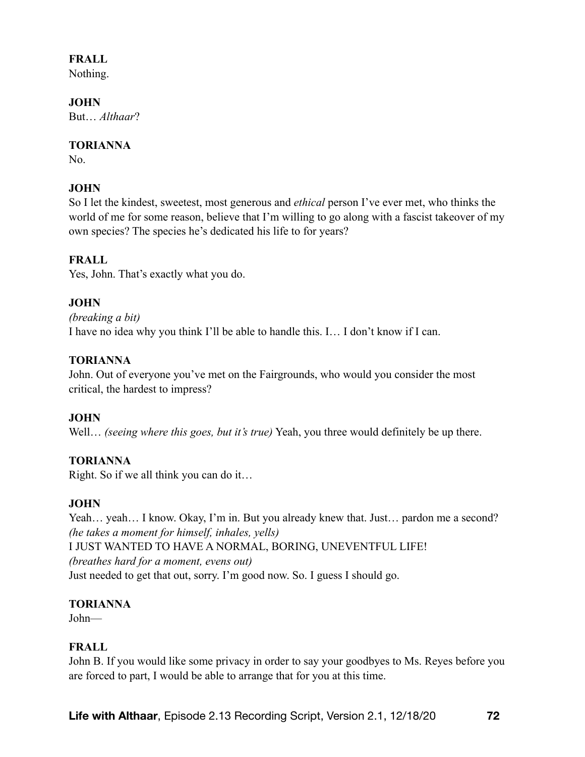**FRALL**
Nothing.

**JOHN**
But… *Althaar*?

**TORIANNA**
No.

**JOHN**
So I let the kindest, sweetest, most generous and *ethical* person I've ever met, who thinks the world of me for some reason, believe that I'm willing to go along with a fascist takeover of my own species? The species he's dedicated his life to for years?

**FRALL**
Yes, John. That's exactly what you do.

**JOHN**
*(breaking a bit)*
I have no idea why you think I'll be able to handle this. I… I don't know if I can.

**TORIANNA**
John. Out of everyone you've met on the Fairgrounds, who would you consider the most critical, the hardest to impress?

**JOHN**
Well… *(seeing where this goes, but it's true)* Yeah, you three would definitely be up there.

**TORIANNA**
Right. So if we all think you can do it…

**JOHN**
Yeah… yeah… I know. Okay, I'm in. But you already knew that. Just… pardon me a second?
*(he takes a moment for himself, inhales, yells)*
I JUST WANTED TO HAVE A NORMAL, BORING, UNEVENTFUL LIFE!
*(breathes hard for a moment, evens out)*
Just needed to get that out, sorry. I'm good now. So. I guess I should go.

**TORIANNA**
John—

**FRALL**
John B. If you would like some privacy in order to say your goodbyes to Ms. Reyes before you are forced to part, I would be able to arrange that for you at this time.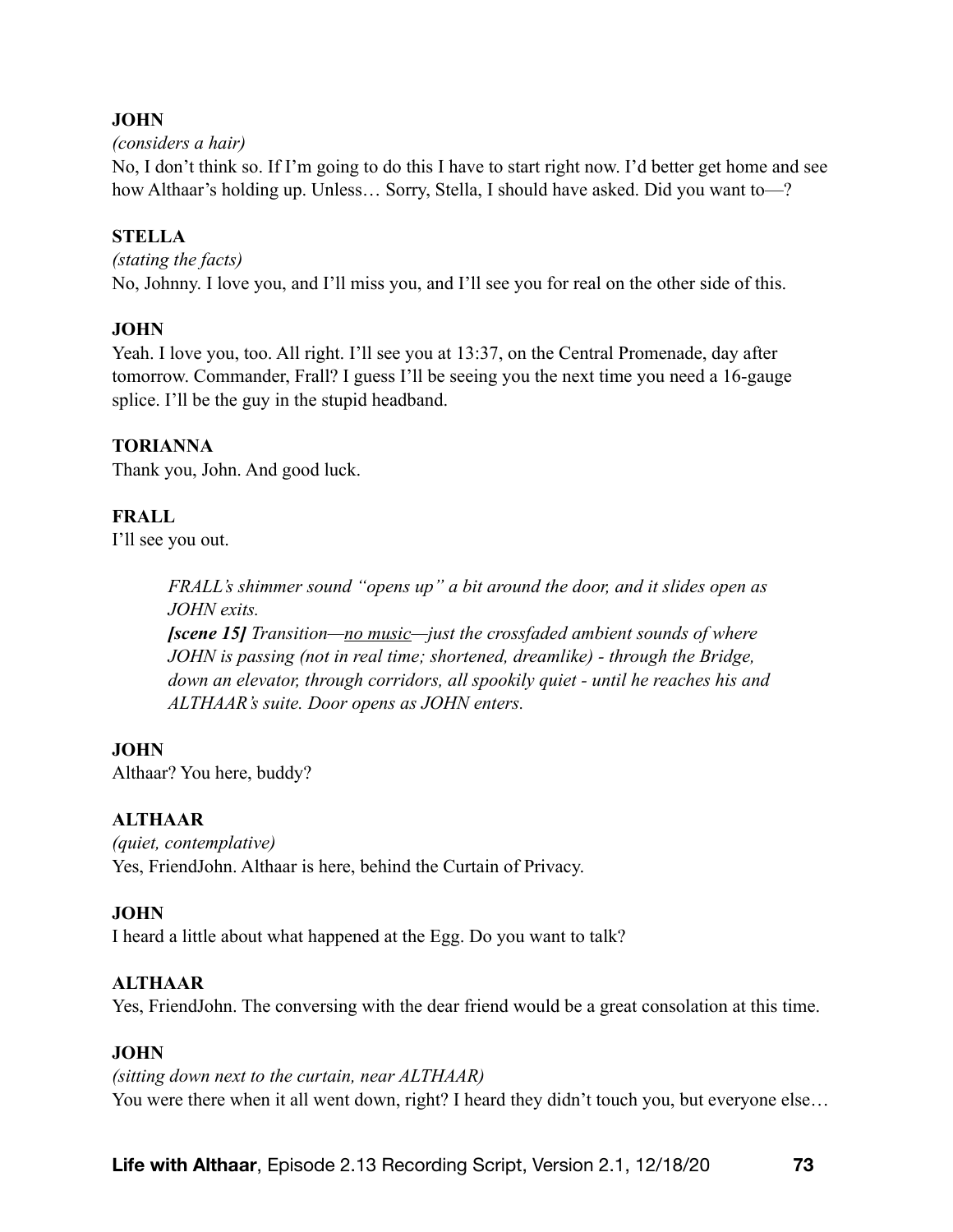**JOHN**

*(considers a hair)*

No, I don't think so. If I'm going to do this I have to start right now. I'd better get home and see how Althaar's holding up. Unless… Sorry, Stella, I should have asked. Did you want to—?

**STELLA**

*(stating the facts)*

No, Johnny. I love you, and I'll miss you, and I'll see you for real on the other side of this.

**JOHN**

Yeah. I love you, too. All right. I'll see you at 13:37, on the Central Promenade, day after tomorrow. Commander, Frall? I guess I'll be seeing you the next time you need a 16-gauge splice. I'll be the guy in the stupid headband.

**TORIANNA**

Thank you, John. And good luck.

**FRALL**

I'll see you out.

> *FRALL's shimmer sound "opens up" a bit around the door, and it slides open as JOHN exits.*
>
> ***[scene 15]** Transition—<u>no music</u>—just the crossfaded ambient sounds of where JOHN is passing (not in real time; shortened, dreamlike) - through the Bridge, down an elevator, through corridors, all spookily quiet - until he reaches his and ALTHAAR's suite. Door opens as JOHN enters.*

**JOHN**

Althaar? You here, buddy?

**ALTHAAR**

*(quiet, contemplative)*

Yes, FriendJohn. Althaar is here, behind the Curtain of Privacy.

**JOHN**

I heard a little about what happened at the Egg. Do you want to talk?

**ALTHAAR**

Yes, FriendJohn. The conversing with the dear friend would be a great consolation at this time.

**JOHN**

*(sitting down next to the curtain, near ALTHAAR)*

You were there when it all went down, right? I heard they didn't touch you, but everyone else…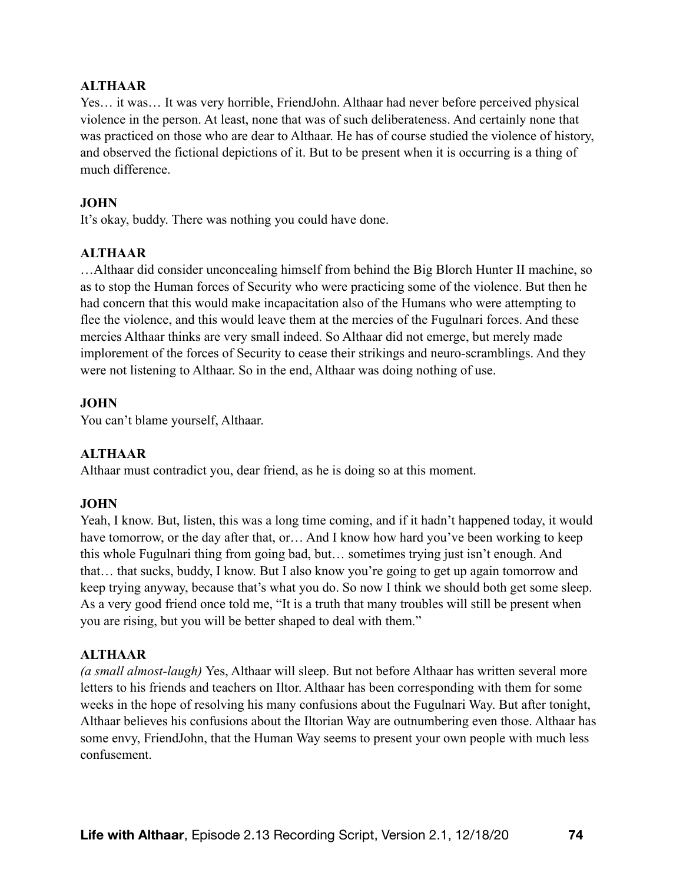**ALTHAAR**
Yes… it was… It was very horrible, FriendJohn. Althaar had never before perceived physical violence in the person. At least, none that was of such deliberateness. And certainly none that was practiced on those who are dear to Althaar. He has of course studied the violence of history, and observed the fictional depictions of it. But to be present when it is occurring is a thing of much difference.

**JOHN**
It's okay, buddy. There was nothing you could have done.

**ALTHAAR**
…Althaar did consider unconcealing himself from behind the Big Blorch Hunter II machine, so as to stop the Human forces of Security who were practicing some of the violence. But then he had concern that this would make incapacitation also of the Humans who were attempting to flee the violence, and this would leave them at the mercies of the Fugulnari forces. And these mercies Althaar thinks are very small indeed. So Althaar did not emerge, but merely made implorement of the forces of Security to cease their strikings and neuro-scramblings. And they were not listening to Althaar. So in the end, Althaar was doing nothing of use.

**JOHN**
You can't blame yourself, Althaar.

**ALTHAAR**
Althaar must contradict you, dear friend, as he is doing so at this moment.

**JOHN**
Yeah, I know. But, listen, this was a long time coming, and if it hadn't happened today, it would have tomorrow, or the day after that, or… And I know how hard you've been working to keep this whole Fugulnari thing from going bad, but… sometimes trying just isn't enough. And that… that sucks, buddy, I know. But I also know you're going to get up again tomorrow and keep trying anyway, because that's what you do. So now I think we should both get some sleep. As a very good friend once told me, "It is a truth that many troubles will still be present when you are rising, but you will be better shaped to deal with them."

**ALTHAAR**
*(a small almost-laugh)* Yes, Althaar will sleep. But not before Althaar has written several more letters to his friends and teachers on Iltor. Althaar has been corresponding with them for some weeks in the hope of resolving his many confusions about the Fugulnari Way. But after tonight, Althaar believes his confusions about the Iltorian Way are outnumbering even those. Althaar has some envy, FriendJohn, that the Human Way seems to present your own people with much less confusement.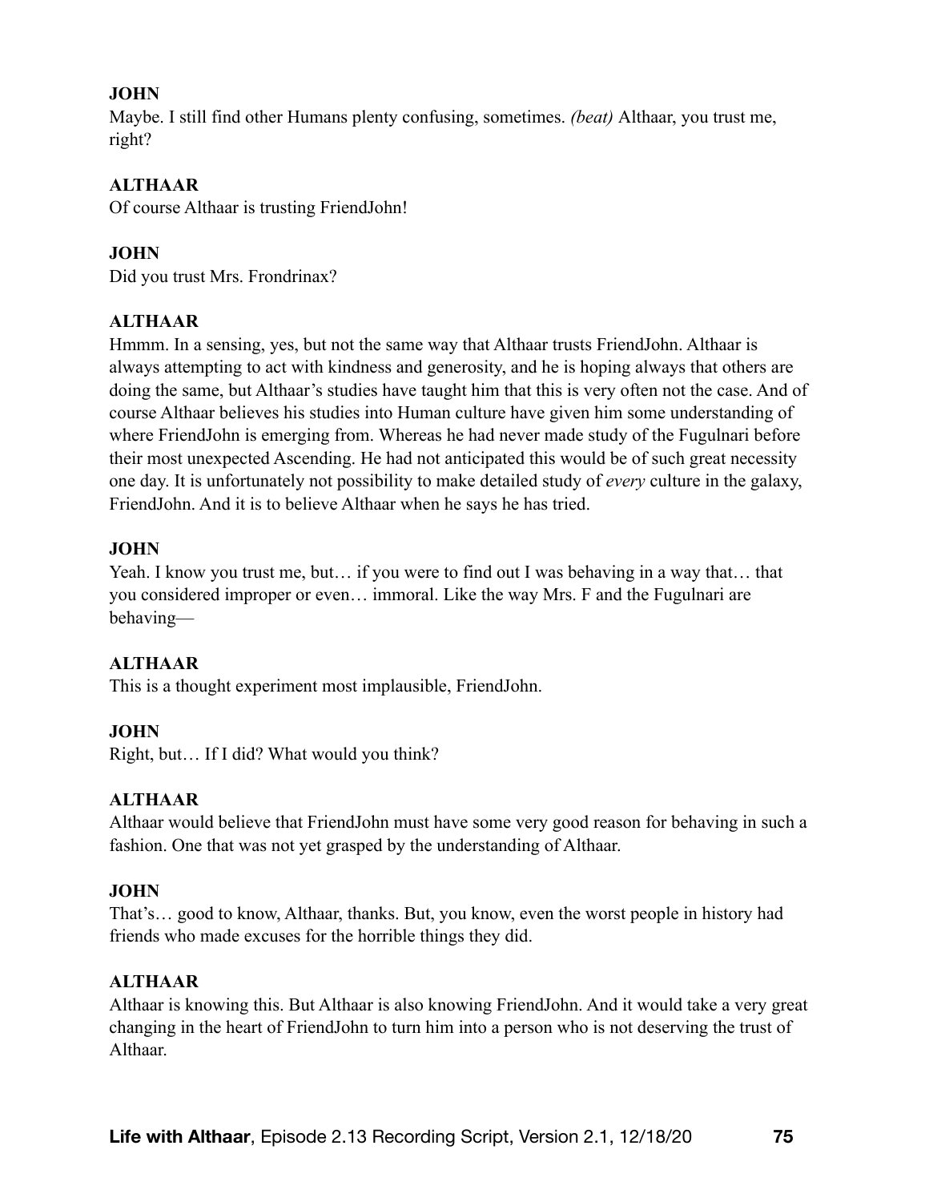**JOHN**

Maybe. I still find other Humans plenty confusing, sometimes. *(beat)* Althaar, you trust me, right?

**ALTHAAR**

Of course Althaar is trusting FriendJohn!

**JOHN**

Did you trust Mrs. Frondrinax?

**ALTHAAR**

Hmmm. In a sensing, yes, but not the same way that Althaar trusts FriendJohn. Althaar is always attempting to act with kindness and generosity, and he is hoping always that others are doing the same, but Althaar's studies have taught him that this is very often not the case. And of course Althaar believes his studies into Human culture have given him some understanding of where FriendJohn is emerging from. Whereas he had never made study of the Fugulnari before their most unexpected Ascending. He had not anticipated this would be of such great necessity one day. It is unfortunately not possibility to make detailed study of *every* culture in the galaxy, FriendJohn. And it is to believe Althaar when he says he has tried.

**JOHN**

Yeah. I know you trust me, but… if you were to find out I was behaving in a way that… that you considered improper or even… immoral. Like the way Mrs. F and the Fugulnari are behaving—

**ALTHAAR**

This is a thought experiment most implausible, FriendJohn.

**JOHN**

Right, but… If I did? What would you think?

**ALTHAAR**

Althaar would believe that FriendJohn must have some very good reason for behaving in such a fashion. One that was not yet grasped by the understanding of Althaar.

**JOHN**

That's… good to know, Althaar, thanks. But, you know, even the worst people in history had friends who made excuses for the horrible things they did.

**ALTHAAR**

Althaar is knowing this. But Althaar is also knowing FriendJohn. And it would take a very great changing in the heart of FriendJohn to turn him into a person who is not deserving the trust of Althaar.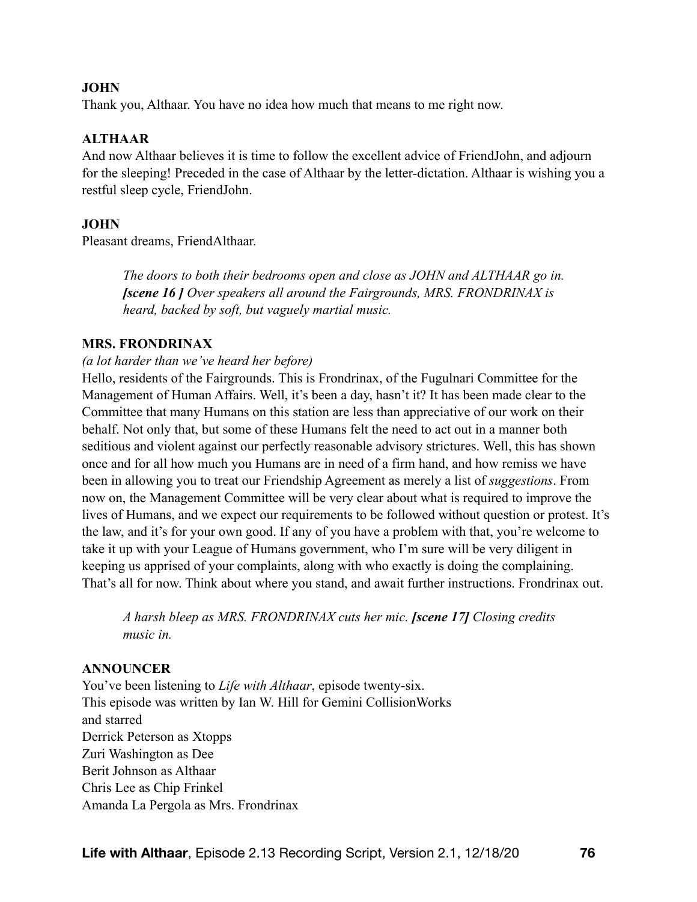**JOHN**
Thank you, Althaar. You have no idea how much that means to me right now.

**ALTHAAR**
And now Althaar believes it is time to follow the excellent advice of FriendJohn, and adjourn for the sleeping! Preceded in the case of Althaar by the letter-dictation. Althaar is wishing you a restful sleep cycle, FriendJohn.

**JOHN**
Pleasant dreams, FriendAlthaar.

> *The doors to both their bedrooms open and close as JOHN and ALTHAAR go in.* ***[scene 16 ]*** *Over speakers all around the Fairgrounds, MRS. FRONDRINAX is heard, backed by soft, but vaguely martial music.*

**MRS. FRONDRINAX**
*(a lot harder than we've heard her before)*
Hello, residents of the Fairgrounds. This is Frondrinax, of the Fugulnari Committee for the Management of Human Affairs. Well, it's been a day, hasn't it? It has been made clear to the Committee that many Humans on this station are less than appreciative of our work on their behalf. Not only that, but some of these Humans felt the need to act out in a manner both seditious and violent against our perfectly reasonable advisory strictures. Well, this has shown once and for all how much you Humans are in need of a firm hand, and how remiss we have been in allowing you to treat our Friendship Agreement as merely a list of *suggestions*. From now on, the Management Committee will be very clear about what is required to improve the lives of Humans, and we expect our requirements to be followed without question or protest. It's the law, and it's for your own good. If any of you have a problem with that, you're welcome to take it up with your League of Humans government, who I'm sure will be very diligent in keeping us apprised of your complaints, along with who exactly is doing the complaining. That's all for now. Think about where you stand, and await further instructions. Frondrinax out.

> *A harsh bleep as MRS. FRONDRINAX cuts her mic.* ***[scene 17]*** *Closing credits music in.*

**ANNOUNCER**
You've been listening to *Life with Althaar*, episode twenty-six.
This episode was written by Ian W. Hill for Gemini CollisionWorks
and starred
Derrick Peterson as Xtopps
Zuri Washington as Dee
Berit Johnson as Althaar
Chris Lee as Chip Frinkel
Amanda La Pergola as Mrs. Frondrinax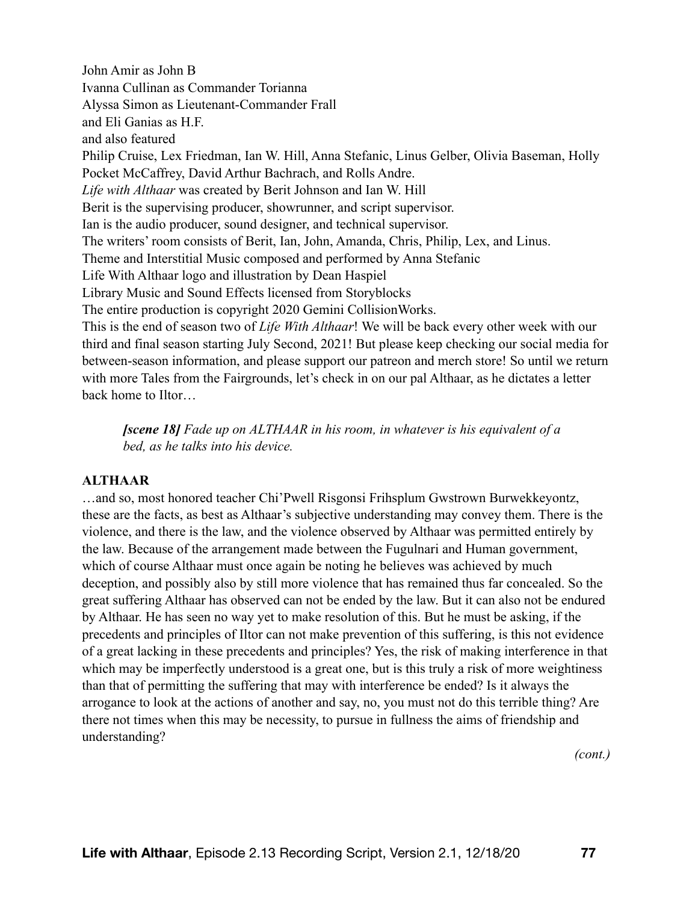John Amir as John B
Ivanna Cullinan as Commander Torianna
Alyssa Simon as Lieutenant-Commander Frall
and Eli Ganias as H.F.
and also featured
Philip Cruise, Lex Friedman, Ian W. Hill, Anna Stefanic, Linus Gelber, Olivia Baseman, Holly Pocket McCaffrey, David Arthur Bachrach, and Rolls Andre.
*Life with Althaar* was created by Berit Johnson and Ian W. Hill
Berit is the supervising producer, showrunner, and script supervisor.
Ian is the audio producer, sound designer, and technical supervisor.
The writers' room consists of Berit, Ian, John, Amanda, Chris, Philip, Lex, and Linus.
Theme and Interstitial Music composed and performed by Anna Stefanic
Life With Althaar logo and illustration by Dean Haspiel
Library Music and Sound Effects licensed from Storyblocks
The entire production is copyright 2020 Gemini CollisionWorks.
This is the end of season two of *Life With Althaar*! We will be back every other week with our third and final season starting July Second, 2021! But please keep checking our social media for between-season information, and please support our patreon and merch store! So until we return with more Tales from the Fairgrounds, let's check in on our pal Althaar, as he dictates a letter back home to Iltor…

> ***[scene 18]*** *Fade up on ALTHAAR in his room, in whatever is his equivalent of a bed, as he talks into his device.*

**ALTHAAR**

…and so, most honored teacher Chi'Pwell Risgonsi Frihsplum Gwstrown Burwekkeyontz, these are the facts, as best as Althaar's subjective understanding may convey them. There is the violence, and there is the law, and the violence observed by Althaar was permitted entirely by the law. Because of the arrangement made between the Fugulnari and Human government, which of course Althaar must once again be noting he believes was achieved by much deception, and possibly also by still more violence that has remained thus far concealed. So the great suffering Althaar has observed can not be ended by the law. But it can also not be endured by Althaar. He has seen no way yet to make resolution of this. But he must be asking, if the precedents and principles of Iltor can not make prevention of this suffering, is this not evidence of a great lacking in these precedents and principles? Yes, the risk of making interference in that which may be imperfectly understood is a great one, but is this truly a risk of more weightiness than that of permitting the suffering that may with interference be ended? Is it always the arrogance to look at the actions of another and say, no, you must not do this terrible thing? Are there not times when this may be necessity, to pursue in fullness the aims of friendship and understanding?

*(cont.)*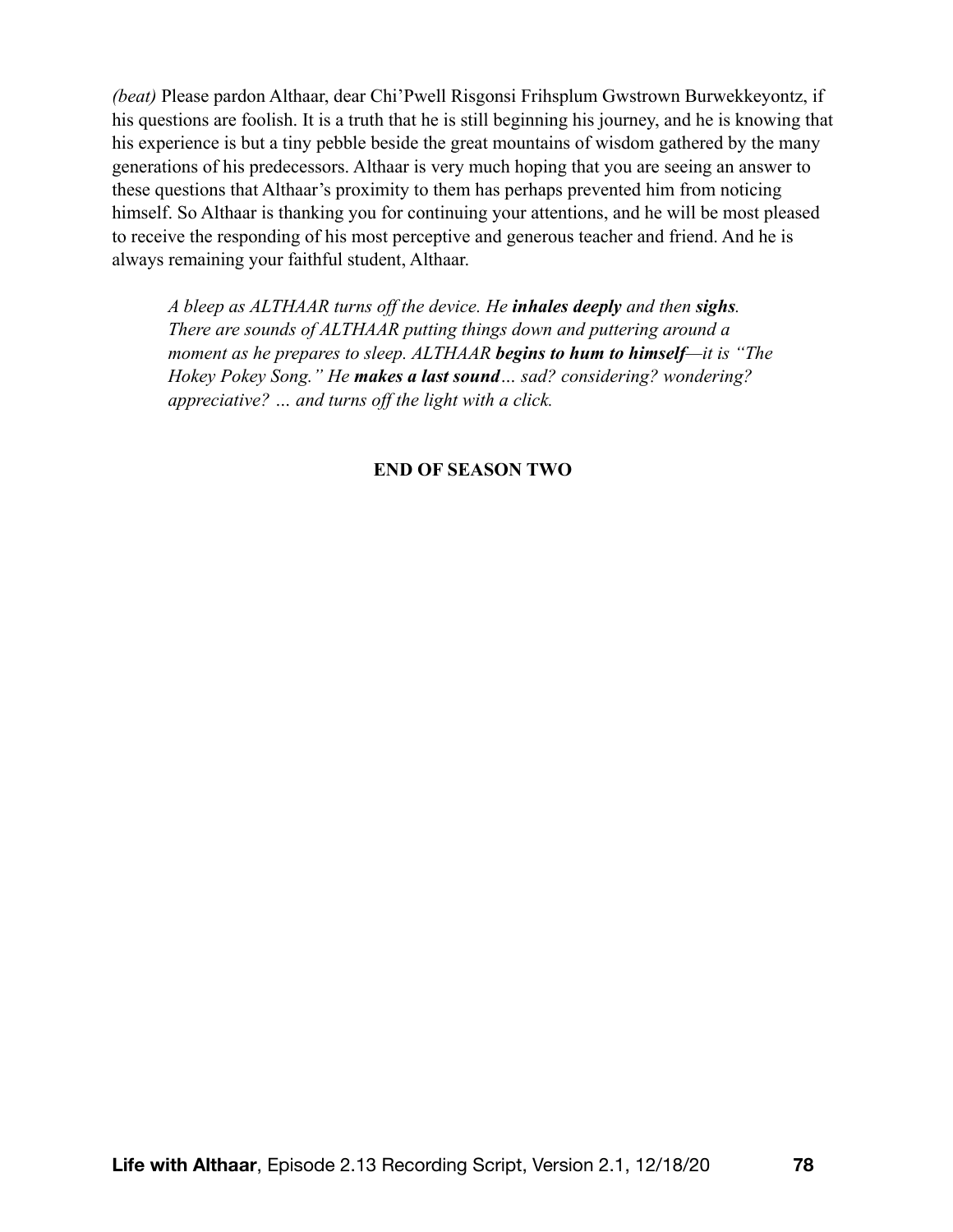*(beat)* Please pardon Althaar, dear Chi'Pwell Risgonsi Frihsplum Gwstrown Burwekkeyontz, if his questions are foolish. It is a truth that he is still beginning his journey, and he is knowing that his experience is but a tiny pebble beside the great mountains of wisdom gathered by the many generations of his predecessors. Althaar is very much hoping that you are seeing an answer to these questions that Althaar's proximity to them has perhaps prevented him from noticing himself. So Althaar is thanking you for continuing your attentions, and he will be most pleased to receive the responding of his most perceptive and generous teacher and friend. And he is always remaining your faithful student, Althaar.

> *A bleep as ALTHAAR turns off the device. He **inhales deeply** and then **sighs**. There are sounds of ALTHAAR putting things down and puttering around a moment as he prepares to sleep. ALTHAAR **begins to hum to himself**—it is "The Hokey Pokey Song." He **makes a last sound**… sad? considering? wondering? appreciative? … and turns off the light with a click.*

**END OF SEASON TWO**